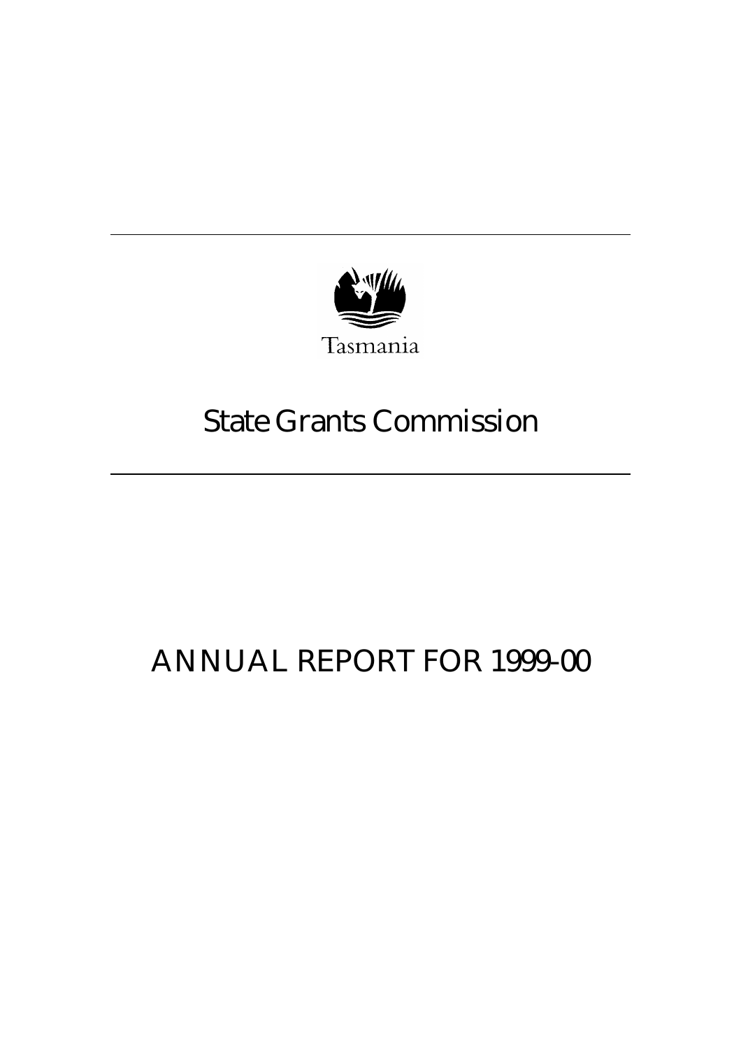Tasmania

# State Grants Commission

# ANNUAL REPORT FOR 1999-00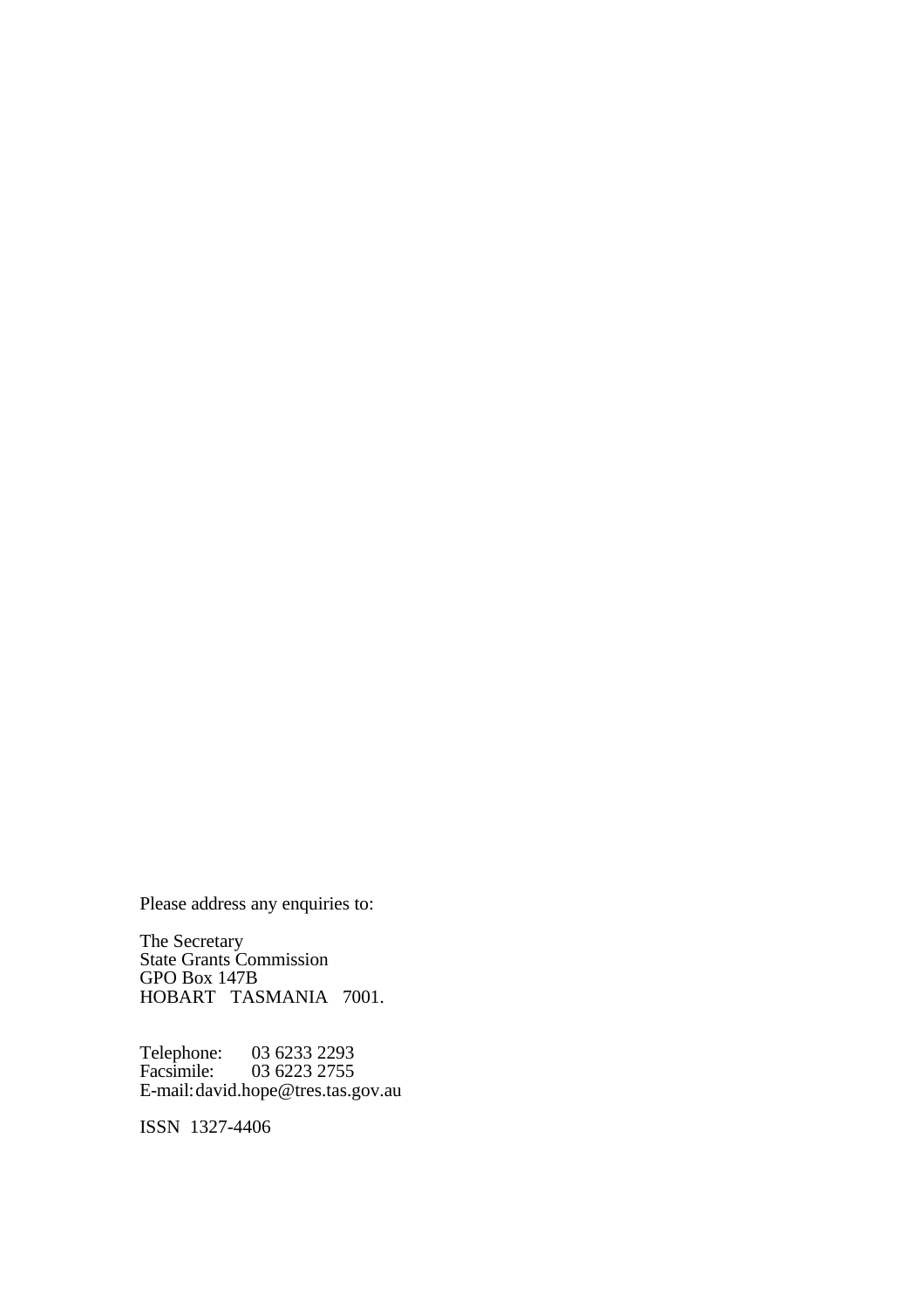Please address any enquiries to:

The Secretary
State Grants Commission
GPO Box 147B
HOBART TASMANIA 7001.

Telephone: 03 6233 2293
Facsimile: 03 6223 2755
E-mail: david.hope@tres.tas.gov.au

ISSN 1327-4406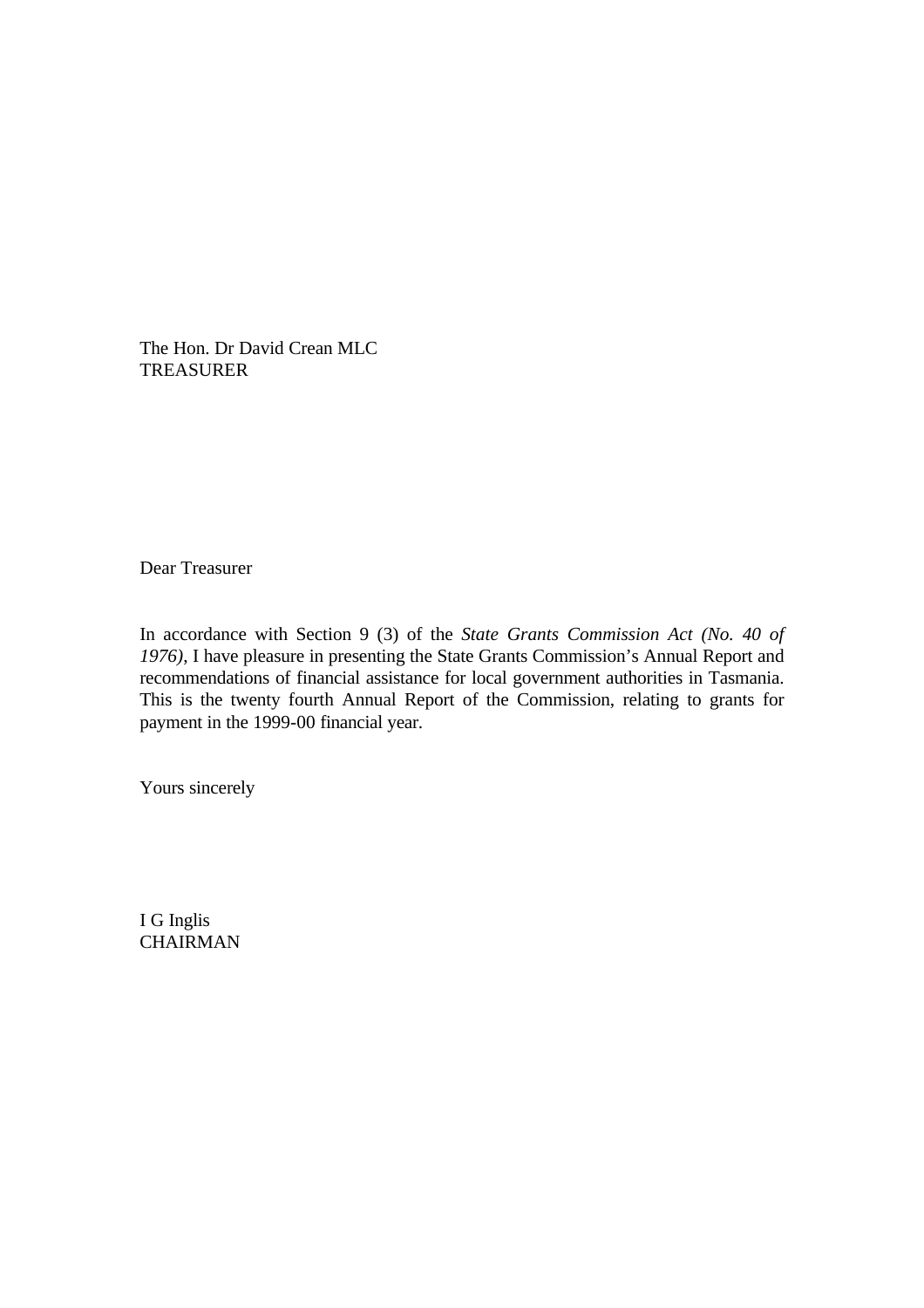The Hon. Dr David Crean MLC
TREASURER

Dear Treasurer

In accordance with Section 9 (3) of the *State Grants Commission Act (No. 40 of 1976)*, I have pleasure in presenting the State Grants Commission's Annual Report and recommendations of financial assistance for local government authorities in Tasmania. This is the twenty fourth Annual Report of the Commission, relating to grants for payment in the 1999-00 financial year.

Yours sincerely

I G Inglis
CHAIRMAN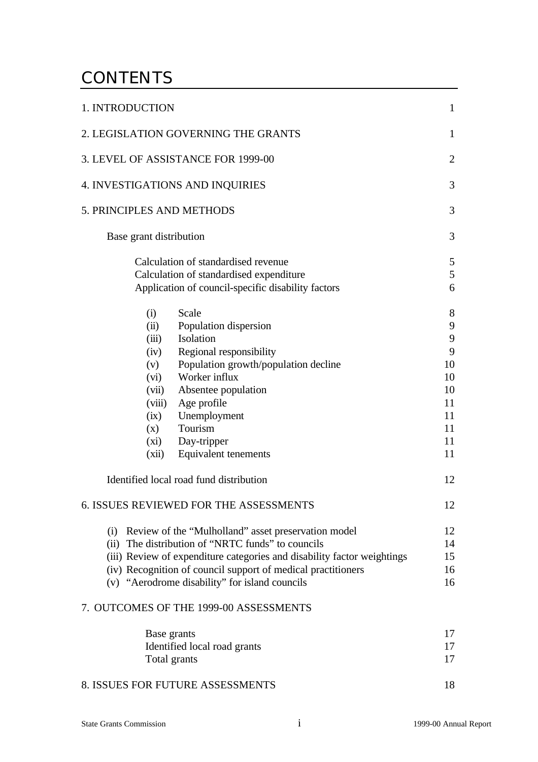# CONTENTS

| | |
|---|---|
| 1. INTRODUCTION | 1 |
| 2. LEGISLATION GOVERNING THE GRANTS | 1 |
| 3. LEVEL OF ASSISTANCE FOR 1999-00 | 2 |
| 4. INVESTIGATIONS AND INQUIRIES | 3 |
| 5. PRINCIPLES AND METHODS | 3 |
| Base grant distribution | 3 |
| Calculation of standardised revenue | 5 |
| Calculation of standardised expenditure | 5 |
| Application of council-specific disability factors | 6 |
| (i) Scale | 8 |
| (ii) Population dispersion | 9 |
| (iii) Isolation | 9 |
| (iv) Regional responsibility | 9 |
| (v) Population growth/population decline | 10 |
| (vi) Worker influx | 10 |
| (vii) Absentee population | 10 |
| (viii) Age profile | 11 |
| (ix) Unemployment | 11 |
| (x) Tourism | 11 |
| (xi) Day-tripper | 11 |
| (xii) Equivalent tenements | 11 |
| Identified local road fund distribution | 12 |
| 6. ISSUES REVIEWED FOR THE ASSESSMENTS | 12 |
| (i) Review of the "Mulholland" asset preservation model | 12 |
| (ii) The distribution of "NRTC funds" to councils | 14 |
| (iii) Review of expenditure categories and disability factor weightings | 15 |
| (iv) Recognition of council support of medical practitioners | 16 |
| (v) "Aerodrome disability" for island councils | 16 |
| 7. OUTCOMES OF THE 1999-00 ASSESSMENTS | |
| Base grants | 17 |
| Identified local road grants | 17 |
| Total grants | 17 |
| 8. ISSUES FOR FUTURE ASSESSMENTS | 18 |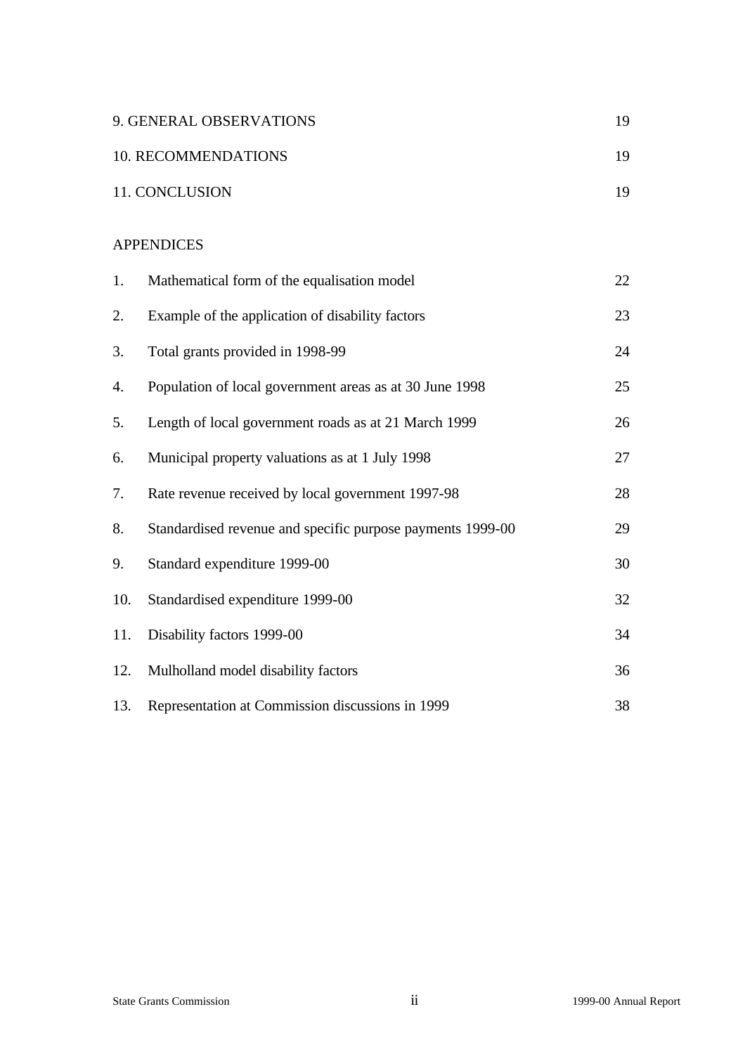| | |
|---|---|
| 9. GENERAL OBSERVATIONS | 19 |
| 10. RECOMMENDATIONS | 19 |
| 11. CONCLUSION | 19 |

APPENDICES

| | | |
|---|---|---|
| 1. | Mathematical form of the equalisation model | 22 |
| 2. | Example of the application of disability factors | 23 |
| 3. | Total grants provided in 1998-99 | 24 |
| 4. | Population of local government areas as at 30 June 1998 | 25 |
| 5. | Length of local government roads as at 21 March 1999 | 26 |
| 6. | Municipal property valuations as at 1 July 1998 | 27 |
| 7. | Rate revenue received by local government 1997-98 | 28 |
| 8. | Standardised revenue and specific purpose payments 1999-00 | 29 |
| 9. | Standard expenditure 1999-00 | 30 |
| 10. | Standardised expenditure 1999-00 | 32 |
| 11. | Disability factors 1999-00 | 34 |
| 12. | Mulholland model disability factors | 36 |
| 13. | Representation at Commission discussions in 1999 | 38 |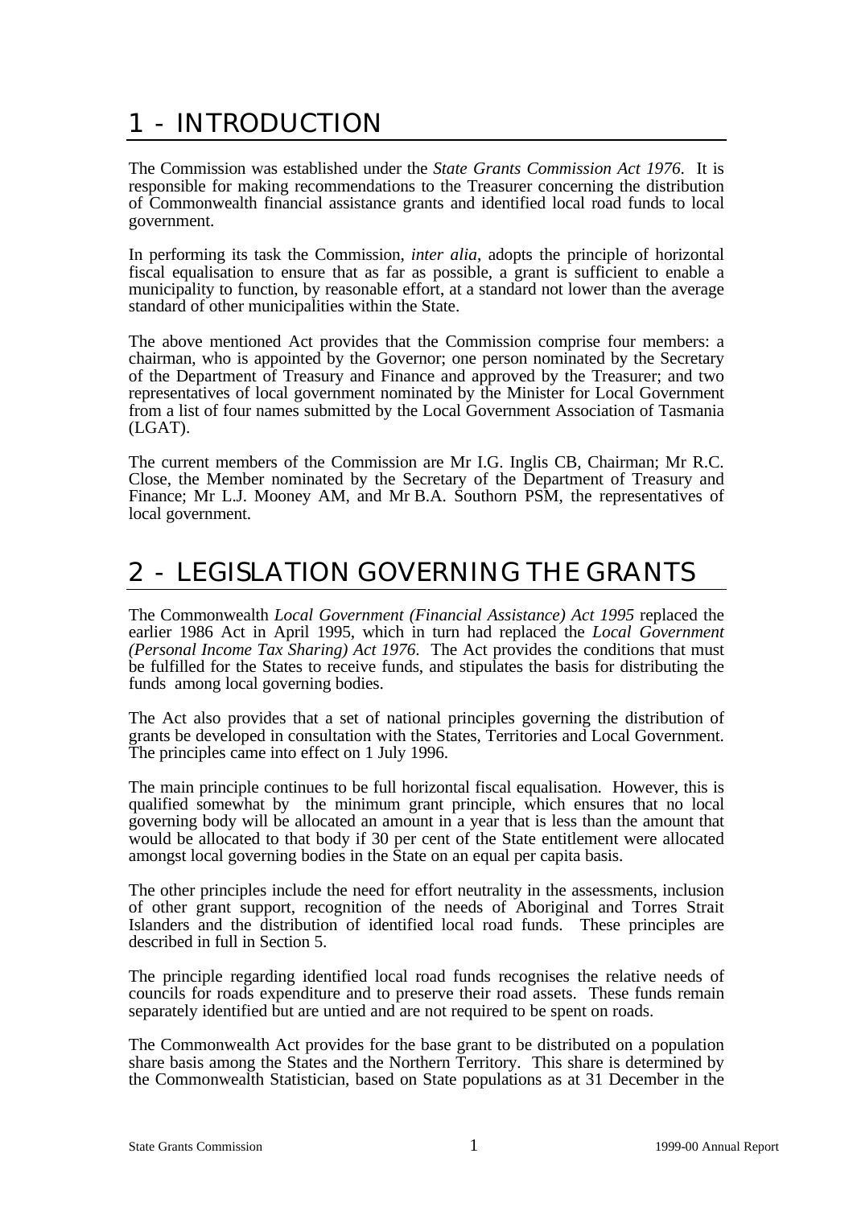# 1 - INTRODUCTION

The Commission was established under the *State Grants Commission Act 1976*. It is responsible for making recommendations to the Treasurer concerning the distribution of Commonwealth financial assistance grants and identified local road funds to local government.

In performing its task the Commission, *inter alia*, adopts the principle of horizontal fiscal equalisation to ensure that as far as possible, a grant is sufficient to enable a municipality to function, by reasonable effort, at a standard not lower than the average standard of other municipalities within the State.

The above mentioned Act provides that the Commission comprise four members: a chairman, who is appointed by the Governor; one person nominated by the Secretary of the Department of Treasury and Finance and approved by the Treasurer; and two representatives of local government nominated by the Minister for Local Government from a list of four names submitted by the Local Government Association of Tasmania (LGAT).

The current members of the Commission are Mr I.G. Inglis CB, Chairman; Mr R.C. Close, the Member nominated by the Secretary of the Department of Treasury and Finance; Mr L.J. Mooney AM, and Mr B.A. Southorn PSM, the representatives of local government.

# 2 - LEGISLATION GOVERNING THE GRANTS

The Commonwealth *Local Government (Financial Assistance) Act 1995* replaced the earlier 1986 Act in April 1995, which in turn had replaced the *Local Government (Personal Income Tax Sharing) Act 1976*. The Act provides the conditions that must be fulfilled for the States to receive funds, and stipulates the basis for distributing the funds among local governing bodies.

The Act also provides that a set of national principles governing the distribution of grants be developed in consultation with the States, Territories and Local Government. The principles came into effect on 1 July 1996.

The main principle continues to be full horizontal fiscal equalisation. However, this is qualified somewhat by the minimum grant principle, which ensures that no local governing body will be allocated an amount in a year that is less than the amount that would be allocated to that body if 30 per cent of the State entitlement were allocated amongst local governing bodies in the State on an equal per capita basis.

The other principles include the need for effort neutrality in the assessments, inclusion of other grant support, recognition of the needs of Aboriginal and Torres Strait Islanders and the distribution of identified local road funds. These principles are described in full in Section 5.

The principle regarding identified local road funds recognises the relative needs of councils for roads expenditure and to preserve their road assets. These funds remain separately identified but are untied and are not required to be spent on roads.

The Commonwealth Act provides for the base grant to be distributed on a population share basis among the States and the Northern Territory. This share is determined by the Commonwealth Statistician, based on State populations as at 31 December in the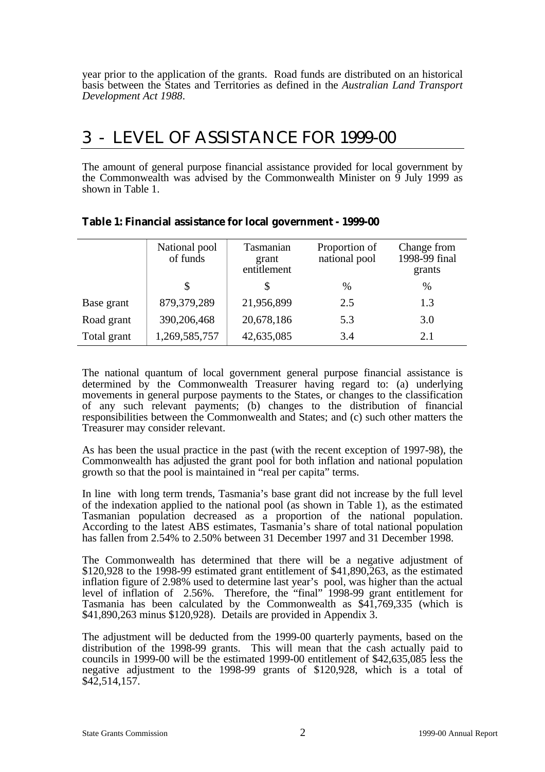year prior to the application of the grants. Road funds are distributed on an historical basis between the States and Territories as defined in the *Australian Land Transport Development Act 1988*.

# 3 - LEVEL OF ASSISTANCE FOR 1999-00

The amount of general purpose financial assistance provided for local government by the Commonwealth was advised by the Commonwealth Minister on 9 July 1999 as shown in Table 1.

**Table 1: Financial assistance for local government - 1999-00**

| | National pool of funds | Tasmanian grant entitlement | Proportion of national pool | Change from 1998-99 final grants |
|---|---|---|---|---|
| | $ | $ | % | % |
| Base grant | 879,379,289 | 21,956,899 | 2.5 | 1.3 |
| Road grant | 390,206,468 | 20,678,186 | 5.3 | 3.0 |
| Total grant | 1,269,585,757 | 42,635,085 | 3.4 | 2.1 |

The national quantum of local government general purpose financial assistance is determined by the Commonwealth Treasurer having regard to: (a) underlying movements in general purpose payments to the States, or changes to the classification of any such relevant payments; (b) changes to the distribution of financial responsibilities between the Commonwealth and States; and (c) such other matters the Treasurer may consider relevant.

As has been the usual practice in the past (with the recent exception of 1997-98), the Commonwealth has adjusted the grant pool for both inflation and national population growth so that the pool is maintained in "real per capita" terms.

In line with long term trends, Tasmania's base grant did not increase by the full level of the indexation applied to the national pool (as shown in Table 1), as the estimated Tasmanian population decreased as a proportion of the national population. According to the latest ABS estimates, Tasmania's share of total national population has fallen from 2.54% to 2.50% between 31 December 1997 and 31 December 1998.

The Commonwealth has determined that there will be a negative adjustment of $120,928 to the 1998-99 estimated grant entitlement of $41,890,263, as the estimated inflation figure of 2.98% used to determine last year's pool, was higher than the actual level of inflation of 2.56%. Therefore, the "final" 1998-99 grant entitlement for Tasmania has been calculated by the Commonwealth as $41,769,335 (which is $41,890,263 minus $120,928). Details are provided in Appendix 3.

The adjustment will be deducted from the 1999-00 quarterly payments, based on the distribution of the 1998-99 grants. This will mean that the cash actually paid to councils in 1999-00 will be the estimated 1999-00 entitlement of $42,635,085 less the negative adjustment to the 1998-99 grants of $120,928, which is a total of $42,514,157.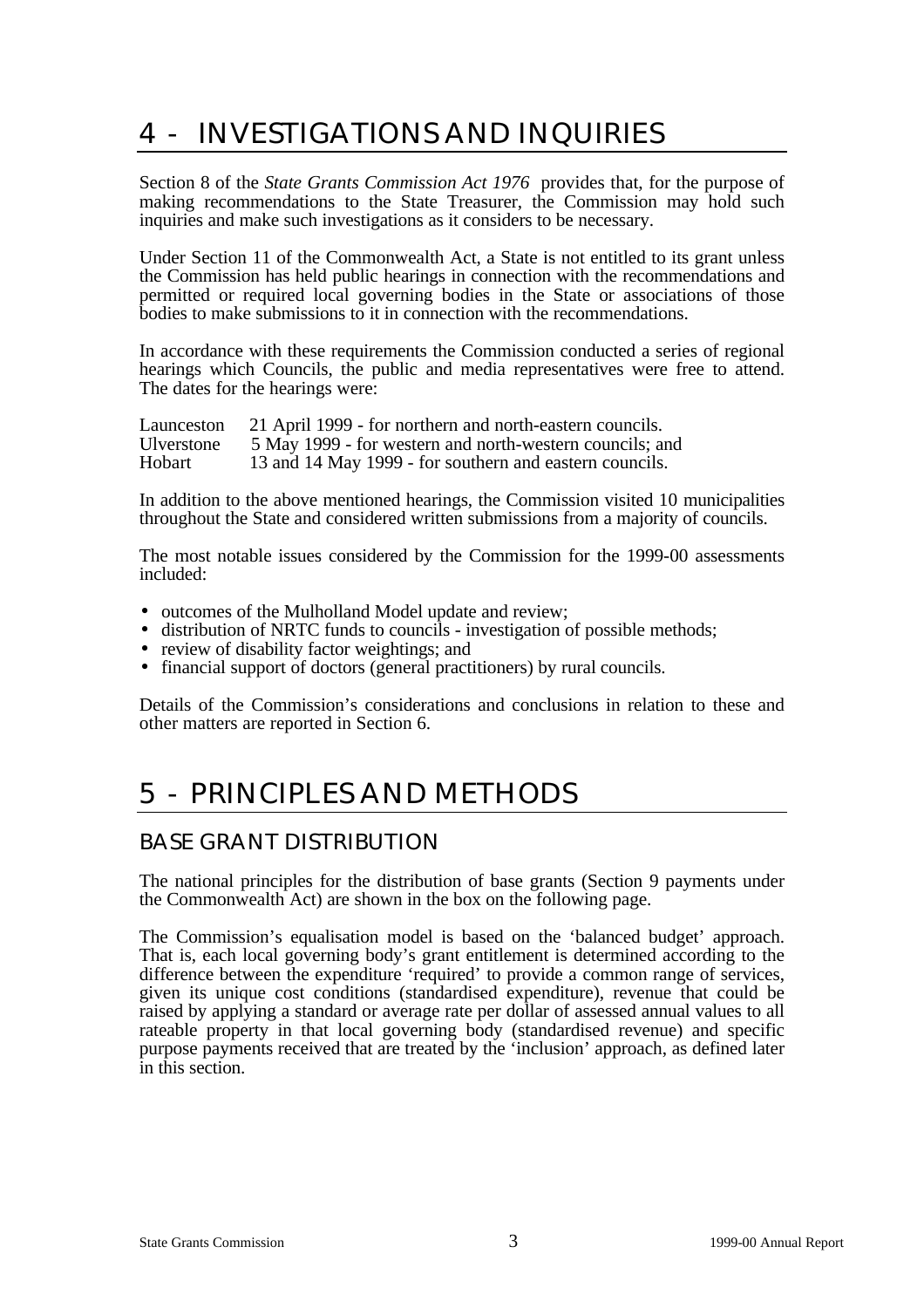# 4 - INVESTIGATIONS AND INQUIRIES

Section 8 of the *State Grants Commission Act 1976* provides that, for the purpose of making recommendations to the State Treasurer, the Commission may hold such inquiries and make such investigations as it considers to be necessary.

Under Section 11 of the Commonwealth Act, a State is not entitled to its grant unless the Commission has held public hearings in connection with the recommendations and permitted or required local governing bodies in the State or associations of those bodies to make submissions to it in connection with the recommendations.

In accordance with these requirements the Commission conducted a series of regional hearings which Councils, the public and media representatives were free to attend. The dates for the hearings were:

| | |
|---|---|
| Launceston | 21 April 1999 - for northern and north-eastern councils. |
| Ulverstone | 5 May 1999 - for western and north-western councils; and |
| Hobart | 13 and 14 May 1999 - for southern and eastern councils. |

In addition to the above mentioned hearings, the Commission visited 10 municipalities throughout the State and considered written submissions from a majority of councils.

The most notable issues considered by the Commission for the 1999-00 assessments included:

- outcomes of the Mulholland Model update and review;
- distribution of NRTC funds to councils - investigation of possible methods;
- review of disability factor weightings; and
- financial support of doctors (general practitioners) by rural councils.

Details of the Commission's considerations and conclusions in relation to these and other matters are reported in Section 6.

# 5 - PRINCIPLES AND METHODS

## BASE GRANT DISTRIBUTION

The national principles for the distribution of base grants (Section 9 payments under the Commonwealth Act) are shown in the box on the following page.

The Commission's equalisation model is based on the 'balanced budget' approach. That is, each local governing body's grant entitlement is determined according to the difference between the expenditure 'required' to provide a common range of services, given its unique cost conditions (standardised expenditure), revenue that could be raised by applying a standard or average rate per dollar of assessed annual values to all rateable property in that local governing body (standardised revenue) and specific purpose payments received that are treated by the 'inclusion' approach, as defined later in this section.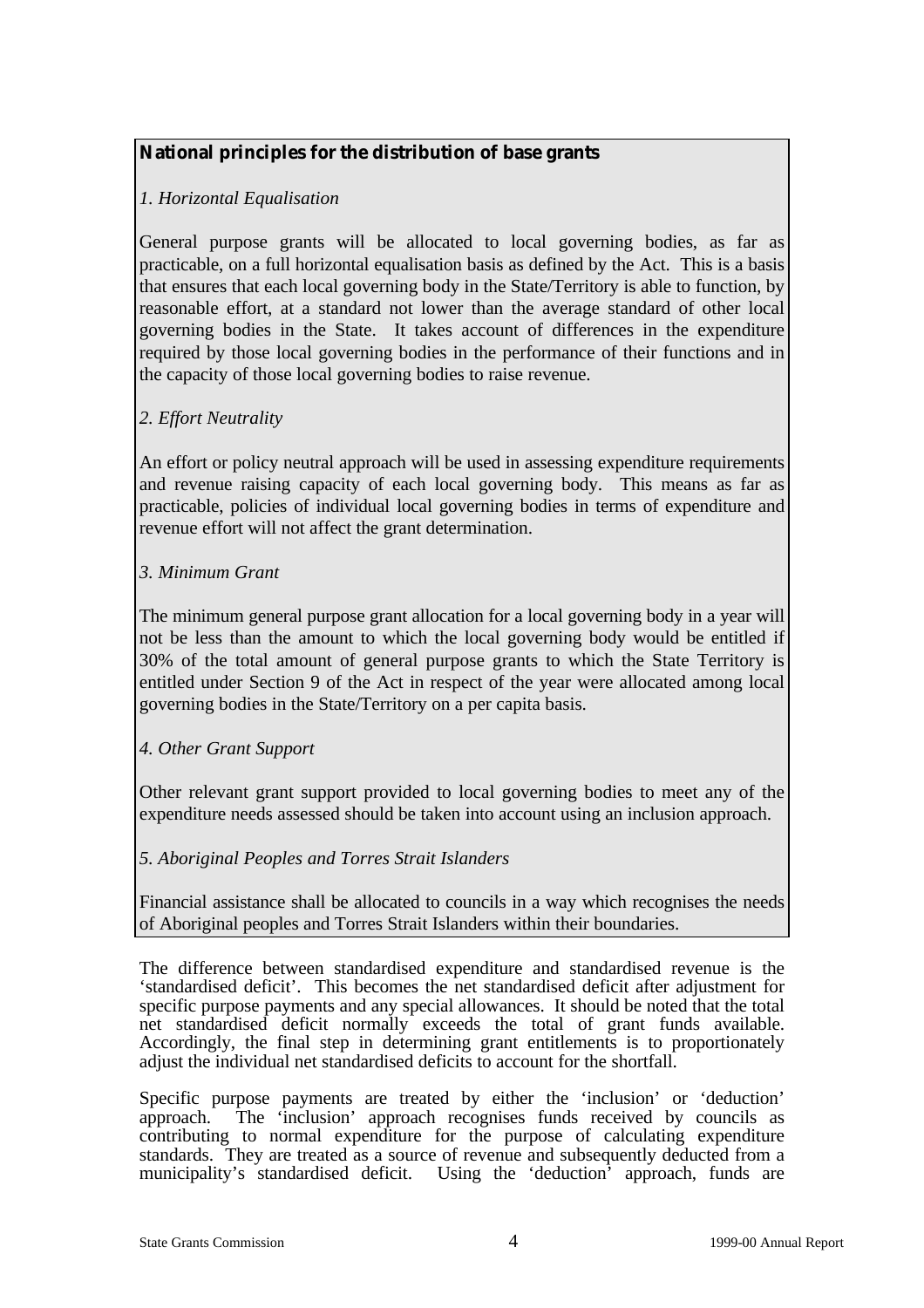**National principles for the distribution of base grants**

*1. Horizontal Equalisation*

General purpose grants will be allocated to local governing bodies, as far as practicable, on a full horizontal equalisation basis as defined by the Act. This is a basis that ensures that each local governing body in the State/Territory is able to function, by reasonable effort, at a standard not lower than the average standard of other local governing bodies in the State. It takes account of differences in the expenditure required by those local governing bodies in the performance of their functions and in the capacity of those local governing bodies to raise revenue.

*2. Effort Neutrality*

An effort or policy neutral approach will be used in assessing expenditure requirements and revenue raising capacity of each local governing body. This means as far as practicable, policies of individual local governing bodies in terms of expenditure and revenue effort will not affect the grant determination.

*3. Minimum Grant*

The minimum general purpose grant allocation for a local governing body in a year will not be less than the amount to which the local governing body would be entitled if 30% of the total amount of general purpose grants to which the State Territory is entitled under Section 9 of the Act in respect of the year were allocated among local governing bodies in the State/Territory on a per capita basis.

*4. Other Grant Support*

Other relevant grant support provided to local governing bodies to meet any of the expenditure needs assessed should be taken into account using an inclusion approach.

*5. Aboriginal Peoples and Torres Strait Islanders*

Financial assistance shall be allocated to councils in a way which recognises the needs of Aboriginal peoples and Torres Strait Islanders within their boundaries.

The difference between standardised expenditure and standardised revenue is the 'standardised deficit'. This becomes the net standardised deficit after adjustment for specific purpose payments and any special allowances. It should be noted that the total net standardised deficit normally exceeds the total of grant funds available. Accordingly, the final step in determining grant entitlements is to proportionately adjust the individual net standardised deficits to account for the shortfall.

Specific purpose payments are treated by either the 'inclusion' or 'deduction' approach. The 'inclusion' approach recognises funds received by councils as contributing to normal expenditure for the purpose of calculating expenditure standards. They are treated as a source of revenue and subsequently deducted from a municipality's standardised deficit. Using the 'deduction' approach, funds are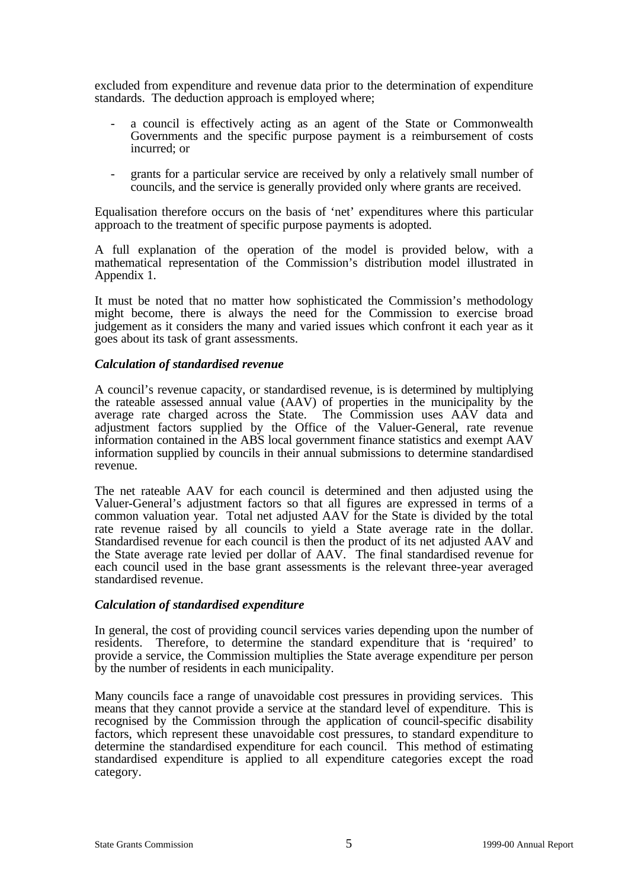excluded from expenditure and revenue data prior to the determination of expenditure standards. The deduction approach is employed where;

- a council is effectively acting as an agent of the State or Commonwealth Governments and the specific purpose payment is a reimbursement of costs incurred; or
- grants for a particular service are received by only a relatively small number of councils, and the service is generally provided only where grants are received.

Equalisation therefore occurs on the basis of 'net' expenditures where this particular approach to the treatment of specific purpose payments is adopted.

A full explanation of the operation of the model is provided below, with a mathematical representation of the Commission's distribution model illustrated in Appendix 1.

It must be noted that no matter how sophisticated the Commission's methodology might become, there is always the need for the Commission to exercise broad judgement as it considers the many and varied issues which confront it each year as it goes about its task of grant assessments.

***Calculation of standardised revenue***

A council's revenue capacity, or standardised revenue, is is determined by multiplying the rateable assessed annual value (AAV) of properties in the municipality by the average rate charged across the State. The Commission uses AAV data and adjustment factors supplied by the Office of the Valuer-General, rate revenue information contained in the ABS local government finance statistics and exempt AAV information supplied by councils in their annual submissions to determine standardised revenue.

The net rateable AAV for each council is determined and then adjusted using the Valuer-General's adjustment factors so that all figures are expressed in terms of a common valuation year. Total net adjusted AAV for the State is divided by the total rate revenue raised by all councils to yield a State average rate in the dollar. Standardised revenue for each council is then the product of its net adjusted AAV and the State average rate levied per dollar of AAV. The final standardised revenue for each council used in the base grant assessments is the relevant three-year averaged standardised revenue.

***Calculation of standardised expenditure***

In general, the cost of providing council services varies depending upon the number of residents. Therefore, to determine the standard expenditure that is 'required' to provide a service, the Commission multiplies the State average expenditure per person by the number of residents in each municipality.

Many councils face a range of unavoidable cost pressures in providing services. This means that they cannot provide a service at the standard level of expenditure. This is recognised by the Commission through the application of council-specific disability factors, which represent these unavoidable cost pressures, to standard expenditure to determine the standardised expenditure for each council. This method of estimating standardised expenditure is applied to all expenditure categories except the road category.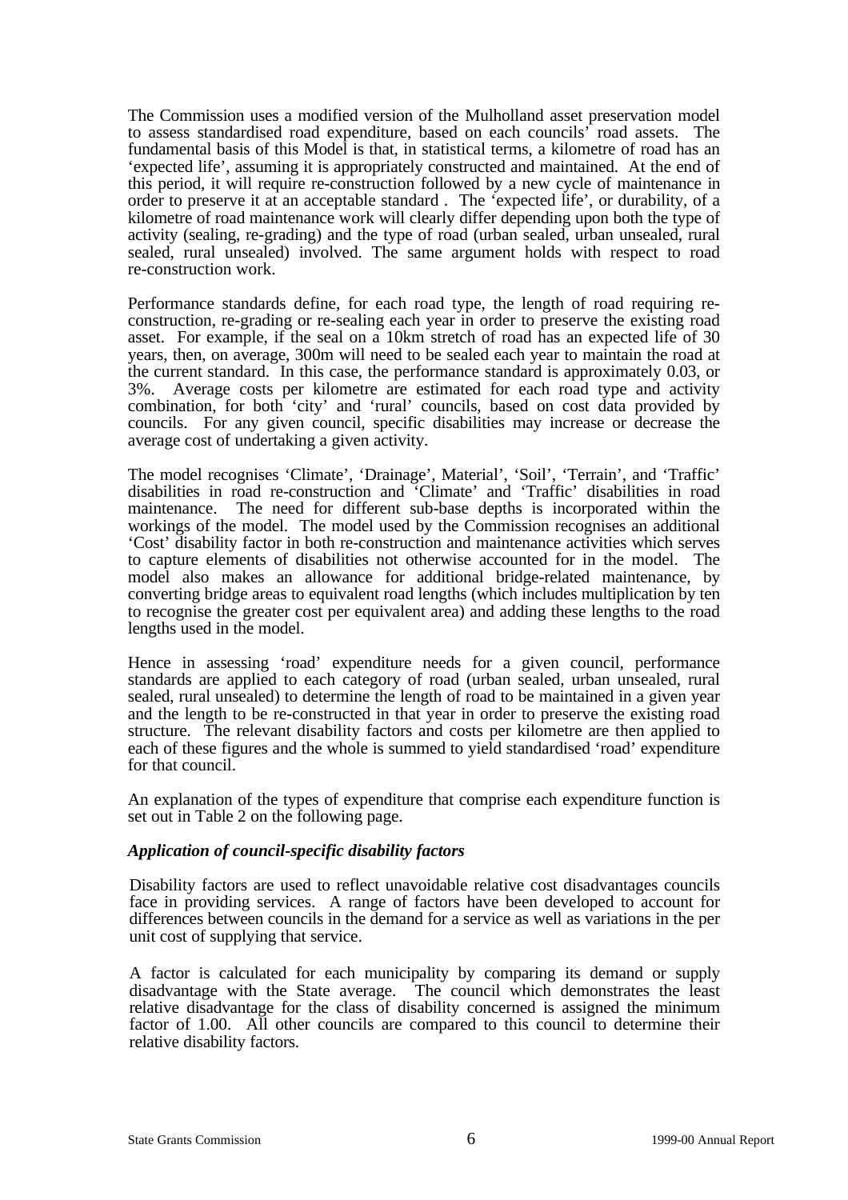The Commission uses a modified version of the Mulholland asset preservation model to assess standardised road expenditure, based on each councils' road assets. The fundamental basis of this Model is that, in statistical terms, a kilometre of road has an 'expected life', assuming it is appropriately constructed and maintained. At the end of this period, it will require re-construction followed by a new cycle of maintenance in order to preserve it at an acceptable standard . The 'expected life', or durability, of a kilometre of road maintenance work will clearly differ depending upon both the type of activity (sealing, re-grading) and the type of road (urban sealed, urban unsealed, rural sealed, rural unsealed) involved. The same argument holds with respect to road re-construction work.

Performance standards define, for each road type, the length of road requiring re-construction, re-grading or re-sealing each year in order to preserve the existing road asset. For example, if the seal on a 10km stretch of road has an expected life of 30 years, then, on average, 300m will need to be sealed each year to maintain the road at the current standard. In this case, the performance standard is approximately 0.03, or 3%. Average costs per kilometre are estimated for each road type and activity combination, for both 'city' and 'rural' councils, based on cost data provided by councils. For any given council, specific disabilities may increase or decrease the average cost of undertaking a given activity.

The model recognises 'Climate', 'Drainage', Material', 'Soil', 'Terrain', and 'Traffic' disabilities in road re-construction and 'Climate' and 'Traffic' disabilities in road maintenance. The need for different sub-base depths is incorporated within the workings of the model. The model used by the Commission recognises an additional 'Cost' disability factor in both re-construction and maintenance activities which serves to capture elements of disabilities not otherwise accounted for in the model. The model also makes an allowance for additional bridge-related maintenance, by converting bridge areas to equivalent road lengths (which includes multiplication by ten to recognise the greater cost per equivalent area) and adding these lengths to the road lengths used in the model.

Hence in assessing 'road' expenditure needs for a given council, performance standards are applied to each category of road (urban sealed, urban unsealed, rural sealed, rural unsealed) to determine the length of road to be maintained in a given year and the length to be re-constructed in that year in order to preserve the existing road structure. The relevant disability factors and costs per kilometre are then applied to each of these figures and the whole is summed to yield standardised 'road' expenditure for that council.

An explanation of the types of expenditure that comprise each expenditure function is set out in Table 2 on the following page.

### *Application of council-specific disability factors*

Disability factors are used to reflect unavoidable relative cost disadvantages councils face in providing services. A range of factors have been developed to account for differences between councils in the demand for a service as well as variations in the per unit cost of supplying that service.

A factor is calculated for each municipality by comparing its demand or supply disadvantage with the State average. The council which demonstrates the least relative disadvantage for the class of disability concerned is assigned the minimum factor of 1.00. All other councils are compared to this council to determine their relative disability factors.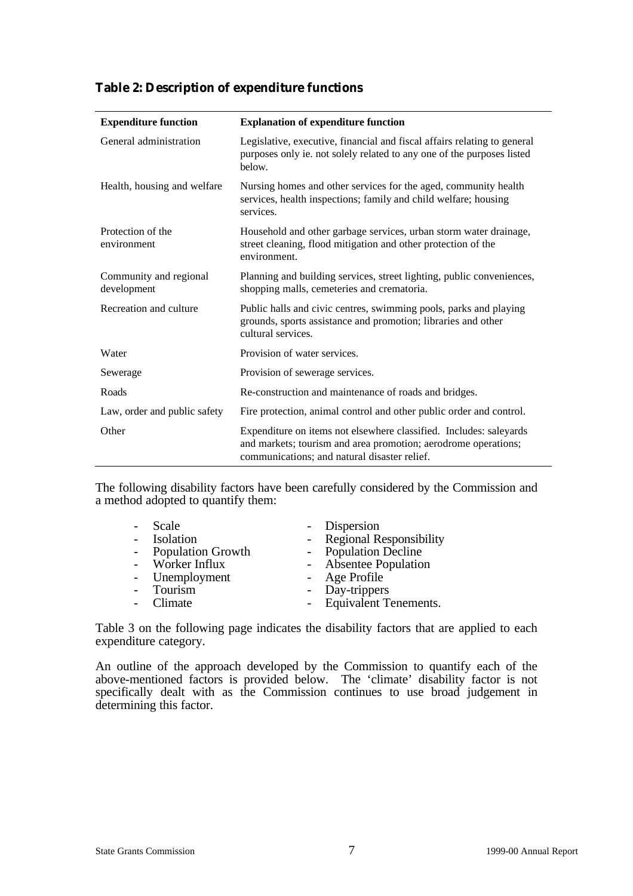**Table 2: Description of expenditure functions**

| Expenditure function | Explanation of expenditure function |
|---|---|
| General administration | Legislative, executive, financial and fiscal affairs relating to general purposes only ie. not solely related to any one of the purposes listed below. |
| Health, housing and welfare | Nursing homes and other services for the aged, community health services, health inspections; family and child welfare; housing services. |
| Protection of the environment | Household and other garbage services, urban storm water drainage, street cleaning, flood mitigation and other protection of the environment. |
| Community and regional development | Planning and building services, street lighting, public conveniences, shopping malls, cemeteries and crematoria. |
| Recreation and culture | Public halls and civic centres, swimming pools, parks and playing grounds, sports assistance and promotion; libraries and other cultural services. |
| Water | Provision of water services. |
| Sewerage | Provision of sewerage services. |
| Roads | Re-construction and maintenance of roads and bridges. |
| Law, order and public safety | Fire protection, animal control and other public order and control. |
| Other | Expenditure on items not elsewhere classified. Includes: saleyards and markets; tourism and area promotion; aerodrome operations; communications; and natural disaster relief. |

The following disability factors have been carefully considered by the Commission and a method adopted to quantify them:

- Scale
- Dispersion
- Isolation
- Regional Responsibility
- Population Growth
- Population Decline
- Worker Influx
- Absentee Population
- Unemployment
- Age Profile
- Tourism
- Day-trippers
- Climate
- Equivalent Tenements.

Table 3 on the following page indicates the disability factors that are applied to each expenditure category.

An outline of the approach developed by the Commission to quantify each of the above-mentioned factors is provided below. The 'climate' disability factor is not specifically dealt with as the Commission continues to use broad judgement in determining this factor.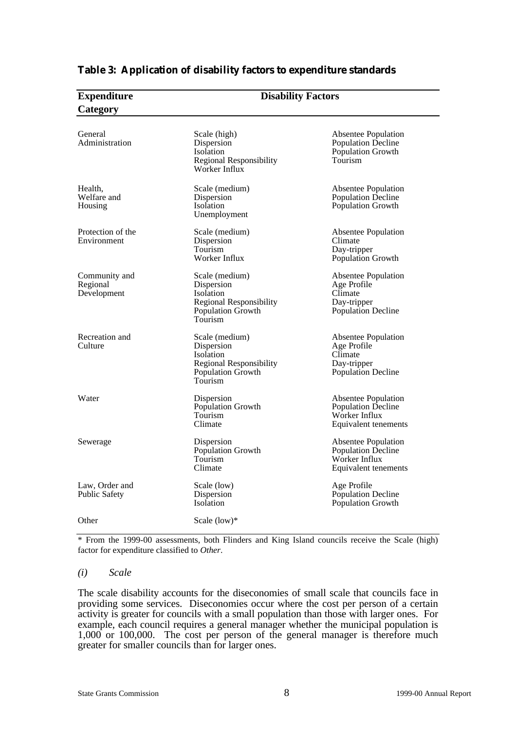**Table 3: Application of disability factors to expenditure standards**

| Expenditure Category | Disability Factors | |
|---|---|---|
| General Administration | Scale (high)<br>Dispersion<br>Isolation<br>Regional Responsibility<br>Worker Influx | Absentee Population<br>Population Decline<br>Population Growth<br>Tourism |
| Health, Welfare and Housing | Scale (medium)<br>Dispersion<br>Isolation<br>Unemployment | Absentee Population<br>Population Decline<br>Population Growth |
| Protection of the Environment | Scale (medium)<br>Dispersion<br>Tourism<br>Worker Influx | Absentee Population<br>Climate<br>Day-tripper<br>Population Growth |
| Community and Regional Development | Scale (medium)<br>Dispersion<br>Isolation<br>Regional Responsibility<br>Population Growth<br>Tourism | Absentee Population<br>Age Profile<br>Climate<br>Day-tripper<br>Population Decline |
| Recreation and Culture | Scale (medium)<br>Dispersion<br>Isolation<br>Regional Responsibility<br>Population Growth<br>Tourism | Absentee Population<br>Age Profile<br>Climate<br>Day-tripper<br>Population Decline |
| Water | Dispersion<br>Population Growth<br>Tourism<br>Climate | Absentee Population<br>Population Decline<br>Worker Influx<br>Equivalent tenements |
| Sewerage | Dispersion<br>Population Growth<br>Tourism<br>Climate | Absentee Population<br>Population Decline<br>Worker Influx<br>Equivalent tenements |
| Law, Order and Public Safety | Scale (low)<br>Dispersion<br>Isolation | Age Profile<br>Population Decline<br>Population Growth |
| Other | Scale (low)* | |

\* From the 1999-00 assessments, both Flinders and King Island councils receive the Scale (high) factor for expenditure classified to *Other*.

*(i) Scale*

The scale disability accounts for the diseconomies of small scale that councils face in providing some services. Diseconomies occur where the cost per person of a certain activity is greater for councils with a small population than those with larger ones. For example, each council requires a general manager whether the municipal population is 1,000 or 100,000. The cost per person of the general manager is therefore much greater for smaller councils than for larger ones.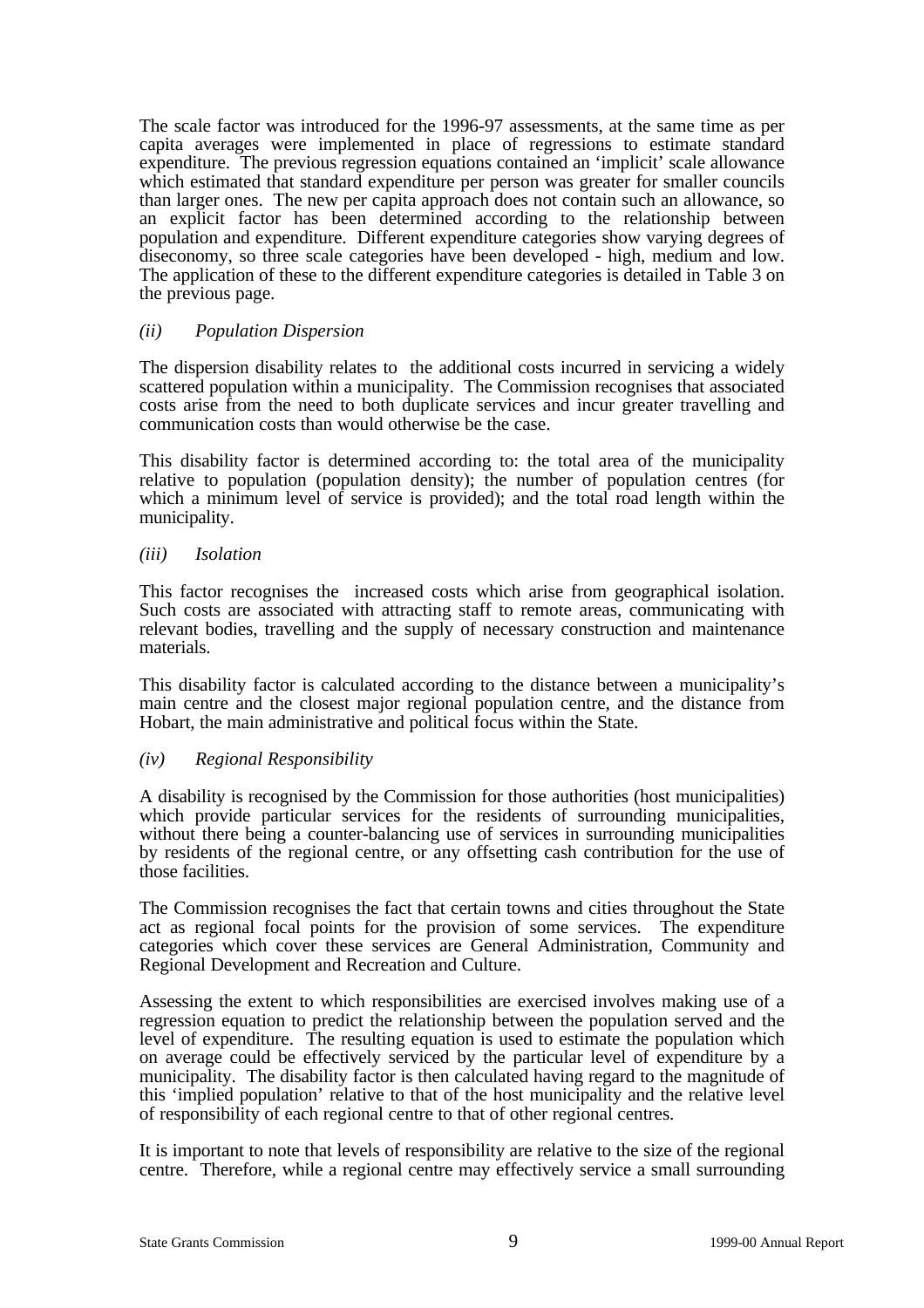The scale factor was introduced for the 1996-97 assessments, at the same time as per capita averages were implemented in place of regressions to estimate standard expenditure. The previous regression equations contained an 'implicit' scale allowance which estimated that standard expenditure per person was greater for smaller councils than larger ones. The new per capita approach does not contain such an allowance, so an explicit factor has been determined according to the relationship between population and expenditure. Different expenditure categories show varying degrees of diseconomy, so three scale categories have been developed - high, medium and low. The application of these to the different expenditure categories is detailed in Table 3 on the previous page.

*(ii) Population Dispersion*

The dispersion disability relates to the additional costs incurred in servicing a widely scattered population within a municipality. The Commission recognises that associated costs arise from the need to both duplicate services and incur greater travelling and communication costs than would otherwise be the case.

This disability factor is determined according to: the total area of the municipality relative to population (population density); the number of population centres (for which a minimum level of service is provided); and the total road length within the municipality.

*(iii) Isolation*

This factor recognises the increased costs which arise from geographical isolation. Such costs are associated with attracting staff to remote areas, communicating with relevant bodies, travelling and the supply of necessary construction and maintenance materials.

This disability factor is calculated according to the distance between a municipality's main centre and the closest major regional population centre, and the distance from Hobart, the main administrative and political focus within the State.

*(iv) Regional Responsibility*

A disability is recognised by the Commission for those authorities (host municipalities) which provide particular services for the residents of surrounding municipalities, without there being a counter-balancing use of services in surrounding municipalities by residents of the regional centre, or any offsetting cash contribution for the use of those facilities.

The Commission recognises the fact that certain towns and cities throughout the State act as regional focal points for the provision of some services. The expenditure categories which cover these services are General Administration, Community and Regional Development and Recreation and Culture.

Assessing the extent to which responsibilities are exercised involves making use of a regression equation to predict the relationship between the population served and the level of expenditure. The resulting equation is used to estimate the population which on average could be effectively serviced by the particular level of expenditure by a municipality. The disability factor is then calculated having regard to the magnitude of this 'implied population' relative to that of the host municipality and the relative level of responsibility of each regional centre to that of other regional centres.

It is important to note that levels of responsibility are relative to the size of the regional centre. Therefore, while a regional centre may effectively service a small surrounding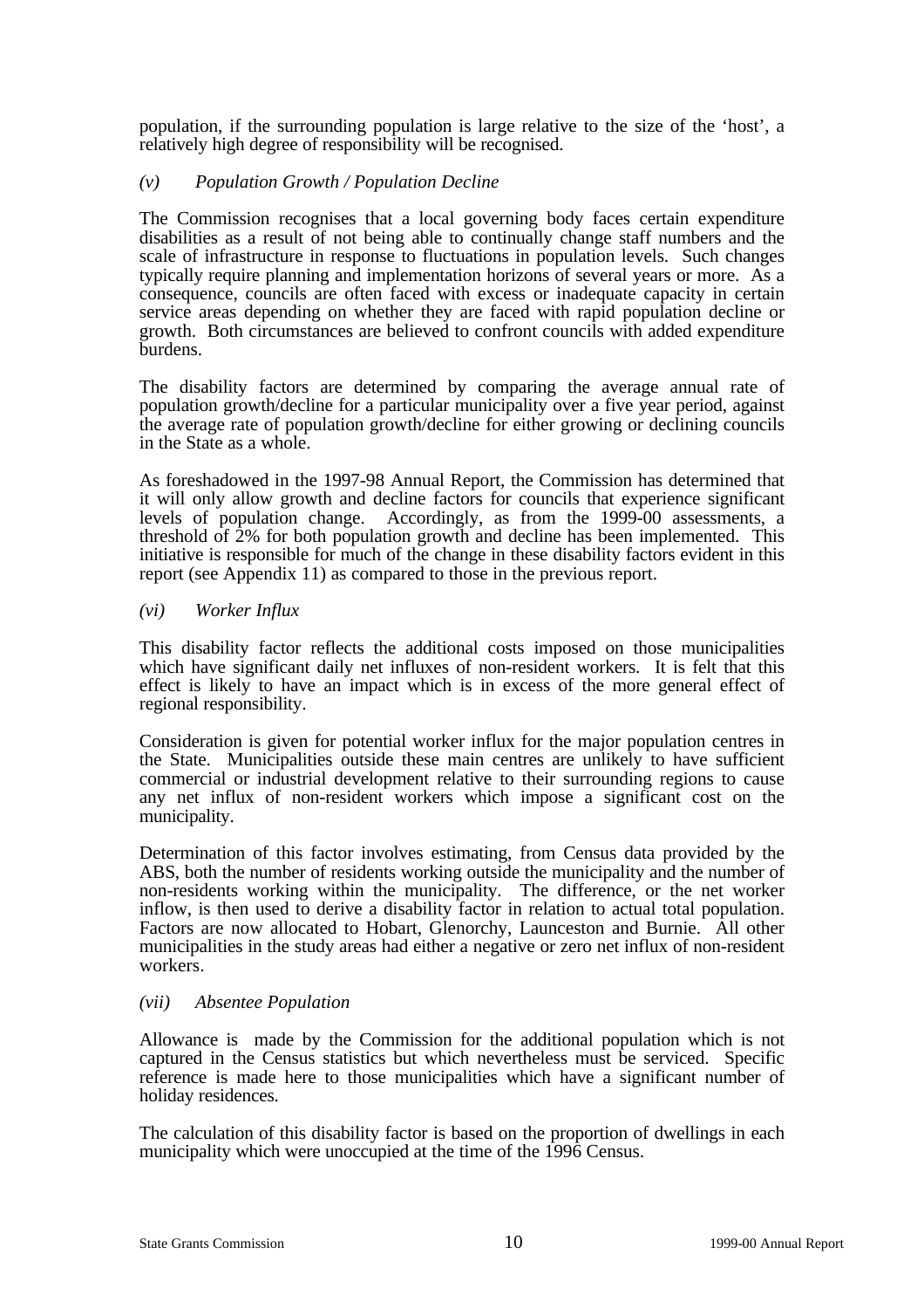population, if the surrounding population is large relative to the size of the 'host', a relatively high degree of responsibility will be recognised.

*(v) Population Growth / Population Decline*

The Commission recognises that a local governing body faces certain expenditure disabilities as a result of not being able to continually change staff numbers and the scale of infrastructure in response to fluctuations in population levels. Such changes typically require planning and implementation horizons of several years or more. As a consequence, councils are often faced with excess or inadequate capacity in certain service areas depending on whether they are faced with rapid population decline or growth. Both circumstances are believed to confront councils with added expenditure burdens.

The disability factors are determined by comparing the average annual rate of population growth/decline for a particular municipality over a five year period, against the average rate of population growth/decline for either growing or declining councils in the State as a whole.

As foreshadowed in the 1997-98 Annual Report, the Commission has determined that it will only allow growth and decline factors for councils that experience significant levels of population change. Accordingly, as from the 1999-00 assessments, a threshold of 2% for both population growth and decline has been implemented. This initiative is responsible for much of the change in these disability factors evident in this report (see Appendix 11) as compared to those in the previous report.

*(vi) Worker Influx*

This disability factor reflects the additional costs imposed on those municipalities which have significant daily net influxes of non-resident workers. It is felt that this effect is likely to have an impact which is in excess of the more general effect of regional responsibility.

Consideration is given for potential worker influx for the major population centres in the State. Municipalities outside these main centres are unlikely to have sufficient commercial or industrial development relative to their surrounding regions to cause any net influx of non-resident workers which impose a significant cost on the municipality.

Determination of this factor involves estimating, from Census data provided by the ABS, both the number of residents working outside the municipality and the number of non-residents working within the municipality. The difference, or the net worker inflow, is then used to derive a disability factor in relation to actual total population. Factors are now allocated to Hobart, Glenorchy, Launceston and Burnie. All other municipalities in the study areas had either a negative or zero net influx of non-resident workers.

*(vii) Absentee Population*

Allowance is made by the Commission for the additional population which is not captured in the Census statistics but which nevertheless must be serviced. Specific reference is made here to those municipalities which have a significant number of holiday residences.

The calculation of this disability factor is based on the proportion of dwellings in each municipality which were unoccupied at the time of the 1996 Census.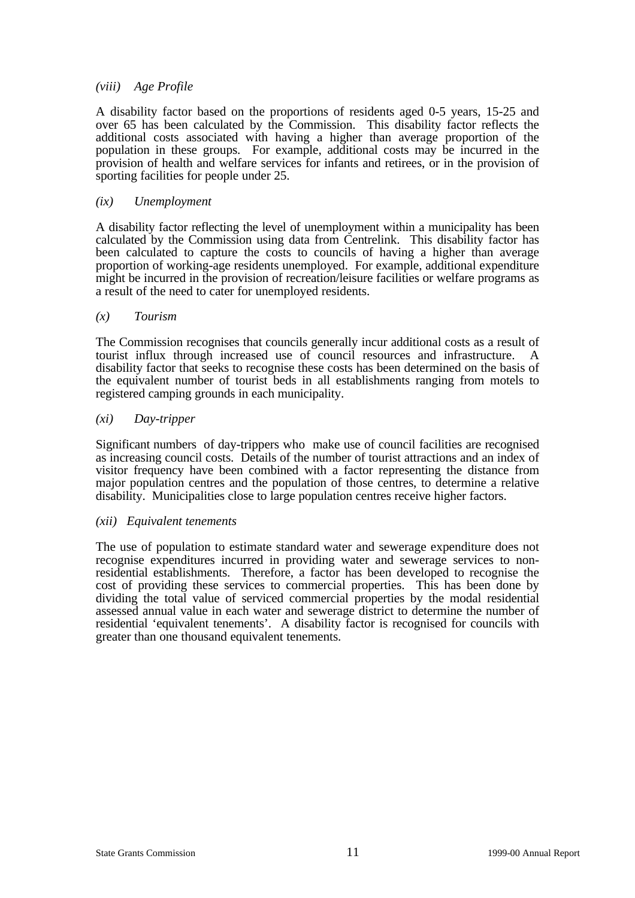*(viii) Age Profile*

A disability factor based on the proportions of residents aged 0-5 years, 15-25 and over 65 has been calculated by the Commission. This disability factor reflects the additional costs associated with having a higher than average proportion of the population in these groups. For example, additional costs may be incurred in the provision of health and welfare services for infants and retirees, or in the provision of sporting facilities for people under 25.

*(ix) Unemployment*

A disability factor reflecting the level of unemployment within a municipality has been calculated by the Commission using data from Centrelink. This disability factor has been calculated to capture the costs to councils of having a higher than average proportion of working-age residents unemployed. For example, additional expenditure might be incurred in the provision of recreation/leisure facilities or welfare programs as a result of the need to cater for unemployed residents.

*(x) Tourism*

The Commission recognises that councils generally incur additional costs as a result of tourist influx through increased use of council resources and infrastructure. A disability factor that seeks to recognise these costs has been determined on the basis of the equivalent number of tourist beds in all establishments ranging from motels to registered camping grounds in each municipality.

*(xi) Day-tripper*

Significant numbers of day-trippers who make use of council facilities are recognised as increasing council costs. Details of the number of tourist attractions and an index of visitor frequency have been combined with a factor representing the distance from major population centres and the population of those centres, to determine a relative disability. Municipalities close to large population centres receive higher factors.

*(xii) Equivalent tenements*

The use of population to estimate standard water and sewerage expenditure does not recognise expenditures incurred in providing water and sewerage services to non-residential establishments. Therefore, a factor has been developed to recognise the cost of providing these services to commercial properties. This has been done by dividing the total value of serviced commercial properties by the modal residential assessed annual value in each water and sewerage district to determine the number of residential 'equivalent tenements'. A disability factor is recognised for councils with greater than one thousand equivalent tenements.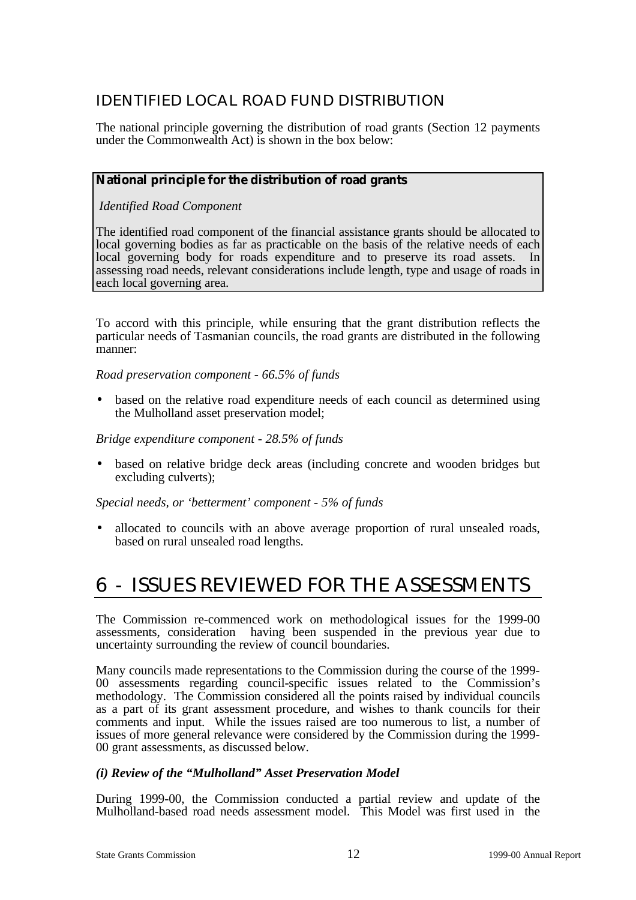## IDENTIFIED LOCAL ROAD FUND DISTRIBUTION

The national principle governing the distribution of road grants (Section 12 payments under the Commonwealth Act) is shown in the box below:

> **National principle for the distribution of road grants**
>
> *Identified Road Component*
>
> The identified road component of the financial assistance grants should be allocated to local governing bodies as far as practicable on the basis of the relative needs of each local governing body for roads expenditure and to preserve its road assets. In assessing road needs, relevant considerations include length, type and usage of roads in each local governing area.

To accord with this principle, while ensuring that the grant distribution reflects the particular needs of Tasmanian councils, the road grants are distributed in the following manner:

*Road preservation component - 66.5% of funds*

- based on the relative road expenditure needs of each council as determined using the Mulholland asset preservation model;

*Bridge expenditure component - 28.5% of funds*

- based on relative bridge deck areas (including concrete and wooden bridges but excluding culverts);

*Special needs, or 'betterment' component - 5% of funds*

- allocated to councils with an above average proportion of rural unsealed roads, based on rural unsealed road lengths.

# 6 - ISSUES REVIEWED FOR THE ASSESSMENTS

The Commission re-commenced work on methodological issues for the 1999-00 assessments, consideration having been suspended in the previous year due to uncertainty surrounding the review of council boundaries.

Many councils made representations to the Commission during the course of the 1999-00 assessments regarding council-specific issues related to the Commission's methodology. The Commission considered all the points raised by individual councils as a part of its grant assessment procedure, and wishes to thank councils for their comments and input. While the issues raised are too numerous to list, a number of issues of more general relevance were considered by the Commission during the 1999-00 grant assessments, as discussed below.

***(i) Review of the "Mulholland" Asset Preservation Model***

During 1999-00, the Commission conducted a partial review and update of the Mulholland-based road needs assessment model. This Model was first used in the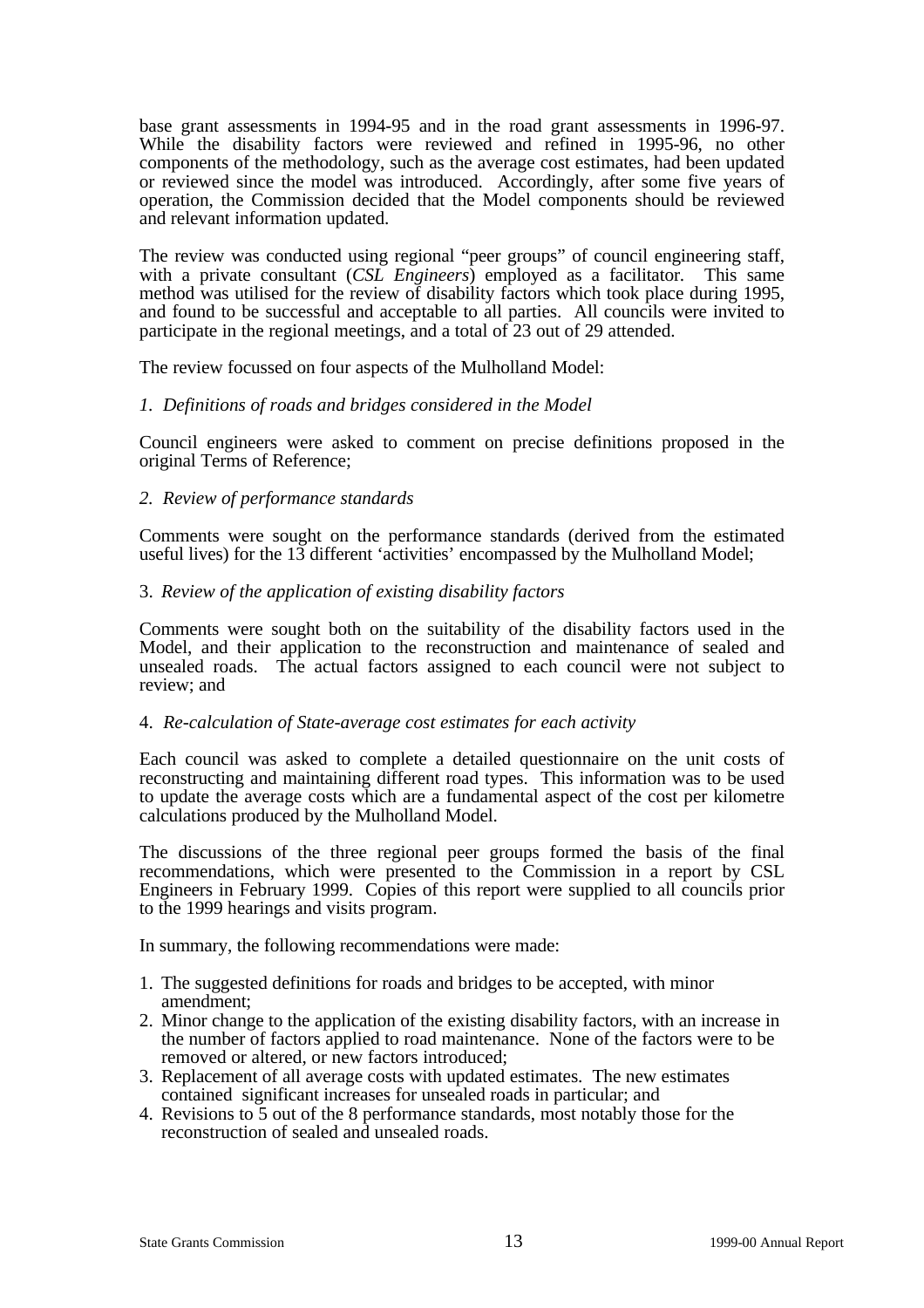base grant assessments in 1994-95 and in the road grant assessments in 1996-97. While the disability factors were reviewed and refined in 1995-96, no other components of the methodology, such as the average cost estimates, had been updated or reviewed since the model was introduced. Accordingly, after some five years of operation, the Commission decided that the Model components should be reviewed and relevant information updated.

The review was conducted using regional "peer groups" of council engineering staff, with a private consultant (*CSL Engineers*) employed as a facilitator. This same method was utilised for the review of disability factors which took place during 1995, and found to be successful and acceptable to all parties. All councils were invited to participate in the regional meetings, and a total of 23 out of 29 attended.

The review focussed on four aspects of the Mulholland Model:

*1. Definitions of roads and bridges considered in the Model*

Council engineers were asked to comment on precise definitions proposed in the original Terms of Reference;

*2. Review of performance standards*

Comments were sought on the performance standards (derived from the estimated useful lives) for the 13 different 'activities' encompassed by the Mulholland Model;

3. *Review of the application of existing disability factors*

Comments were sought both on the suitability of the disability factors used in the Model, and their application to the reconstruction and maintenance of sealed and unsealed roads. The actual factors assigned to each council were not subject to review; and

4. *Re-calculation of State-average cost estimates for each activity*

Each council was asked to complete a detailed questionnaire on the unit costs of reconstructing and maintaining different road types. This information was to be used to update the average costs which are a fundamental aspect of the cost per kilometre calculations produced by the Mulholland Model.

The discussions of the three regional peer groups formed the basis of the final recommendations, which were presented to the Commission in a report by CSL Engineers in February 1999. Copies of this report were supplied to all councils prior to the 1999 hearings and visits program.

In summary, the following recommendations were made:

1. The suggested definitions for roads and bridges to be accepted, with minor amendment;
2. Minor change to the application of the existing disability factors, with an increase in the number of factors applied to road maintenance. None of the factors were to be removed or altered, or new factors introduced;
3. Replacement of all average costs with updated estimates. The new estimates contained significant increases for unsealed roads in particular; and
4. Revisions to 5 out of the 8 performance standards, most notably those for the reconstruction of sealed and unsealed roads.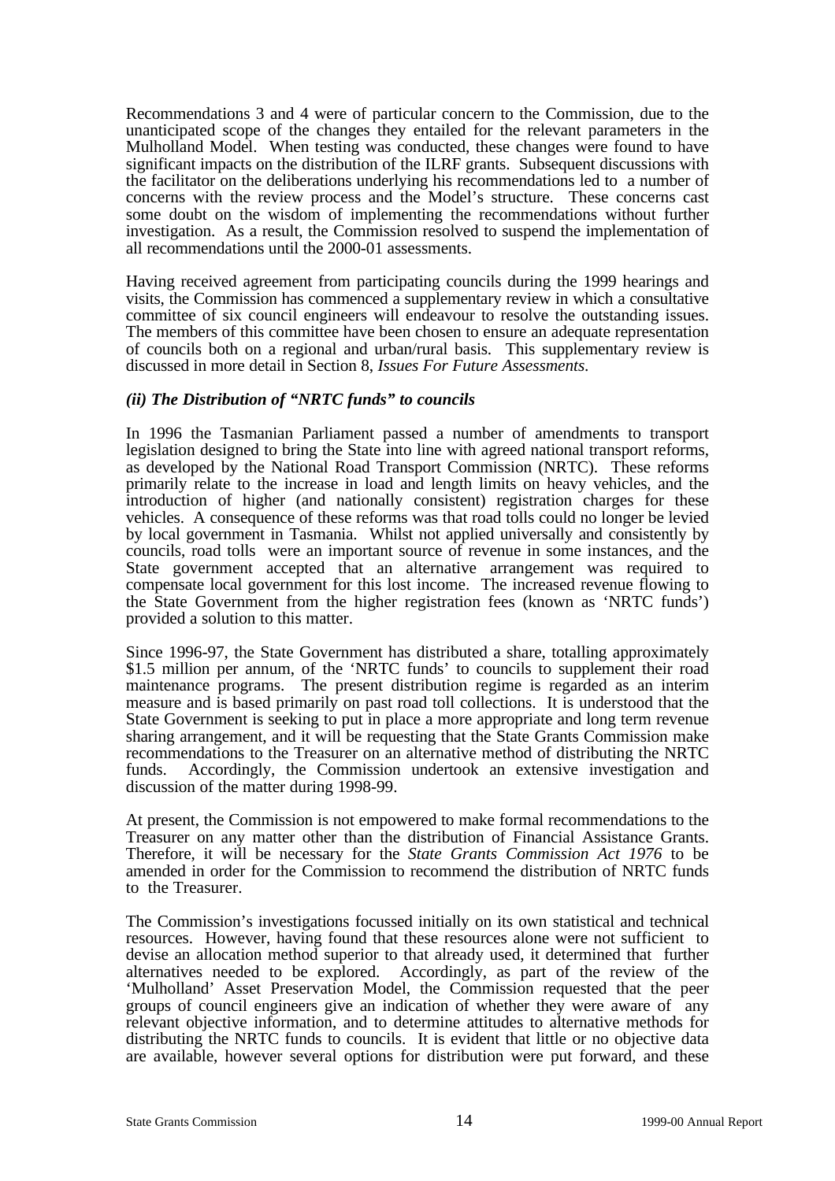Recommendations 3 and 4 were of particular concern to the Commission, due to the unanticipated scope of the changes they entailed for the relevant parameters in the Mulholland Model. When testing was conducted, these changes were found to have significant impacts on the distribution of the ILRF grants. Subsequent discussions with the facilitator on the deliberations underlying his recommendations led to a number of concerns with the review process and the Model's structure. These concerns cast some doubt on the wisdom of implementing the recommendations without further investigation. As a result, the Commission resolved to suspend the implementation of all recommendations until the 2000-01 assessments.

Having received agreement from participating councils during the 1999 hearings and visits, the Commission has commenced a supplementary review in which a consultative committee of six council engineers will endeavour to resolve the outstanding issues. The members of this committee have been chosen to ensure an adequate representation of councils both on a regional and urban/rural basis. This supplementary review is discussed in more detail in Section 8, *Issues For Future Assessments*.

### *(ii) The Distribution of "NRTC funds" to councils*

In 1996 the Tasmanian Parliament passed a number of amendments to transport legislation designed to bring the State into line with agreed national transport reforms, as developed by the National Road Transport Commission (NRTC). These reforms primarily relate to the increase in load and length limits on heavy vehicles, and the introduction of higher (and nationally consistent) registration charges for these vehicles. A consequence of these reforms was that road tolls could no longer be levied by local government in Tasmania. Whilst not applied universally and consistently by councils, road tolls were an important source of revenue in some instances, and the State government accepted that an alternative arrangement was required to compensate local government for this lost income. The increased revenue flowing to the State Government from the higher registration fees (known as 'NRTC funds') provided a solution to this matter.

Since 1996-97, the State Government has distributed a share, totalling approximately $1.5 million per annum, of the 'NRTC funds' to councils to supplement their road maintenance programs. The present distribution regime is regarded as an interim measure and is based primarily on past road toll collections. It is understood that the State Government is seeking to put in place a more appropriate and long term revenue sharing arrangement, and it will be requesting that the State Grants Commission make recommendations to the Treasurer on an alternative method of distributing the NRTC funds. Accordingly, the Commission undertook an extensive investigation and discussion of the matter during 1998-99.

At present, the Commission is not empowered to make formal recommendations to the Treasurer on any matter other than the distribution of Financial Assistance Grants. Therefore, it will be necessary for the *State Grants Commission Act 1976* to be amended in order for the Commission to recommend the distribution of NRTC funds to the Treasurer.

The Commission's investigations focussed initially on its own statistical and technical resources. However, having found that these resources alone were not sufficient to devise an allocation method superior to that already used, it determined that further alternatives needed to be explored. Accordingly, as part of the review of the 'Mulholland' Asset Preservation Model, the Commission requested that the peer groups of council engineers give an indication of whether they were aware of any relevant objective information, and to determine attitudes to alternative methods for distributing the NRTC funds to councils. It is evident that little or no objective data are available, however several options for distribution were put forward, and these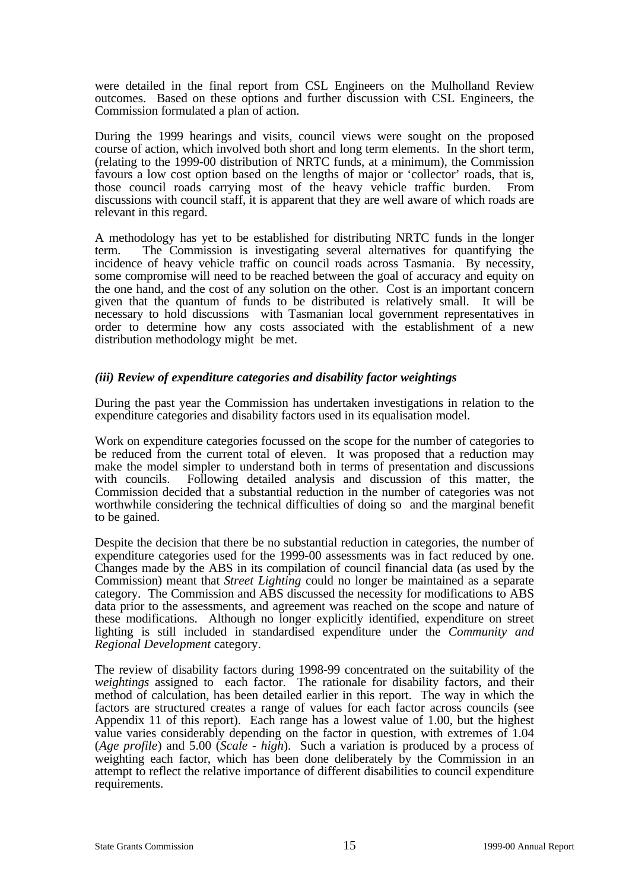were detailed in the final report from CSL Engineers on the Mulholland Review outcomes. Based on these options and further discussion with CSL Engineers, the Commission formulated a plan of action.

During the 1999 hearings and visits, council views were sought on the proposed course of action, which involved both short and long term elements. In the short term, (relating to the 1999-00 distribution of NRTC funds, at a minimum), the Commission favours a low cost option based on the lengths of major or 'collector' roads, that is, those council roads carrying most of the heavy vehicle traffic burden. From discussions with council staff, it is apparent that they are well aware of which roads are relevant in this regard.

A methodology has yet to be established for distributing NRTC funds in the longer term. The Commission is investigating several alternatives for quantifying the incidence of heavy vehicle traffic on council roads across Tasmania. By necessity, some compromise will need to be reached between the goal of accuracy and equity on the one hand, and the cost of any solution on the other. Cost is an important concern given that the quantum of funds to be distributed is relatively small. It will be necessary to hold discussions with Tasmanian local government representatives in order to determine how any costs associated with the establishment of a new distribution methodology might be met.

### *(iii) Review of expenditure categories and disability factor weightings*

During the past year the Commission has undertaken investigations in relation to the expenditure categories and disability factors used in its equalisation model.

Work on expenditure categories focussed on the scope for the number of categories to be reduced from the current total of eleven. It was proposed that a reduction may make the model simpler to understand both in terms of presentation and discussions with councils. Following detailed analysis and discussion of this matter, the Commission decided that a substantial reduction in the number of categories was not worthwhile considering the technical difficulties of doing so and the marginal benefit to be gained.

Despite the decision that there be no substantial reduction in categories, the number of expenditure categories used for the 1999-00 assessments was in fact reduced by one. Changes made by the ABS in its compilation of council financial data (as used by the Commission) meant that *Street Lighting* could no longer be maintained as a separate category. The Commission and ABS discussed the necessity for modifications to ABS data prior to the assessments, and agreement was reached on the scope and nature of these modifications. Although no longer explicitly identified, expenditure on street lighting is still included in standardised expenditure under the *Community and Regional Development* category.

The review of disability factors during 1998-99 concentrated on the suitability of the *weightings* assigned to each factor. The rationale for disability factors, and their method of calculation, has been detailed earlier in this report. The way in which the factors are structured creates a range of values for each factor across councils (see Appendix 11 of this report). Each range has a lowest value of 1.00, but the highest value varies considerably depending on the factor in question, with extremes of 1.04 (*Age profile*) and 5.00 (*Scale - high*). Such a variation is produced by a process of weighting each factor, which has been done deliberately by the Commission in an attempt to reflect the relative importance of different disabilities to council expenditure requirements.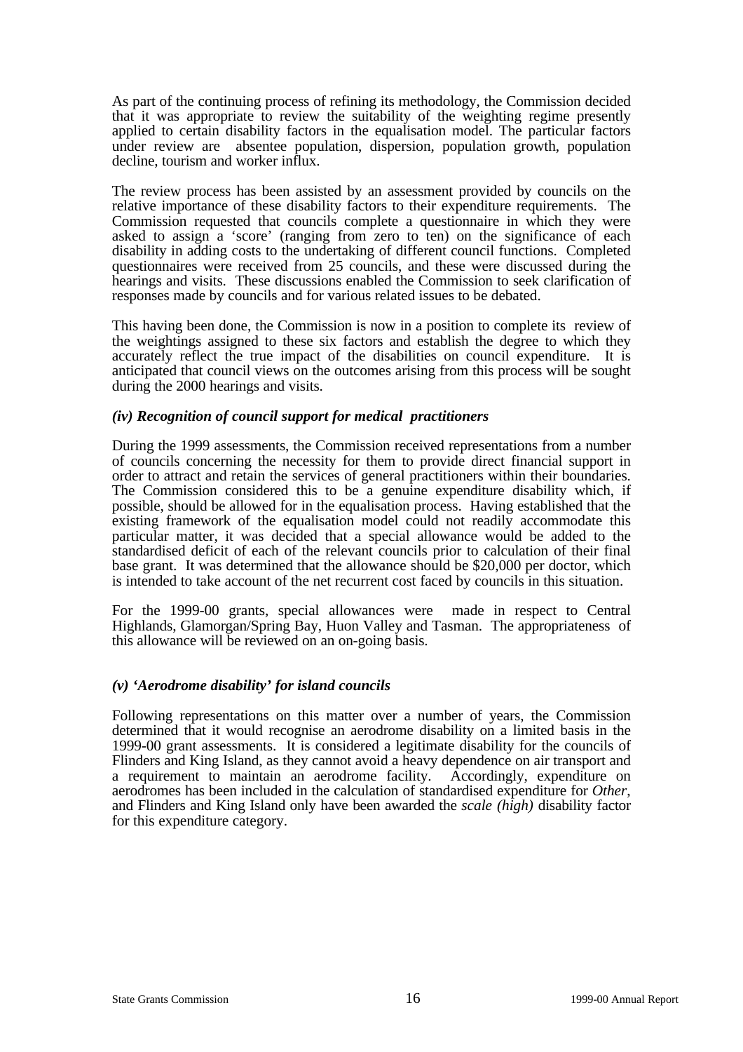As part of the continuing process of refining its methodology, the Commission decided that it was appropriate to review the suitability of the weighting regime presently applied to certain disability factors in the equalisation model. The particular factors under review are absentee population, dispersion, population growth, population decline, tourism and worker influx.

The review process has been assisted by an assessment provided by councils on the relative importance of these disability factors to their expenditure requirements. The Commission requested that councils complete a questionnaire in which they were asked to assign a 'score' (ranging from zero to ten) on the significance of each disability in adding costs to the undertaking of different council functions. Completed questionnaires were received from 25 councils, and these were discussed during the hearings and visits. These discussions enabled the Commission to seek clarification of responses made by councils and for various related issues to be debated.

This having been done, the Commission is now in a position to complete its review of the weightings assigned to these six factors and establish the degree to which they accurately reflect the true impact of the disabilities on council expenditure. It is anticipated that council views on the outcomes arising from this process will be sought during the 2000 hearings and visits.

***(iv) Recognition of council support for medical practitioners***

During the 1999 assessments, the Commission received representations from a number of councils concerning the necessity for them to provide direct financial support in order to attract and retain the services of general practitioners within their boundaries. The Commission considered this to be a genuine expenditure disability which, if possible, should be allowed for in the equalisation process. Having established that the existing framework of the equalisation model could not readily accommodate this particular matter, it was decided that a special allowance would be added to the standardised deficit of each of the relevant councils prior to calculation of their final base grant. It was determined that the allowance should be $20,000 per doctor, which is intended to take account of the net recurrent cost faced by councils in this situation.

For the 1999-00 grants, special allowances were made in respect to Central Highlands, Glamorgan/Spring Bay, Huon Valley and Tasman. The appropriateness of this allowance will be reviewed on an on-going basis.

***(v) 'Aerodrome disability' for island councils***

Following representations on this matter over a number of years, the Commission determined that it would recognise an aerodrome disability on a limited basis in the 1999-00 grant assessments. It is considered a legitimate disability for the councils of Flinders and King Island, as they cannot avoid a heavy dependence on air transport and a requirement to maintain an aerodrome facility. Accordingly, expenditure on aerodromes has been included in the calculation of standardised expenditure for *Other*, and Flinders and King Island only have been awarded the *scale (high)* disability factor for this expenditure category.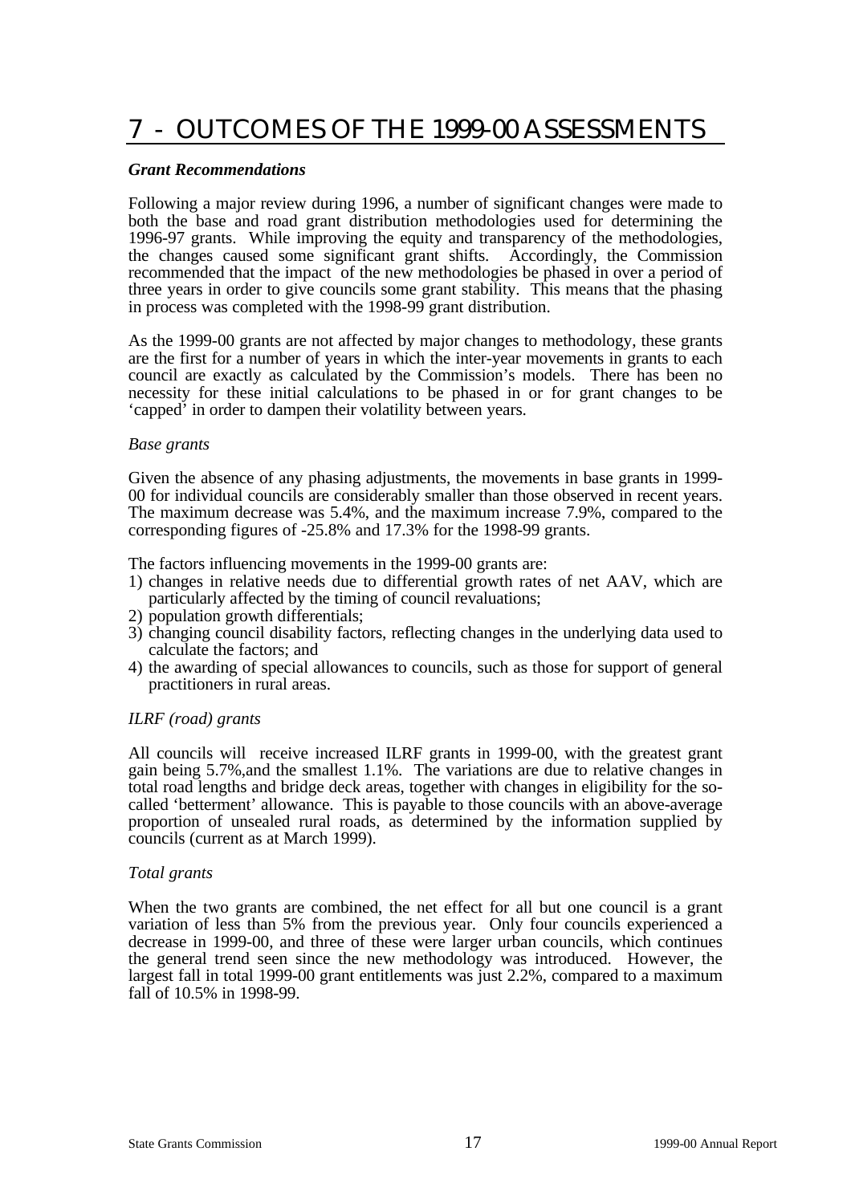# 7 - OUTCOMES OF THE 1999-00 ASSESSMENTS

***Grant Recommendations***

Following a major review during 1996, a number of significant changes were made to both the base and road grant distribution methodologies used for determining the 1996-97 grants. While improving the equity and transparency of the methodologies, the changes caused some significant grant shifts. Accordingly, the Commission recommended that the impact of the new methodologies be phased in over a period of three years in order to give councils some grant stability. This means that the phasing in process was completed with the 1998-99 grant distribution.

As the 1999-00 grants are not affected by major changes to methodology, these grants are the first for a number of years in which the inter-year movements in grants to each council are exactly as calculated by the Commission's models. There has been no necessity for these initial calculations to be phased in or for grant changes to be 'capped' in order to dampen their volatility between years.

*Base grants*

Given the absence of any phasing adjustments, the movements in base grants in 1999-00 for individual councils are considerably smaller than those observed in recent years. The maximum decrease was 5.4%, and the maximum increase 7.9%, compared to the corresponding figures of -25.8% and 17.3% for the 1998-99 grants.

The factors influencing movements in the 1999-00 grants are:

1) changes in relative needs due to differential growth rates of net AAV, which are particularly affected by the timing of council revaluations;
2) population growth differentials;
3) changing council disability factors, reflecting changes in the underlying data used to calculate the factors; and
4) the awarding of special allowances to councils, such as those for support of general practitioners in rural areas.

*ILRF (road) grants*

All councils will receive increased ILRF grants in 1999-00, with the greatest grant gain being 5.7%,and the smallest 1.1%. The variations are due to relative changes in total road lengths and bridge deck areas, together with changes in eligibility for the so-called 'betterment' allowance. This is payable to those councils with an above-average proportion of unsealed rural roads, as determined by the information supplied by councils (current as at March 1999).

*Total grants*

When the two grants are combined, the net effect for all but one council is a grant variation of less than 5% from the previous year. Only four councils experienced a decrease in 1999-00, and three of these were larger urban councils, which continues the general trend seen since the new methodology was introduced. However, the largest fall in total 1999-00 grant entitlements was just 2.2%, compared to a maximum fall of 10.5% in 1998-99.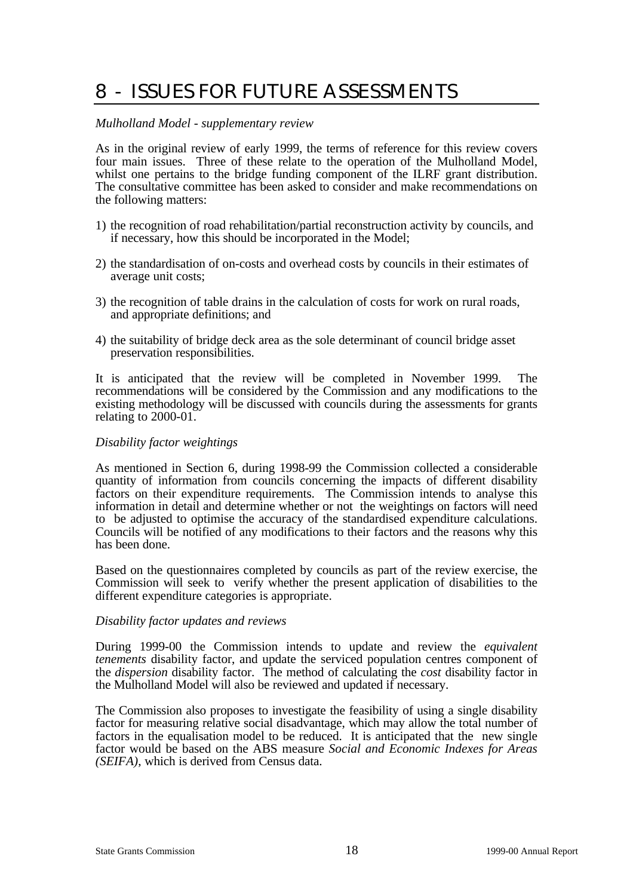# 8 - ISSUES FOR FUTURE ASSESSMENTS

*Mulholland Model - supplementary review*

As in the original review of early 1999, the terms of reference for this review covers four main issues. Three of these relate to the operation of the Mulholland Model, whilst one pertains to the bridge funding component of the ILRF grant distribution. The consultative committee has been asked to consider and make recommendations on the following matters:

1) the recognition of road rehabilitation/partial reconstruction activity by councils, and if necessary, how this should be incorporated in the Model;

2) the standardisation of on-costs and overhead costs by councils in their estimates of average unit costs;

3) the recognition of table drains in the calculation of costs for work on rural roads, and appropriate definitions; and

4) the suitability of bridge deck area as the sole determinant of council bridge asset preservation responsibilities.

It is anticipated that the review will be completed in November 1999. The recommendations will be considered by the Commission and any modifications to the existing methodology will be discussed with councils during the assessments for grants relating to 2000-01.

*Disability factor weightings*

As mentioned in Section 6, during 1998-99 the Commission collected a considerable quantity of information from councils concerning the impacts of different disability factors on their expenditure requirements. The Commission intends to analyse this information in detail and determine whether or not the weightings on factors will need to be adjusted to optimise the accuracy of the standardised expenditure calculations. Councils will be notified of any modifications to their factors and the reasons why this has been done.

Based on the questionnaires completed by councils as part of the review exercise, the Commission will seek to verify whether the present application of disabilities to the different expenditure categories is appropriate.

*Disability factor updates and reviews*

During 1999-00 the Commission intends to update and review the *equivalent tenements* disability factor, and update the serviced population centres component of the *dispersion* disability factor. The method of calculating the *cost* disability factor in the Mulholland Model will also be reviewed and updated if necessary.

The Commission also proposes to investigate the feasibility of using a single disability factor for measuring relative social disadvantage, which may allow the total number of factors in the equalisation model to be reduced. It is anticipated that the new single factor would be based on the ABS measure *Social and Economic Indexes for Areas (SEIFA)*, which is derived from Census data.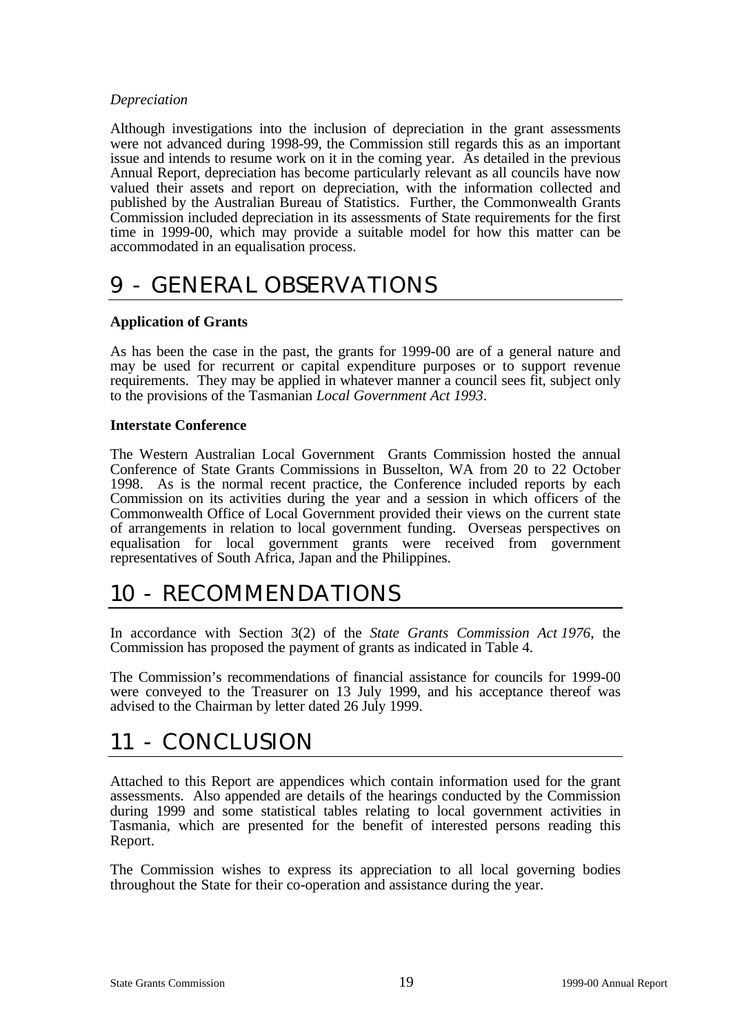*Depreciation*

Although investigations into the inclusion of depreciation in the grant assessments were not advanced during 1998-99, the Commission still regards this as an important issue and intends to resume work on it in the coming year. As detailed in the previous Annual Report, depreciation has become particularly relevant as all councils have now valued their assets and report on depreciation, with the information collected and published by the Australian Bureau of Statistics. Further, the Commonwealth Grants Commission included depreciation in its assessments of State requirements for the first time in 1999-00, which may provide a suitable model for how this matter can be accommodated in an equalisation process.

# 9 - GENERAL OBSERVATIONS

**Application of Grants**

As has been the case in the past, the grants for 1999-00 are of a general nature and may be used for recurrent or capital expenditure purposes or to support revenue requirements. They may be applied in whatever manner a council sees fit, subject only to the provisions of the Tasmanian *Local Government Act 1993*.

**Interstate Conference**

The Western Australian Local Government Grants Commission hosted the annual Conference of State Grants Commissions in Busselton, WA from 20 to 22 October 1998. As is the normal recent practice, the Conference included reports by each Commission on its activities during the year and a session in which officers of the Commonwealth Office of Local Government provided their views on the current state of arrangements in relation to local government funding. Overseas perspectives on equalisation for local government grants were received from government representatives of South Africa, Japan and the Philippines.

# 10 - RECOMMENDATIONS

In accordance with Section 3(2) of the *State Grants Commission Act 1976*, the Commission has proposed the payment of grants as indicated in Table 4.

The Commission's recommendations of financial assistance for councils for 1999-00 were conveyed to the Treasurer on 13 July 1999, and his acceptance thereof was advised to the Chairman by letter dated 26 July 1999.

# 11 - CONCLUSION

Attached to this Report are appendices which contain information used for the grant assessments. Also appended are details of the hearings conducted by the Commission during 1999 and some statistical tables relating to local government activities in Tasmania, which are presented for the benefit of interested persons reading this Report.

The Commission wishes to express its appreciation to all local governing bodies throughout the State for their co-operation and assistance during the year.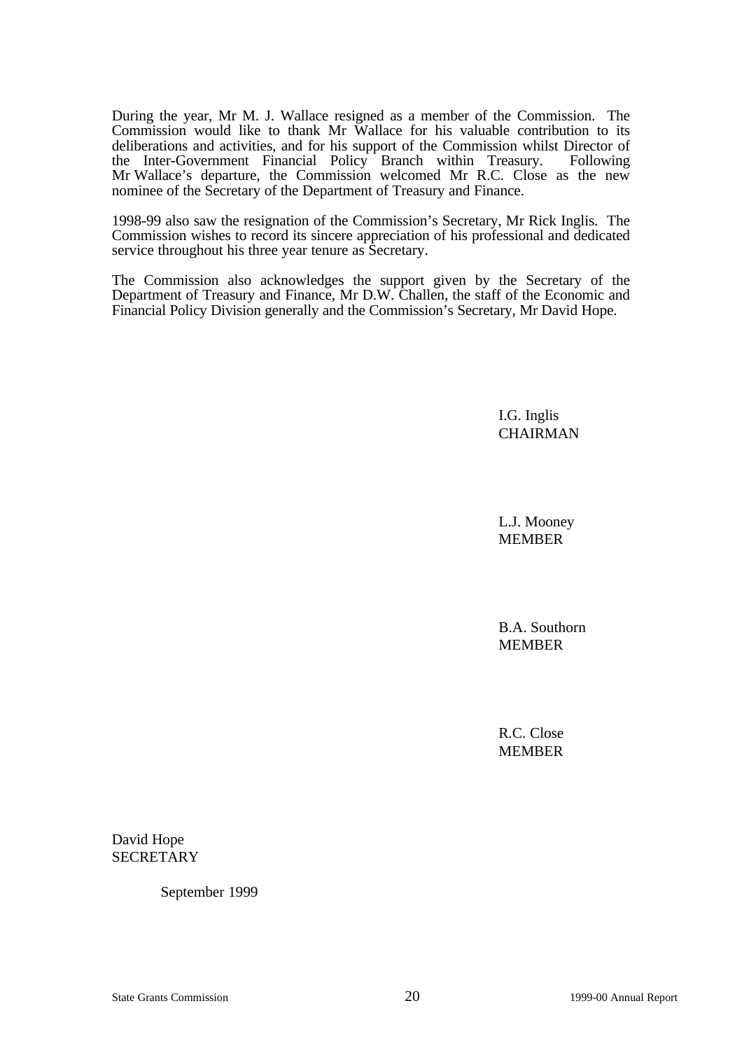During the year, Mr M. J. Wallace resigned as a member of the Commission. The Commission would like to thank Mr Wallace for his valuable contribution to its deliberations and activities, and for his support of the Commission whilst Director of the Inter-Government Financial Policy Branch within Treasury. Following Mr Wallace's departure, the Commission welcomed Mr R.C. Close as the new nominee of the Secretary of the Department of Treasury and Finance.

1998-99 also saw the resignation of the Commission's Secretary, Mr Rick Inglis. The Commission wishes to record its sincere appreciation of his professional and dedicated service throughout his three year tenure as Secretary.

The Commission also acknowledges the support given by the Secretary of the Department of Treasury and Finance, Mr D.W. Challen, the staff of the Economic and Financial Policy Division generally and the Commission's Secretary, Mr David Hope.

I.G. Inglis
CHAIRMAN

L.J. Mooney
MEMBER

B.A. Southorn
MEMBER

R.C. Close
MEMBER

David Hope
SECRETARY

September 1999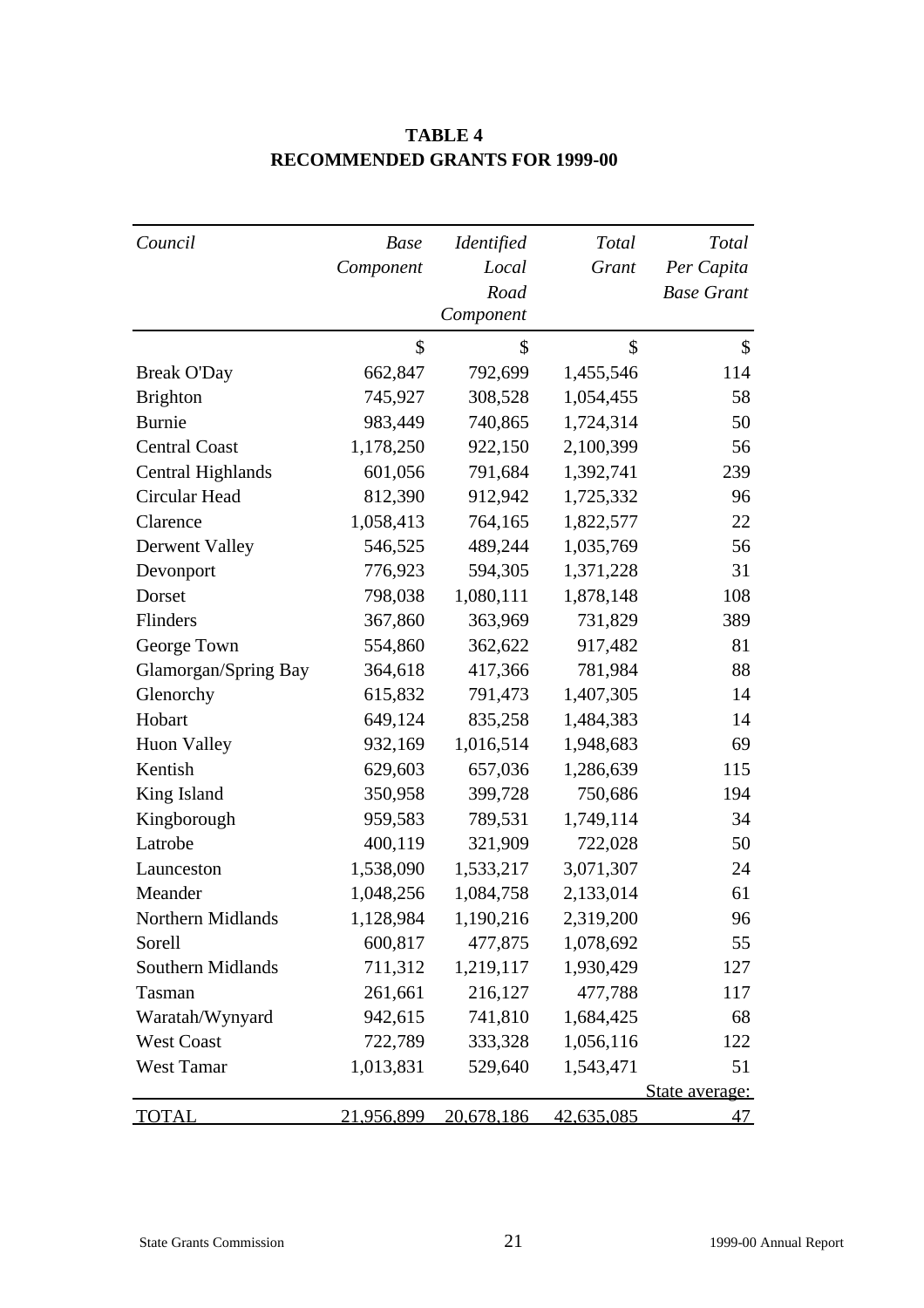**TABLE 4**
**RECOMMENDED GRANTS FOR 1999-00**

| *Council* | *Base Component* | *Identified Local Road Component* | *Total Grant* | *Total Per Capita Base Grant* |
|---|---|---|---|---|
| | $ | $ | $ | $ |
| Break O'Day | 662,847 | 792,699 | 1,455,546 | 114 |
| Brighton | 745,927 | 308,528 | 1,054,455 | 58 |
| Burnie | 983,449 | 740,865 | 1,724,314 | 50 |
| Central Coast | 1,178,250 | 922,150 | 2,100,399 | 56 |
| Central Highlands | 601,056 | 791,684 | 1,392,741 | 239 |
| Circular Head | 812,390 | 912,942 | 1,725,332 | 96 |
| Clarence | 1,058,413 | 764,165 | 1,822,577 | 22 |
| Derwent Valley | 546,525 | 489,244 | 1,035,769 | 56 |
| Devonport | 776,923 | 594,305 | 1,371,228 | 31 |
| Dorset | 798,038 | 1,080,111 | 1,878,148 | 108 |
| Flinders | 367,860 | 363,969 | 731,829 | 389 |
| George Town | 554,860 | 362,622 | 917,482 | 81 |
| Glamorgan/Spring Bay | 364,618 | 417,366 | 781,984 | 88 |
| Glenorchy | 615,832 | 791,473 | 1,407,305 | 14 |
| Hobart | 649,124 | 835,258 | 1,484,383 | 14 |
| Huon Valley | 932,169 | 1,016,514 | 1,948,683 | 69 |
| Kentish | 629,603 | 657,036 | 1,286,639 | 115 |
| King Island | 350,958 | 399,728 | 750,686 | 194 |
| Kingborough | 959,583 | 789,531 | 1,749,114 | 34 |
| Latrobe | 400,119 | 321,909 | 722,028 | 50 |
| Launceston | 1,538,090 | 1,533,217 | 3,071,307 | 24 |
| Meander | 1,048,256 | 1,084,758 | 2,133,014 | 61 |
| Northern Midlands | 1,128,984 | 1,190,216 | 2,319,200 | 96 |
| Sorell | 600,817 | 477,875 | 1,078,692 | 55 |
| Southern Midlands | 711,312 | 1,219,117 | 1,930,429 | 127 |
| Tasman | 261,661 | 216,127 | 477,788 | 117 |
| Waratah/Wynyard | 942,615 | 741,810 | 1,684,425 | 68 |
| West Coast | 722,789 | 333,328 | 1,056,116 | 122 |
| West Tamar | 1,013,831 | 529,640 | 1,543,471 | 51 |
| | | | | State average: |
| TOTAL | 21,956,899 | 20,678,186 | 42,635,085 | 47 |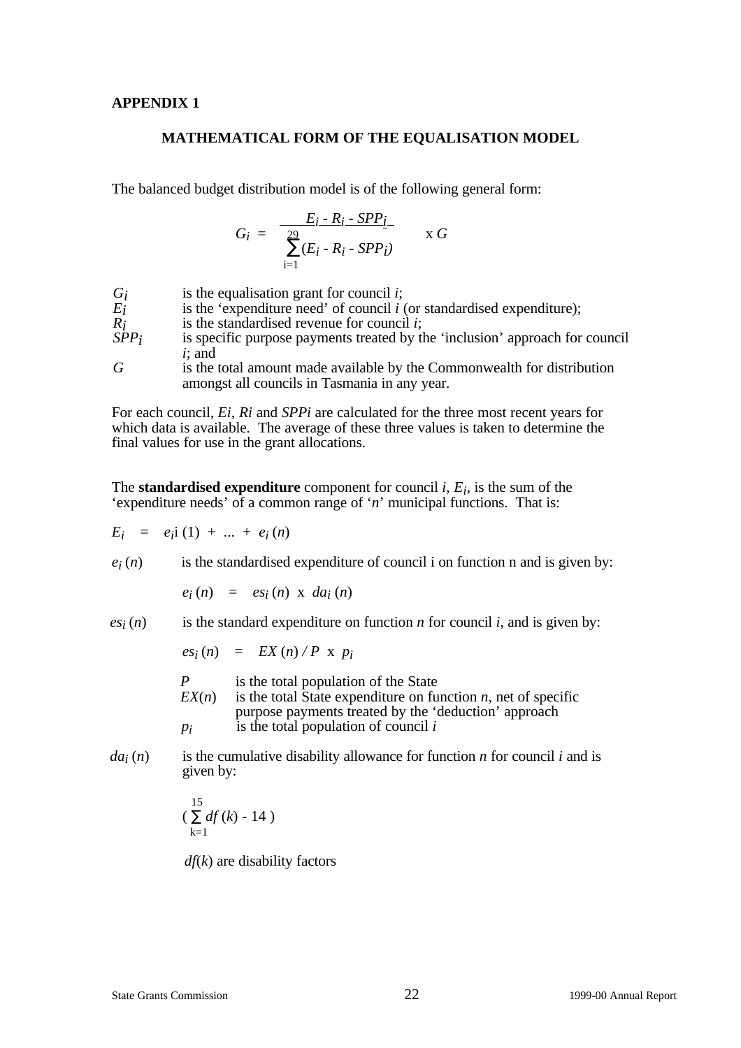**APPENDIX 1**

## MATHEMATICAL FORM OF THE EQUALISATION MODEL

The balanced budget distribution model is of the following general form:

$$G_i = \frac{E_i - R_i - SPP_i}{\sum_{i=1}^{29} (E_i - R_i - SPP_i)} \times G$$

- $G_i$ is the equalisation grant for council *i*;
- $E_i$ is the 'expenditure need' of council *i* (or standardised expenditure);
- $R_i$ is the standardised revenue for council *i*;
- $SPP_i$ is specific purpose payments treated by the 'inclusion' approach for council *i*; and
- $G$ is the total amount made available by the Commonwealth for distribution amongst all councils in Tasmania in any year.

For each council, *Ei, Ri* and *SPPi* are calculated for the three most recent years for which data is available. The average of these three values is taken to determine the final values for use in the grant allocations.

The **standardised expenditure** component for council *i*, $E_i$, is the sum of the 'expenditure needs' of a common range of '*n*' municipal functions. That is:

$$E_i = e_i\text{i}(1) + \ldots + e_i(n)$$

$e_i(n)$ is the standardised expenditure of council i on function n and is given by:

$$e_i(n) = es_i(n) \times da_i(n)$$

$es_i(n)$ is the standard expenditure on function *n* for council *i*, and is given by:

$$es_i(n) = EX(n) / P \times p_i$$

- $P$ is the total population of the State
- $EX(n)$ is the total State expenditure on function *n*, net of specific purpose payments treated by the 'deduction' approach
- $p_i$ is the total population of council *i*

$da_i(n)$ is the cumulative disability allowance for function *n* for council *i* and is given by:

$$\left(\sum_{k=1}^{15} df(k) - 14\right)$$

$df(k)$ are disability factors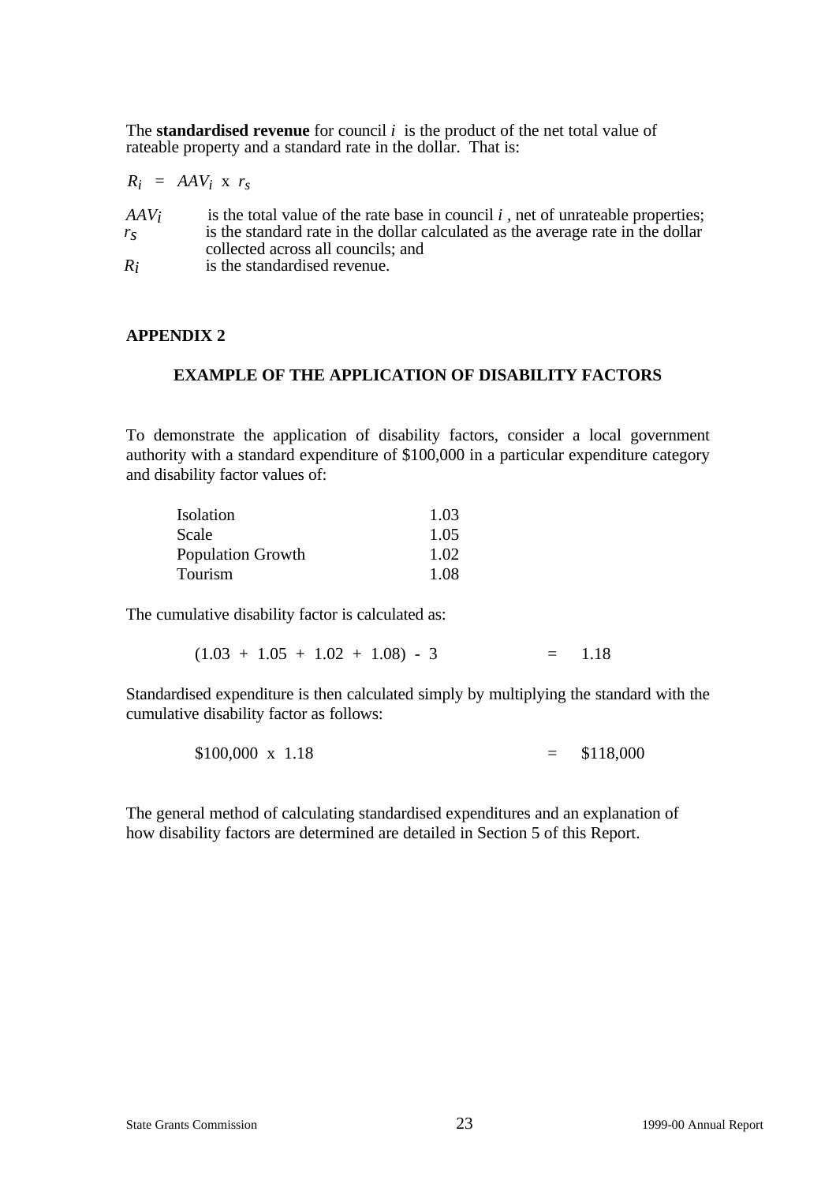The **standardised revenue** for council $i$ is the product of the net total value of rateable property and a standard rate in the dollar. That is:

$$R_i = AAV_i \times r_s$$

$AAV_i$ is the total value of the rate base in council $i$ , net of unrateable properties;
$r_s$ is the standard rate in the dollar calculated as the average rate in the dollar collected across all councils; and
$R_i$ is the standardised revenue.

## APPENDIX 2

### EXAMPLE OF THE APPLICATION OF DISABILITY FACTORS

To demonstrate the application of disability factors, consider a local government authority with a standard expenditure of \$100,000 in a particular expenditure category and disability factor values of:

| | |
|---|---|
| Isolation | 1.03 |
| Scale | 1.05 |
| Population Growth | 1.02 |
| Tourism | 1.08 |

The cumulative disability factor is calculated as:

$$(1.03 + 1.05 + 1.02 + 1.08) - 3 = 1.18$$

Standardised expenditure is then calculated simply by multiplying the standard with the cumulative disability factor as follows:

$$\$100{,}000 \times 1.18 = \$118{,}000$$

The general method of calculating standardised expenditures and an explanation of how disability factors are determined are detailed in Section 5 of this Report.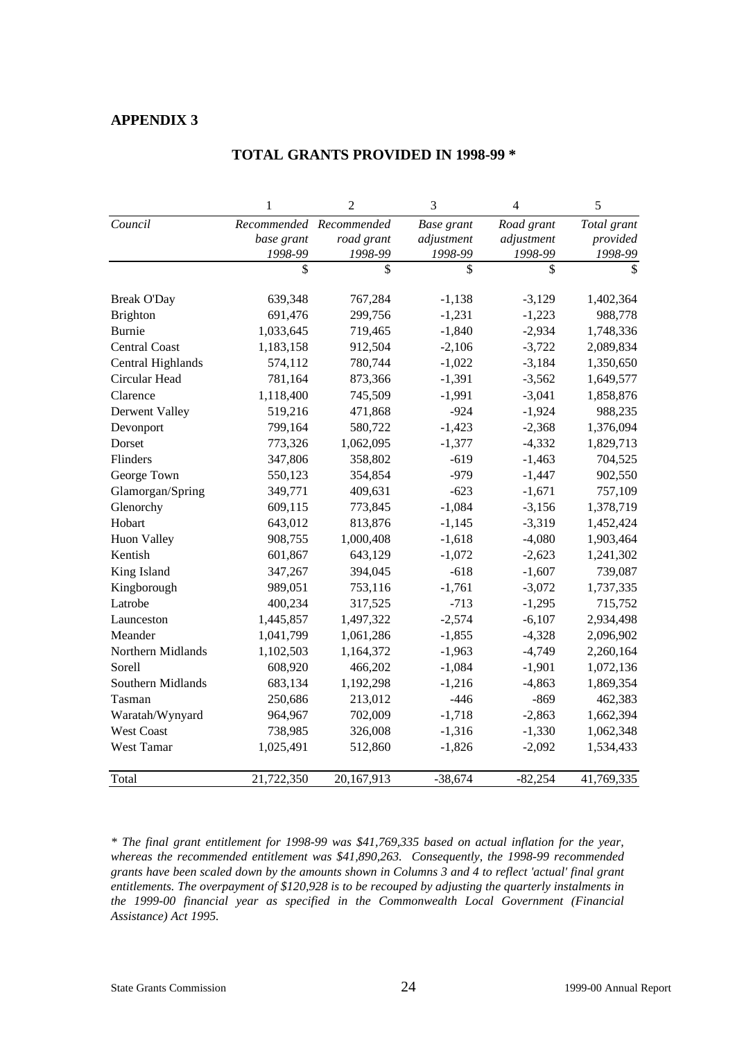# APPENDIX 3

## TOTAL GRANTS PROVIDED IN 1998-99 *

| | 1 | 2 | 3 | 4 | 5 |
|---|---|---|---|---|---|
| *Council* | *Recommended base grant 1998-99* | *Recommended road grant 1998-99* | *Base grant adjustment 1998-99* | *Road grant adjustment 1998-99* | *Total grant provided 1998-99* |
| | $ | $ | $ | $ | $ |
| Break O'Day | 639,348 | 767,284 | -1,138 | -3,129 | 1,402,364 |
| Brighton | 691,476 | 299,756 | -1,231 | -1,223 | 988,778 |
| Burnie | 1,033,645 | 719,465 | -1,840 | -2,934 | 1,748,336 |
| Central Coast | 1,183,158 | 912,504 | -2,106 | -3,722 | 2,089,834 |
| Central Highlands | 574,112 | 780,744 | -1,022 | -3,184 | 1,350,650 |
| Circular Head | 781,164 | 873,366 | -1,391 | -3,562 | 1,649,577 |
| Clarence | 1,118,400 | 745,509 | -1,991 | -3,041 | 1,858,876 |
| Derwent Valley | 519,216 | 471,868 | -924 | -1,924 | 988,235 |
| Devonport | 799,164 | 580,722 | -1,423 | -2,368 | 1,376,094 |
| Dorset | 773,326 | 1,062,095 | -1,377 | -4,332 | 1,829,713 |
| Flinders | 347,806 | 358,802 | -619 | -1,463 | 704,525 |
| George Town | 550,123 | 354,854 | -979 | -1,447 | 902,550 |
| Glamorgan/Spring | 349,771 | 409,631 | -623 | -1,671 | 757,109 |
| Glenorchy | 609,115 | 773,845 | -1,084 | -3,156 | 1,378,719 |
| Hobart | 643,012 | 813,876 | -1,145 | -3,319 | 1,452,424 |
| Huon Valley | 908,755 | 1,000,408 | -1,618 | -4,080 | 1,903,464 |
| Kentish | 601,867 | 643,129 | -1,072 | -2,623 | 1,241,302 |
| King Island | 347,267 | 394,045 | -618 | -1,607 | 739,087 |
| Kingborough | 989,051 | 753,116 | -1,761 | -3,072 | 1,737,335 |
| Latrobe | 400,234 | 317,525 | -713 | -1,295 | 715,752 |
| Launceston | 1,445,857 | 1,497,322 | -2,574 | -6,107 | 2,934,498 |
| Meander | 1,041,799 | 1,061,286 | -1,855 | -4,328 | 2,096,902 |
| Northern Midlands | 1,102,503 | 1,164,372 | -1,963 | -4,749 | 2,260,164 |
| Sorell | 608,920 | 466,202 | -1,084 | -1,901 | 1,072,136 |
| Southern Midlands | 683,134 | 1,192,298 | -1,216 | -4,863 | 1,869,354 |
| Tasman | 250,686 | 213,012 | -446 | -869 | 462,383 |
| Waratah/Wynyard | 964,967 | 702,009 | -1,718 | -2,863 | 1,662,394 |
| West Coast | 738,985 | 326,008 | -1,316 | -1,330 | 1,062,348 |
| West Tamar | 1,025,491 | 512,860 | -1,826 | -2,092 | 1,534,433 |
| Total | 21,722,350 | 20,167,913 | -38,674 | -82,254 | 41,769,335 |

*\* The final grant entitlement for 1998-99 was $41,769,335 based on actual inflation for the year, whereas the recommended entitlement was $41,890,263. Consequently, the 1998-99 recommended grants have been scaled down by the amounts shown in Columns 3 and 4 to reflect 'actual' final grant entitlements. The overpayment of $120,928 is to be recouped by adjusting the quarterly instalments in the 1999-00 financial year as specified in the Commonwealth Local Government (Financial Assistance) Act 1995.*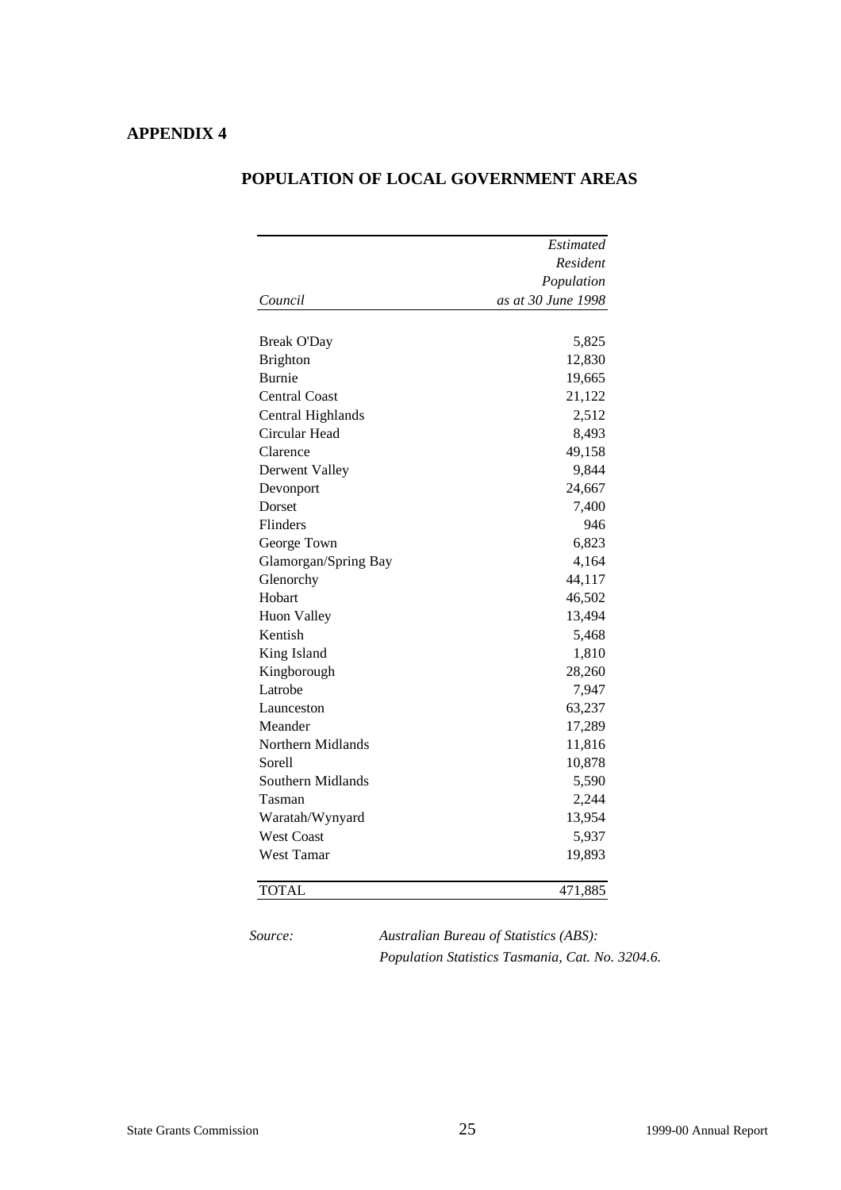**APPENDIX 4**

## POPULATION OF LOCAL GOVERNMENT AREAS

| *Council* | *Estimated Resident Population as at 30 June 1998* |
|---|---:|
| Break O'Day | 5,825 |
| Brighton | 12,830 |
| Burnie | 19,665 |
| Central Coast | 21,122 |
| Central Highlands | 2,512 |
| Circular Head | 8,493 |
| Clarence | 49,158 |
| Derwent Valley | 9,844 |
| Devonport | 24,667 |
| Dorset | 7,400 |
| Flinders | 946 |
| George Town | 6,823 |
| Glamorgan/Spring Bay | 4,164 |
| Glenorchy | 44,117 |
| Hobart | 46,502 |
| Huon Valley | 13,494 |
| Kentish | 5,468 |
| King Island | 1,810 |
| Kingborough | 28,260 |
| Latrobe | 7,947 |
| Launceston | 63,237 |
| Meander | 17,289 |
| Northern Midlands | 11,816 |
| Sorell | 10,878 |
| Southern Midlands | 5,590 |
| Tasman | 2,244 |
| Waratah/Wynyard | 13,954 |
| West Coast | 5,937 |
| West Tamar | 19,893 |
| TOTAL | 471,885 |

*Source:* *Australian Bureau of Statistics (ABS): Population Statistics Tasmania, Cat. No. 3204.6.*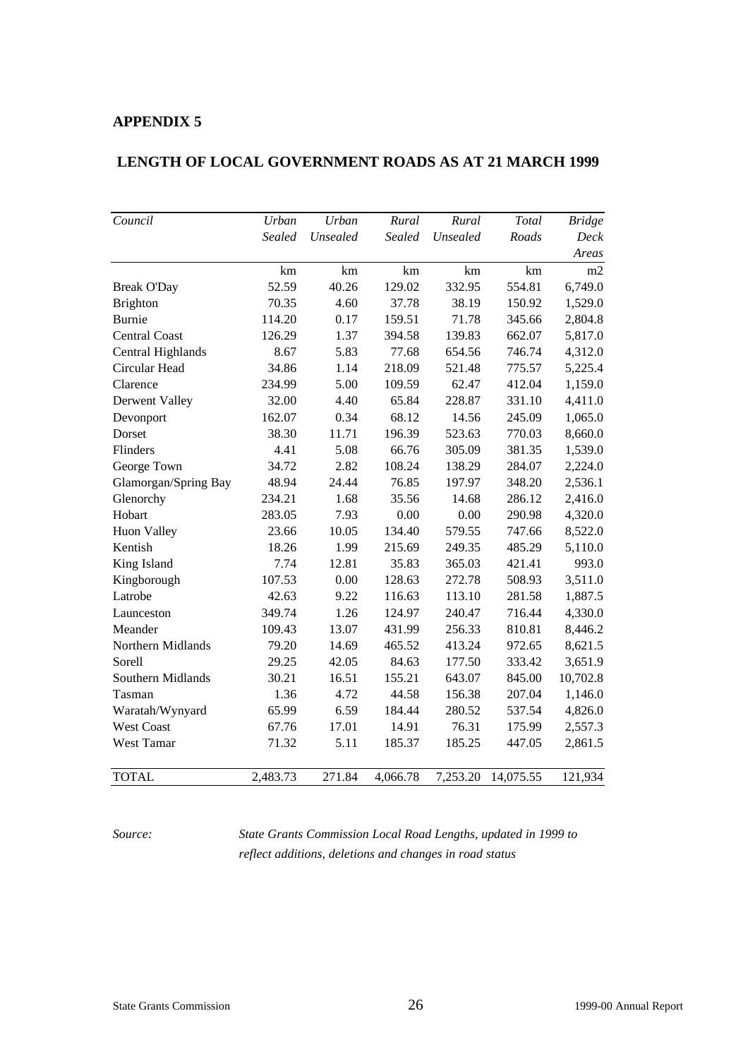## APPENDIX 5

### LENGTH OF LOCAL GOVERNMENT ROADS AS AT 21 MARCH 1999

| *Council* | *Urban Sealed* | *Urban Unsealed* | *Rural Sealed* | *Rural Unsealed* | *Total Roads* | *Bridge Deck Areas* |
|---|---|---|---|---|---|---|
| | km | km | km | km | km | m2 |
| Break O'Day | 52.59 | 40.26 | 129.02 | 332.95 | 554.81 | 6,749.0 |
| Brighton | 70.35 | 4.60 | 37.78 | 38.19 | 150.92 | 1,529.0 |
| Burnie | 114.20 | 0.17 | 159.51 | 71.78 | 345.66 | 2,804.8 |
| Central Coast | 126.29 | 1.37 | 394.58 | 139.83 | 662.07 | 5,817.0 |
| Central Highlands | 8.67 | 5.83 | 77.68 | 654.56 | 746.74 | 4,312.0 |
| Circular Head | 34.86 | 1.14 | 218.09 | 521.48 | 775.57 | 5,225.4 |
| Clarence | 234.99 | 5.00 | 109.59 | 62.47 | 412.04 | 1,159.0 |
| Derwent Valley | 32.00 | 4.40 | 65.84 | 228.87 | 331.10 | 4,411.0 |
| Devonport | 162.07 | 0.34 | 68.12 | 14.56 | 245.09 | 1,065.0 |
| Dorset | 38.30 | 11.71 | 196.39 | 523.63 | 770.03 | 8,660.0 |
| Flinders | 4.41 | 5.08 | 66.76 | 305.09 | 381.35 | 1,539.0 |
| George Town | 34.72 | 2.82 | 108.24 | 138.29 | 284.07 | 2,224.0 |
| Glamorgan/Spring Bay | 48.94 | 24.44 | 76.85 | 197.97 | 348.20 | 2,536.1 |
| Glenorchy | 234.21 | 1.68 | 35.56 | 14.68 | 286.12 | 2,416.0 |
| Hobart | 283.05 | 7.93 | 0.00 | 0.00 | 290.98 | 4,320.0 |
| Huon Valley | 23.66 | 10.05 | 134.40 | 579.55 | 747.66 | 8,522.0 |
| Kentish | 18.26 | 1.99 | 215.69 | 249.35 | 485.29 | 5,110.0 |
| King Island | 7.74 | 12.81 | 35.83 | 365.03 | 421.41 | 993.0 |
| Kingborough | 107.53 | 0.00 | 128.63 | 272.78 | 508.93 | 3,511.0 |
| Latrobe | 42.63 | 9.22 | 116.63 | 113.10 | 281.58 | 1,887.5 |
| Launceston | 349.74 | 1.26 | 124.97 | 240.47 | 716.44 | 4,330.0 |
| Meander | 109.43 | 13.07 | 431.99 | 256.33 | 810.81 | 8,446.2 |
| Northern Midlands | 79.20 | 14.69 | 465.52 | 413.24 | 972.65 | 8,621.5 |
| Sorell | 29.25 | 42.05 | 84.63 | 177.50 | 333.42 | 3,651.9 |
| Southern Midlands | 30.21 | 16.51 | 155.21 | 643.07 | 845.00 | 10,702.8 |
| Tasman | 1.36 | 4.72 | 44.58 | 156.38 | 207.04 | 1,146.0 |
| Waratah/Wynyard | 65.99 | 6.59 | 184.44 | 280.52 | 537.54 | 4,826.0 |
| West Coast | 67.76 | 17.01 | 14.91 | 76.31 | 175.99 | 2,557.3 |
| West Tamar | 71.32 | 5.11 | 185.37 | 185.25 | 447.05 | 2,861.5 |
| TOTAL | 2,483.73 | 271.84 | 4,066.78 | 7,253.20 | 14,075.55 | 121,934 |

*Source:* *State Grants Commission Local Road Lengths, updated in 1999 to reflect additions, deletions and changes in road status*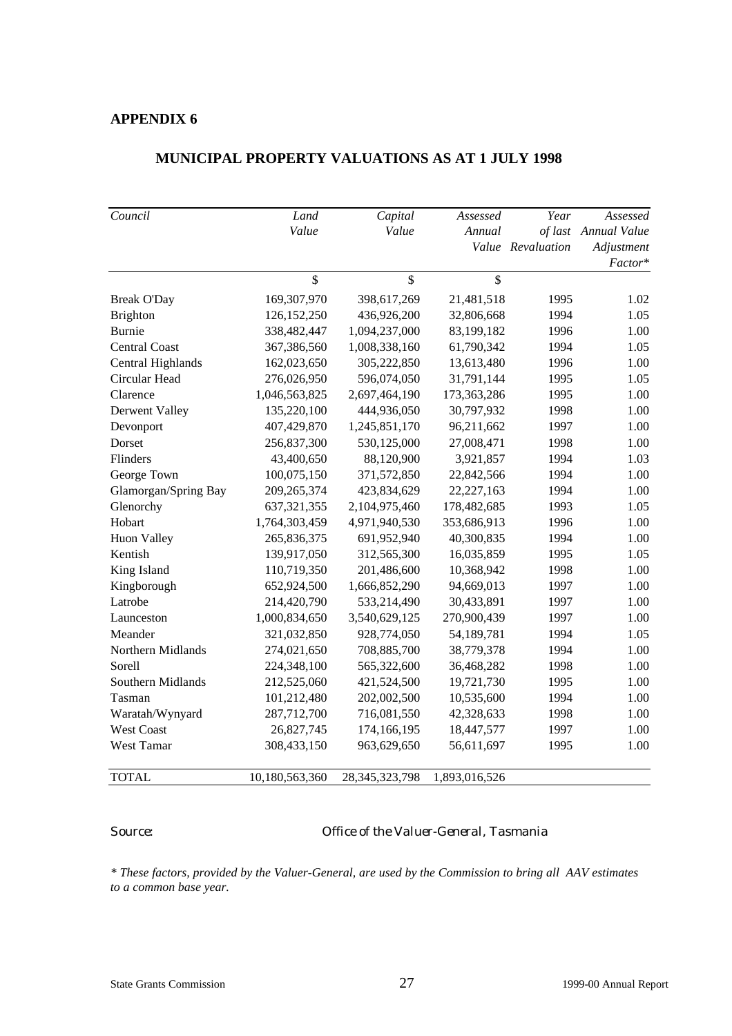# APPENDIX 6

## MUNICIPAL PROPERTY VALUATIONS AS AT 1 JULY 1998

| *Council* | *Land Value* | *Capital Value* | *Assessed Annual Value* | *Year of last Revaluation* | *Assessed Annual Value Adjustment Factor** |
|---|---|---|---|---|---|
| | $ | $ | $ | | |
| Break O'Day | 169,307,970 | 398,617,269 | 21,481,518 | 1995 | 1.02 |
| Brighton | 126,152,250 | 436,926,200 | 32,806,668 | 1994 | 1.05 |
| Burnie | 338,482,447 | 1,094,237,000 | 83,199,182 | 1996 | 1.00 |
| Central Coast | 367,386,560 | 1,008,338,160 | 61,790,342 | 1994 | 1.05 |
| Central Highlands | 162,023,650 | 305,222,850 | 13,613,480 | 1996 | 1.00 |
| Circular Head | 276,026,950 | 596,074,050 | 31,791,144 | 1995 | 1.05 |
| Clarence | 1,046,563,825 | 2,697,464,190 | 173,363,286 | 1995 | 1.00 |
| Derwent Valley | 135,220,100 | 444,936,050 | 30,797,932 | 1998 | 1.00 |
| Devonport | 407,429,870 | 1,245,851,170 | 96,211,662 | 1997 | 1.00 |
| Dorset | 256,837,300 | 530,125,000 | 27,008,471 | 1998 | 1.00 |
| Flinders | 43,400,650 | 88,120,900 | 3,921,857 | 1994 | 1.03 |
| George Town | 100,075,150 | 371,572,850 | 22,842,566 | 1994 | 1.00 |
| Glamorgan/Spring Bay | 209,265,374 | 423,834,629 | 22,227,163 | 1994 | 1.00 |
| Glenorchy | 637,321,355 | 2,104,975,460 | 178,482,685 | 1993 | 1.05 |
| Hobart | 1,764,303,459 | 4,971,940,530 | 353,686,913 | 1996 | 1.00 |
| Huon Valley | 265,836,375 | 691,952,940 | 40,300,835 | 1994 | 1.00 |
| Kentish | 139,917,050 | 312,565,300 | 16,035,859 | 1995 | 1.05 |
| King Island | 110,719,350 | 201,486,600 | 10,368,942 | 1998 | 1.00 |
| Kingborough | 652,924,500 | 1,666,852,290 | 94,669,013 | 1997 | 1.00 |
| Latrobe | 214,420,790 | 533,214,490 | 30,433,891 | 1997 | 1.00 |
| Launceston | 1,000,834,650 | 3,540,629,125 | 270,900,439 | 1997 | 1.00 |
| Meander | 321,032,850 | 928,774,050 | 54,189,781 | 1994 | 1.05 |
| Northern Midlands | 274,021,650 | 708,885,700 | 38,779,378 | 1994 | 1.00 |
| Sorell | 224,348,100 | 565,322,600 | 36,468,282 | 1998 | 1.00 |
| Southern Midlands | 212,525,060 | 421,524,500 | 19,721,730 | 1995 | 1.00 |
| Tasman | 101,212,480 | 202,002,500 | 10,535,600 | 1994 | 1.00 |
| Waratah/Wynyard | 287,712,700 | 716,081,550 | 42,328,633 | 1998 | 1.00 |
| West Coast | 26,827,745 | 174,166,195 | 18,447,577 | 1997 | 1.00 |
| West Tamar | 308,433,150 | 963,629,650 | 56,611,697 | 1995 | 1.00 |
| TOTAL | 10,180,563,360 | 28,345,323,798 | 1,893,016,526 | | |

Source: *Office of the Valuer-General, Tasmania*

*\* These factors, provided by the Valuer-General, are used by the Commission to bring all AAV estimates to a common base year.*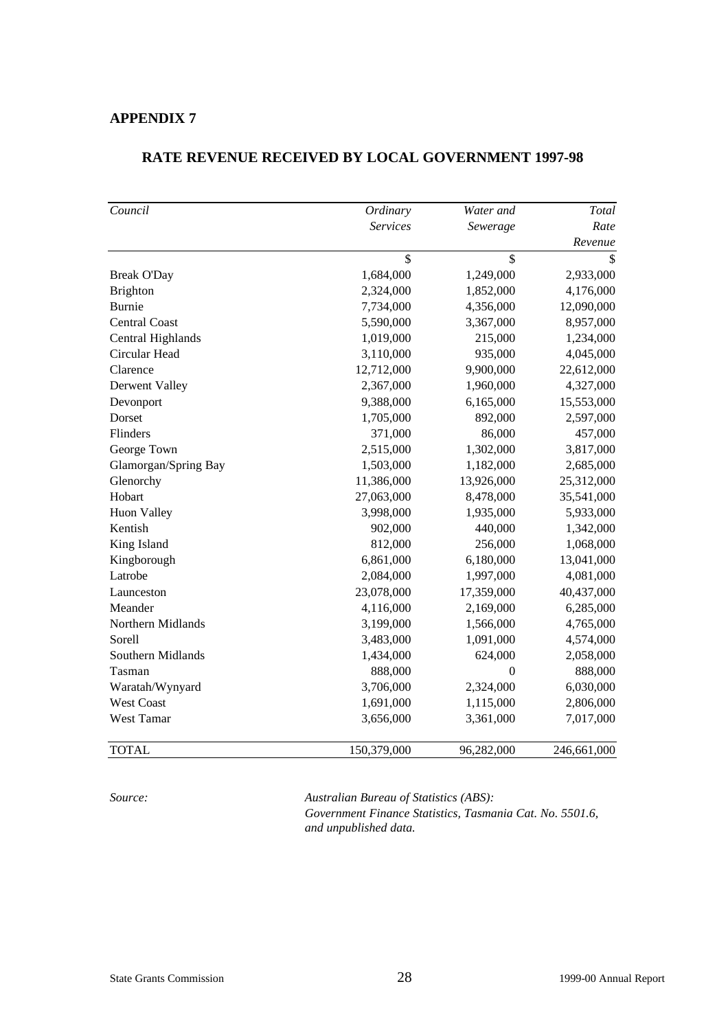## APPENDIX 7

### RATE REVENUE RECEIVED BY LOCAL GOVERNMENT 1997-98

| *Council* | *Ordinary Services* | *Water and Sewerage* | *Total Rate Revenue* |
|---|---|---|---|
| | $ | $ | $ |
| Break O'Day | 1,684,000 | 1,249,000 | 2,933,000 |
| Brighton | 2,324,000 | 1,852,000 | 4,176,000 |
| Burnie | 7,734,000 | 4,356,000 | 12,090,000 |
| Central Coast | 5,590,000 | 3,367,000 | 8,957,000 |
| Central Highlands | 1,019,000 | 215,000 | 1,234,000 |
| Circular Head | 3,110,000 | 935,000 | 4,045,000 |
| Clarence | 12,712,000 | 9,900,000 | 22,612,000 |
| Derwent Valley | 2,367,000 | 1,960,000 | 4,327,000 |
| Devonport | 9,388,000 | 6,165,000 | 15,553,000 |
| Dorset | 1,705,000 | 892,000 | 2,597,000 |
| Flinders | 371,000 | 86,000 | 457,000 |
| George Town | 2,515,000 | 1,302,000 | 3,817,000 |
| Glamorgan/Spring Bay | 1,503,000 | 1,182,000 | 2,685,000 |
| Glenorchy | 11,386,000 | 13,926,000 | 25,312,000 |
| Hobart | 27,063,000 | 8,478,000 | 35,541,000 |
| Huon Valley | 3,998,000 | 1,935,000 | 5,933,000 |
| Kentish | 902,000 | 440,000 | 1,342,000 |
| King Island | 812,000 | 256,000 | 1,068,000 |
| Kingborough | 6,861,000 | 6,180,000 | 13,041,000 |
| Latrobe | 2,084,000 | 1,997,000 | 4,081,000 |
| Launceston | 23,078,000 | 17,359,000 | 40,437,000 |
| Meander | 4,116,000 | 2,169,000 | 6,285,000 |
| Northern Midlands | 3,199,000 | 1,566,000 | 4,765,000 |
| Sorell | 3,483,000 | 1,091,000 | 4,574,000 |
| Southern Midlands | 1,434,000 | 624,000 | 2,058,000 |
| Tasman | 888,000 | 0 | 888,000 |
| Waratah/Wynyard | 3,706,000 | 2,324,000 | 6,030,000 |
| West Coast | 1,691,000 | 1,115,000 | 2,806,000 |
| West Tamar | 3,656,000 | 3,361,000 | 7,017,000 |
| TOTAL | 150,379,000 | 96,282,000 | 246,661,000 |

*Source:* *Australian Bureau of Statistics (ABS): Government Finance Statistics, Tasmania Cat. No. 5501.6, and unpublished data.*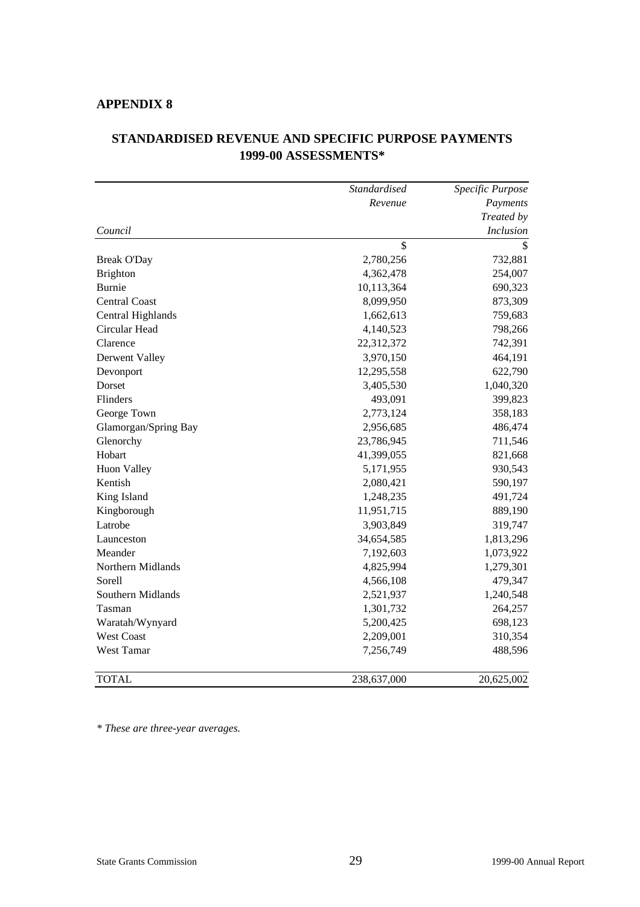# APPENDIX 8

## STANDARDISED REVENUE AND SPECIFIC PURPOSE PAYMENTS 1999-00 ASSESSMENTS*

| *Council* | *Standardised Revenue* | *Specific Purpose Payments Treated by Inclusion* |
|---|---:|---:|
| | $ | $ |
| Break O'Day | 2,780,256 | 732,881 |
| Brighton | 4,362,478 | 254,007 |
| Burnie | 10,113,364 | 690,323 |
| Central Coast | 8,099,950 | 873,309 |
| Central Highlands | 1,662,613 | 759,683 |
| Circular Head | 4,140,523 | 798,266 |
| Clarence | 22,312,372 | 742,391 |
| Derwent Valley | 3,970,150 | 464,191 |
| Devonport | 12,295,558 | 622,790 |
| Dorset | 3,405,530 | 1,040,320 |
| Flinders | 493,091 | 399,823 |
| George Town | 2,773,124 | 358,183 |
| Glamorgan/Spring Bay | 2,956,685 | 486,474 |
| Glenorchy | 23,786,945 | 711,546 |
| Hobart | 41,399,055 | 821,668 |
| Huon Valley | 5,171,955 | 930,543 |
| Kentish | 2,080,421 | 590,197 |
| King Island | 1,248,235 | 491,724 |
| Kingborough | 11,951,715 | 889,190 |
| Latrobe | 3,903,849 | 319,747 |
| Launceston | 34,654,585 | 1,813,296 |
| Meander | 7,192,603 | 1,073,922 |
| Northern Midlands | 4,825,994 | 1,279,301 |
| Sorell | 4,566,108 | 479,347 |
| Southern Midlands | 2,521,937 | 1,240,548 |
| Tasman | 1,301,732 | 264,257 |
| Waratah/Wynyard | 5,200,425 | 698,123 |
| West Coast | 2,209,001 | 310,354 |
| West Tamar | 7,256,749 | 488,596 |
| TOTAL | 238,637,000 | 20,625,002 |

*\* These are three-year averages.*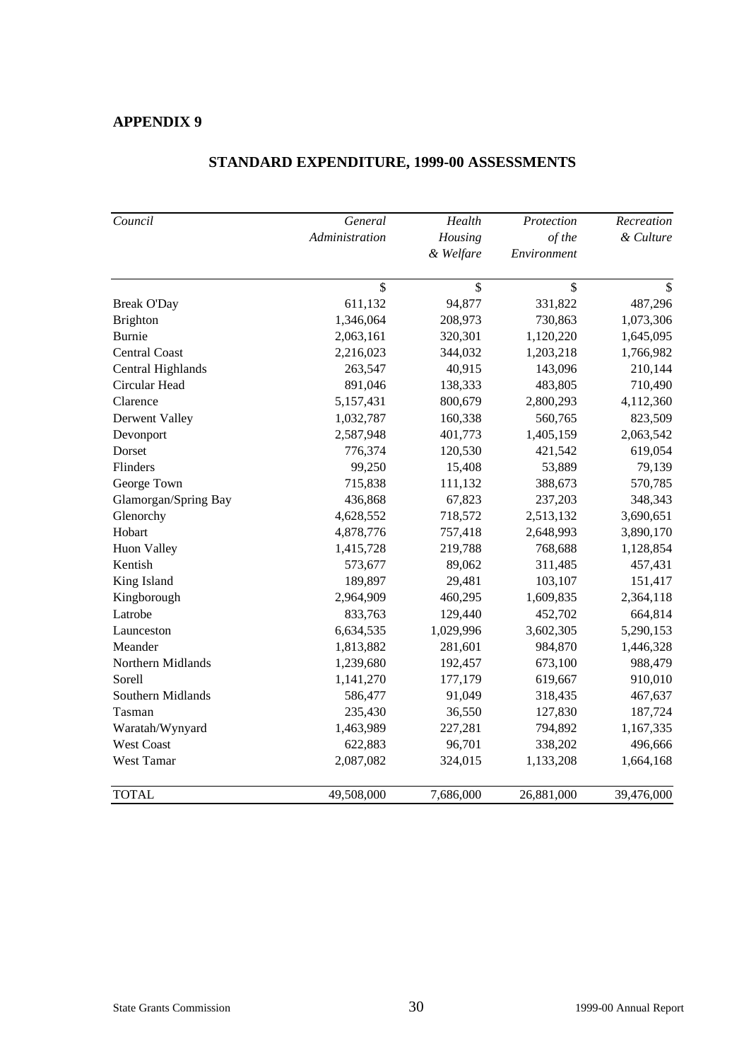## APPENDIX 9

## STANDARD EXPENDITURE, 1999-00 ASSESSMENTS

| *Council* | *General Administration* | *Health Housing & Welfare* | *Protection of the Environment* | *Recreation & Culture* |
|---|---|---|---|---|
| | $ | $ | $ | $ |
| Break O'Day | 611,132 | 94,877 | 331,822 | 487,296 |
| Brighton | 1,346,064 | 208,973 | 730,863 | 1,073,306 |
| Burnie | 2,063,161 | 320,301 | 1,120,220 | 1,645,095 |
| Central Coast | 2,216,023 | 344,032 | 1,203,218 | 1,766,982 |
| Central Highlands | 263,547 | 40,915 | 143,096 | 210,144 |
| Circular Head | 891,046 | 138,333 | 483,805 | 710,490 |
| Clarence | 5,157,431 | 800,679 | 2,800,293 | 4,112,360 |
| Derwent Valley | 1,032,787 | 160,338 | 560,765 | 823,509 |
| Devonport | 2,587,948 | 401,773 | 1,405,159 | 2,063,542 |
| Dorset | 776,374 | 120,530 | 421,542 | 619,054 |
| Flinders | 99,250 | 15,408 | 53,889 | 79,139 |
| George Town | 715,838 | 111,132 | 388,673 | 570,785 |
| Glamorgan/Spring Bay | 436,868 | 67,823 | 237,203 | 348,343 |
| Glenorchy | 4,628,552 | 718,572 | 2,513,132 | 3,690,651 |
| Hobart | 4,878,776 | 757,418 | 2,648,993 | 3,890,170 |
| Huon Valley | 1,415,728 | 219,788 | 768,688 | 1,128,854 |
| Kentish | 573,677 | 89,062 | 311,485 | 457,431 |
| King Island | 189,897 | 29,481 | 103,107 | 151,417 |
| Kingborough | 2,964,909 | 460,295 | 1,609,835 | 2,364,118 |
| Latrobe | 833,763 | 129,440 | 452,702 | 664,814 |
| Launceston | 6,634,535 | 1,029,996 | 3,602,305 | 5,290,153 |
| Meander | 1,813,882 | 281,601 | 984,870 | 1,446,328 |
| Northern Midlands | 1,239,680 | 192,457 | 673,100 | 988,479 |
| Sorell | 1,141,270 | 177,179 | 619,667 | 910,010 |
| Southern Midlands | 586,477 | 91,049 | 318,435 | 467,637 |
| Tasman | 235,430 | 36,550 | 127,830 | 187,724 |
| Waratah/Wynyard | 1,463,989 | 227,281 | 794,892 | 1,167,335 |
| West Coast | 622,883 | 96,701 | 338,202 | 496,666 |
| West Tamar | 2,087,082 | 324,015 | 1,133,208 | 1,664,168 |
| TOTAL | 49,508,000 | 7,686,000 | 26,881,000 | 39,476,000 |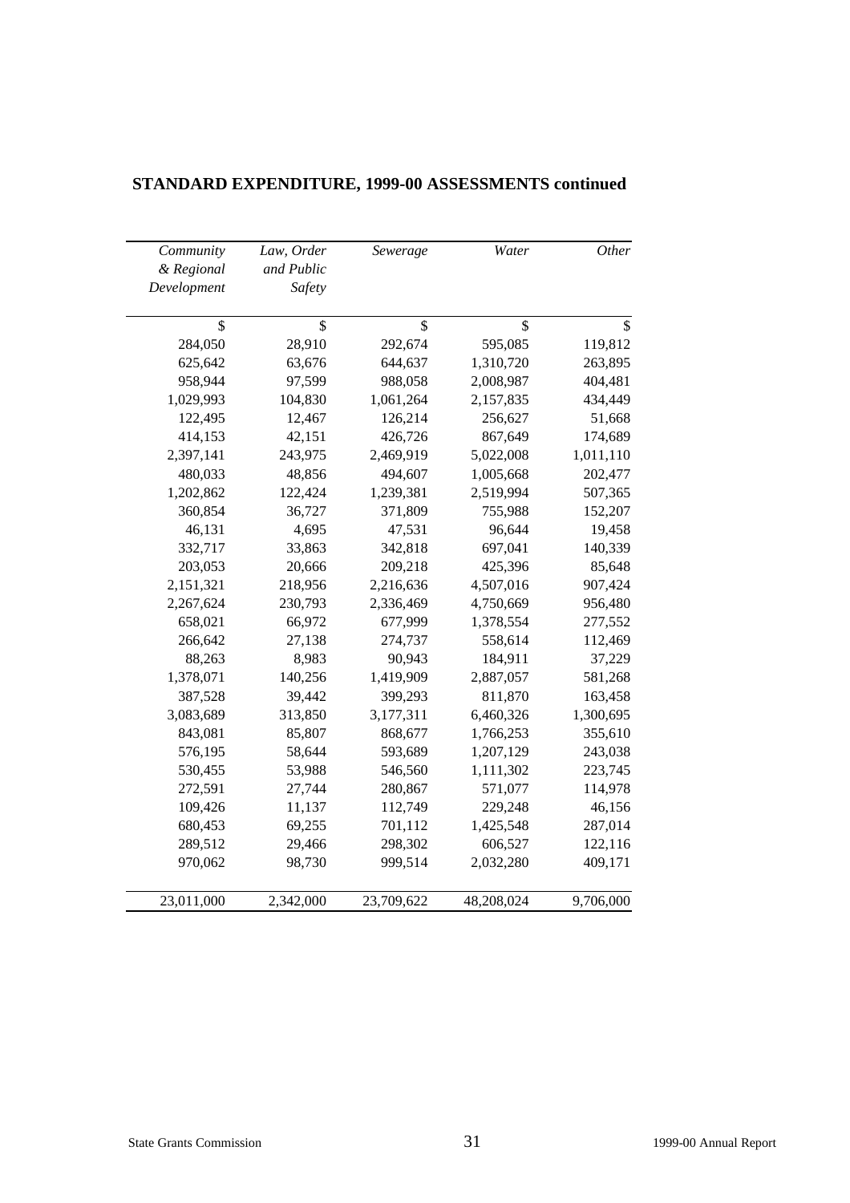## STANDARD EXPENDITURE, 1999-00 ASSESSMENTS continued

| *Community & Regional Development* | *Law, Order and Public Safety* | *Sewerage* | *Water* | *Other* |
|---|---|---|---|---|
| $ | $ | $ | $ | $ |
| 284,050 | 28,910 | 292,674 | 595,085 | 119,812 |
| 625,642 | 63,676 | 644,637 | 1,310,720 | 263,895 |
| 958,944 | 97,599 | 988,058 | 2,008,987 | 404,481 |
| 1,029,993 | 104,830 | 1,061,264 | 2,157,835 | 434,449 |
| 122,495 | 12,467 | 126,214 | 256,627 | 51,668 |
| 414,153 | 42,151 | 426,726 | 867,649 | 174,689 |
| 2,397,141 | 243,975 | 2,469,919 | 5,022,008 | 1,011,110 |
| 480,033 | 48,856 | 494,607 | 1,005,668 | 202,477 |
| 1,202,862 | 122,424 | 1,239,381 | 2,519,994 | 507,365 |
| 360,854 | 36,727 | 371,809 | 755,988 | 152,207 |
| 46,131 | 4,695 | 47,531 | 96,644 | 19,458 |
| 332,717 | 33,863 | 342,818 | 697,041 | 140,339 |
| 203,053 | 20,666 | 209,218 | 425,396 | 85,648 |
| 2,151,321 | 218,956 | 2,216,636 | 4,507,016 | 907,424 |
| 2,267,624 | 230,793 | 2,336,469 | 4,750,669 | 956,480 |
| 658,021 | 66,972 | 677,999 | 1,378,554 | 277,552 |
| 266,642 | 27,138 | 274,737 | 558,614 | 112,469 |
| 88,263 | 8,983 | 90,943 | 184,911 | 37,229 |
| 1,378,071 | 140,256 | 1,419,909 | 2,887,057 | 581,268 |
| 387,528 | 39,442 | 399,293 | 811,870 | 163,458 |
| 3,083,689 | 313,850 | 3,177,311 | 6,460,326 | 1,300,695 |
| 843,081 | 85,807 | 868,677 | 1,766,253 | 355,610 |
| 576,195 | 58,644 | 593,689 | 1,207,129 | 243,038 |
| 530,455 | 53,988 | 546,560 | 1,111,302 | 223,745 |
| 272,591 | 27,744 | 280,867 | 571,077 | 114,978 |
| 109,426 | 11,137 | 112,749 | 229,248 | 46,156 |
| 680,453 | 69,255 | 701,112 | 1,425,548 | 287,014 |
| 289,512 | 29,466 | 298,302 | 606,527 | 122,116 |
| 970,062 | 98,730 | 999,514 | 2,032,280 | 409,171 |
| 23,011,000 | 2,342,000 | 23,709,622 | 48,208,024 | 9,706,000 |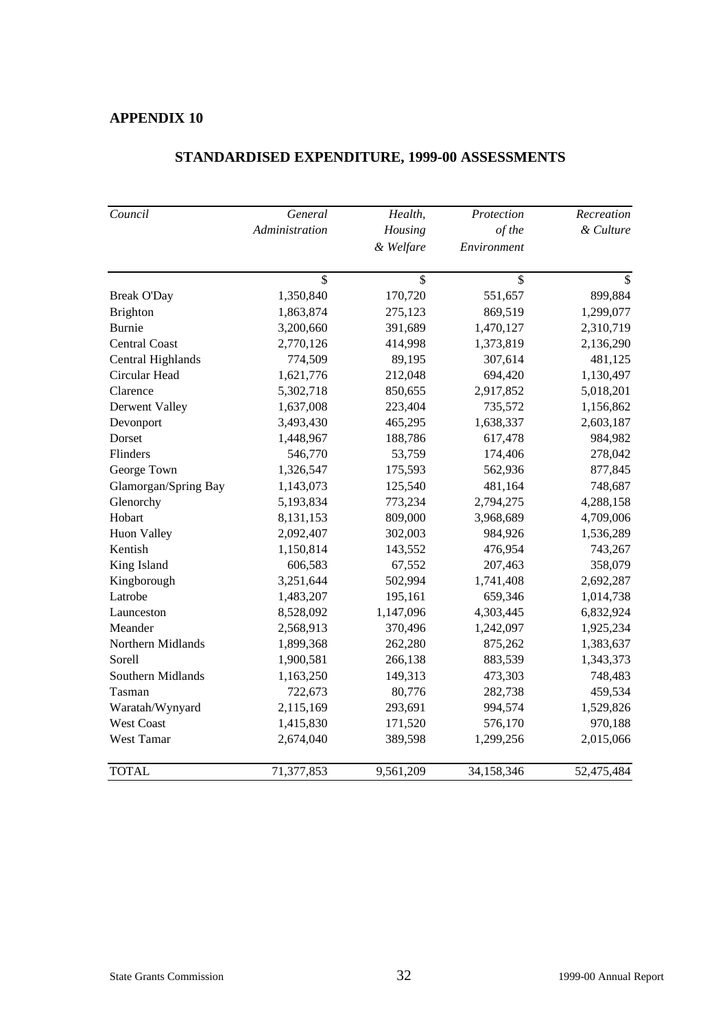**APPENDIX 10**

## STANDARDISED EXPENDITURE, 1999-00 ASSESSMENTS

| *Council* | *General Administration* | *Health, Housing & Welfare* | *Protection of the Environment* | *Recreation & Culture* |
|---|---|---|---|---|
| | $ | $ | $ | $ |
| Break O'Day | 1,350,840 | 170,720 | 551,657 | 899,884 |
| Brighton | 1,863,874 | 275,123 | 869,519 | 1,299,077 |
| Burnie | 3,200,660 | 391,689 | 1,470,127 | 2,310,719 |
| Central Coast | 2,770,126 | 414,998 | 1,373,819 | 2,136,290 |
| Central Highlands | 774,509 | 89,195 | 307,614 | 481,125 |
| Circular Head | 1,621,776 | 212,048 | 694,420 | 1,130,497 |
| Clarence | 5,302,718 | 850,655 | 2,917,852 | 5,018,201 |
| Derwent Valley | 1,637,008 | 223,404 | 735,572 | 1,156,862 |
| Devonport | 3,493,430 | 465,295 | 1,638,337 | 2,603,187 |
| Dorset | 1,448,967 | 188,786 | 617,478 | 984,982 |
| Flinders | 546,770 | 53,759 | 174,406 | 278,042 |
| George Town | 1,326,547 | 175,593 | 562,936 | 877,845 |
| Glamorgan/Spring Bay | 1,143,073 | 125,540 | 481,164 | 748,687 |
| Glenorchy | 5,193,834 | 773,234 | 2,794,275 | 4,288,158 |
| Hobart | 8,131,153 | 809,000 | 3,968,689 | 4,709,006 |
| Huon Valley | 2,092,407 | 302,003 | 984,926 | 1,536,289 |
| Kentish | 1,150,814 | 143,552 | 476,954 | 743,267 |
| King Island | 606,583 | 67,552 | 207,463 | 358,079 |
| Kingborough | 3,251,644 | 502,994 | 1,741,408 | 2,692,287 |
| Latrobe | 1,483,207 | 195,161 | 659,346 | 1,014,738 |
| Launceston | 8,528,092 | 1,147,096 | 4,303,445 | 6,832,924 |
| Meander | 2,568,913 | 370,496 | 1,242,097 | 1,925,234 |
| Northern Midlands | 1,899,368 | 262,280 | 875,262 | 1,383,637 |
| Sorell | 1,900,581 | 266,138 | 883,539 | 1,343,373 |
| Southern Midlands | 1,163,250 | 149,313 | 473,303 | 748,483 |
| Tasman | 722,673 | 80,776 | 282,738 | 459,534 |
| Waratah/Wynyard | 2,115,169 | 293,691 | 994,574 | 1,529,826 |
| West Coast | 1,415,830 | 171,520 | 576,170 | 970,188 |
| West Tamar | 2,674,040 | 389,598 | 1,299,256 | 2,015,066 |
| TOTAL | 71,377,853 | 9,561,209 | 34,158,346 | 52,475,484 |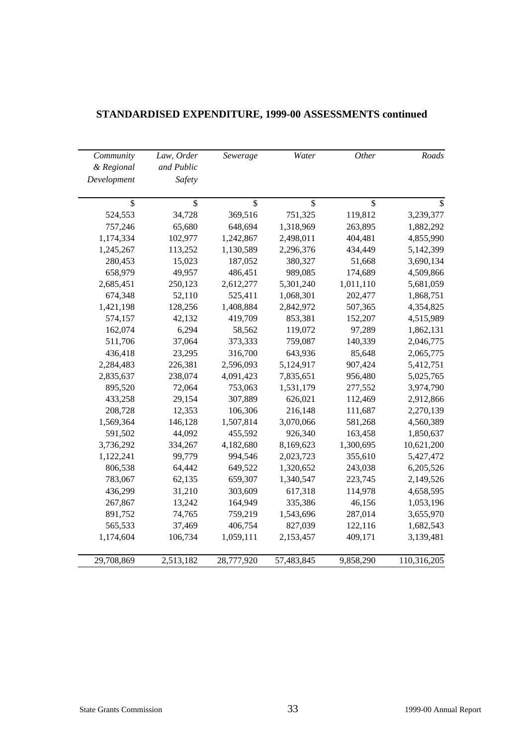## STANDARDISED EXPENDITURE, 1999-00 ASSESSMENTS continued

| *Community & Regional Development* | *Law, Order and Public Safety* | *Sewerage* | *Water* | *Other* | *Roads* |
|---|---|---|---|---|---|
| $ | $ | $ | $ | $ | $ |
| 524,553 | 34,728 | 369,516 | 751,325 | 119,812 | 3,239,377 |
| 757,246 | 65,680 | 648,694 | 1,318,969 | 263,895 | 1,882,292 |
| 1,174,334 | 102,977 | 1,242,867 | 2,498,011 | 404,481 | 4,855,990 |
| 1,245,267 | 113,252 | 1,130,589 | 2,296,376 | 434,449 | 5,142,399 |
| 280,453 | 15,023 | 187,052 | 380,327 | 51,668 | 3,690,134 |
| 658,979 | 49,957 | 486,451 | 989,085 | 174,689 | 4,509,866 |
| 2,685,451 | 250,123 | 2,612,277 | 5,301,240 | 1,011,110 | 5,681,059 |
| 674,348 | 52,110 | 525,411 | 1,068,301 | 202,477 | 1,868,751 |
| 1,421,198 | 128,256 | 1,408,884 | 2,842,972 | 507,365 | 4,354,825 |
| 574,157 | 42,132 | 419,709 | 853,381 | 152,207 | 4,515,989 |
| 162,074 | 6,294 | 58,562 | 119,072 | 97,289 | 1,862,131 |
| 511,706 | 37,064 | 373,333 | 759,087 | 140,339 | 2,046,775 |
| 436,418 | 23,295 | 316,700 | 643,936 | 85,648 | 2,065,775 |
| 2,284,483 | 226,381 | 2,596,093 | 5,124,917 | 907,424 | 5,412,751 |
| 2,835,637 | 238,074 | 4,091,423 | 7,835,651 | 956,480 | 5,025,765 |
| 895,520 | 72,064 | 753,063 | 1,531,179 | 277,552 | 3,974,790 |
| 433,258 | 29,154 | 307,889 | 626,021 | 112,469 | 2,912,866 |
| 208,728 | 12,353 | 106,306 | 216,148 | 111,687 | 2,270,139 |
| 1,569,364 | 146,128 | 1,507,814 | 3,070,066 | 581,268 | 4,560,389 |
| 591,502 | 44,092 | 455,592 | 926,340 | 163,458 | 1,850,637 |
| 3,736,292 | 334,267 | 4,182,680 | 8,169,623 | 1,300,695 | 10,621,200 |
| 1,122,241 | 99,779 | 994,546 | 2,023,723 | 355,610 | 5,427,472 |
| 806,538 | 64,442 | 649,522 | 1,320,652 | 243,038 | 6,205,526 |
| 783,067 | 62,135 | 659,307 | 1,340,547 | 223,745 | 2,149,526 |
| 436,299 | 31,210 | 303,609 | 617,318 | 114,978 | 4,658,595 |
| 267,867 | 13,242 | 164,949 | 335,386 | 46,156 | 1,053,196 |
| 891,752 | 74,765 | 759,219 | 1,543,696 | 287,014 | 3,655,970 |
| 565,533 | 37,469 | 406,754 | 827,039 | 122,116 | 1,682,543 |
| 1,174,604 | 106,734 | 1,059,111 | 2,153,457 | 409,171 | 3,139,481 |
| 29,708,869 | 2,513,182 | 28,777,920 | 57,483,845 | 9,858,290 | 110,316,205 |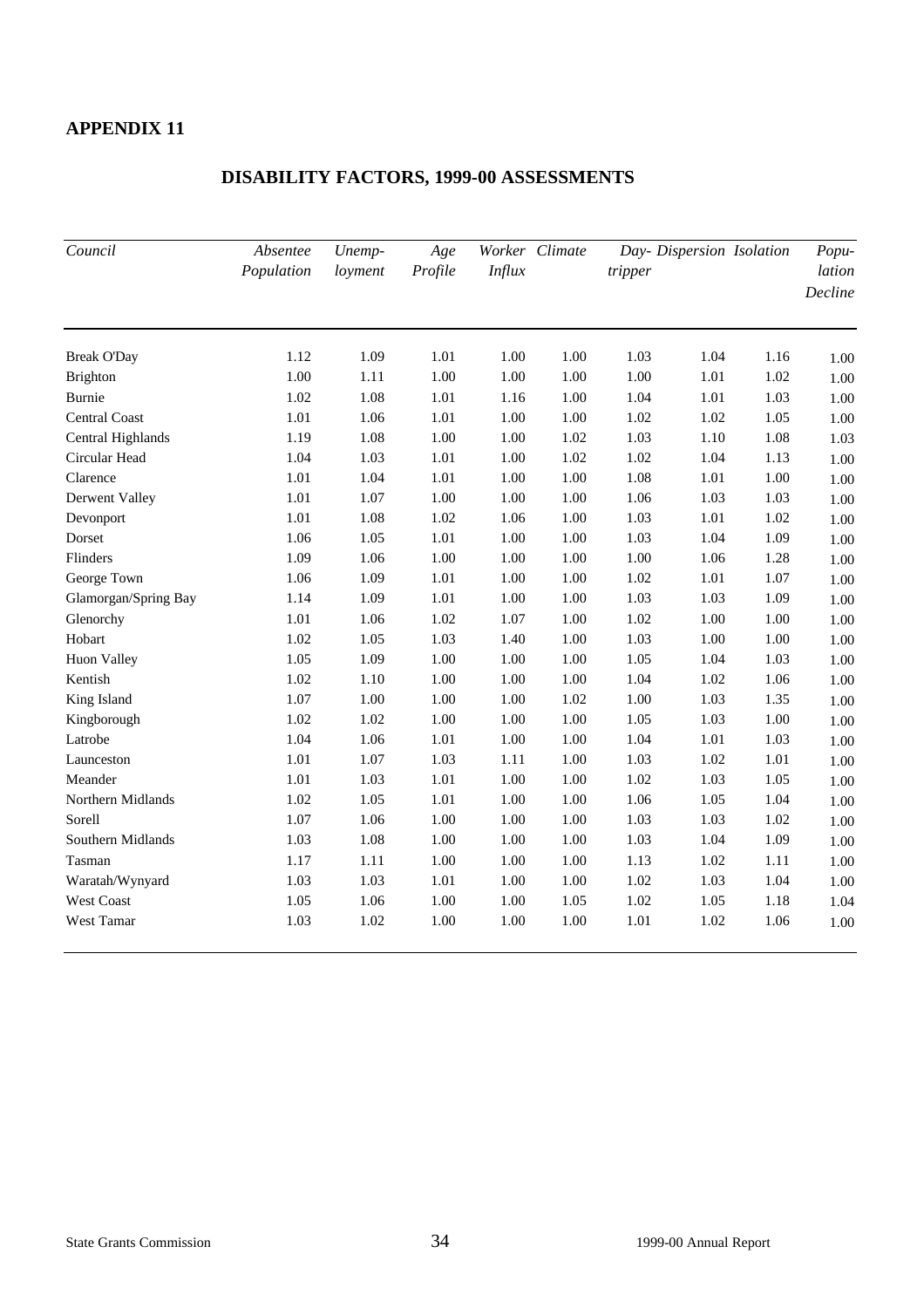## APPENDIX 11

## DISABILITY FACTORS, 1999-00 ASSESSMENTS

| *Council* | *Absentee Population* | *Unemp-loyment* | *Age Profile* | *Worker Influx* | *Climate* | *Day-tripper* | *Dispersion* | *Isolation* | *Popu-lation Decline* |
|---|---|---|---|---|---|---|---|---|---|
| Break O'Day | 1.12 | 1.09 | 1.01 | 1.00 | 1.00 | 1.03 | 1.04 | 1.16 | 1.00 |
| Brighton | 1.00 | 1.11 | 1.00 | 1.00 | 1.00 | 1.00 | 1.01 | 1.02 | 1.00 |
| Burnie | 1.02 | 1.08 | 1.01 | 1.16 | 1.00 | 1.04 | 1.01 | 1.03 | 1.00 |
| Central Coast | 1.01 | 1.06 | 1.01 | 1.00 | 1.00 | 1.02 | 1.02 | 1.05 | 1.00 |
| Central Highlands | 1.19 | 1.08 | 1.00 | 1.00 | 1.02 | 1.03 | 1.10 | 1.08 | 1.03 |
| Circular Head | 1.04 | 1.03 | 1.01 | 1.00 | 1.02 | 1.02 | 1.04 | 1.13 | 1.00 |
| Clarence | 1.01 | 1.04 | 1.01 | 1.00 | 1.00 | 1.08 | 1.01 | 1.00 | 1.00 |
| Derwent Valley | 1.01 | 1.07 | 1.00 | 1.00 | 1.00 | 1.06 | 1.03 | 1.03 | 1.00 |
| Devonport | 1.01 | 1.08 | 1.02 | 1.06 | 1.00 | 1.03 | 1.01 | 1.02 | 1.00 |
| Dorset | 1.06 | 1.05 | 1.01 | 1.00 | 1.00 | 1.03 | 1.04 | 1.09 | 1.00 |
| Flinders | 1.09 | 1.06 | 1.00 | 1.00 | 1.00 | 1.00 | 1.06 | 1.28 | 1.00 |
| George Town | 1.06 | 1.09 | 1.01 | 1.00 | 1.00 | 1.02 | 1.01 | 1.07 | 1.00 |
| Glamorgan/Spring Bay | 1.14 | 1.09 | 1.01 | 1.00 | 1.00 | 1.03 | 1.03 | 1.09 | 1.00 |
| Glenorchy | 1.01 | 1.06 | 1.02 | 1.07 | 1.00 | 1.02 | 1.00 | 1.00 | 1.00 |
| Hobart | 1.02 | 1.05 | 1.03 | 1.40 | 1.00 | 1.03 | 1.00 | 1.00 | 1.00 |
| Huon Valley | 1.05 | 1.09 | 1.00 | 1.00 | 1.00 | 1.05 | 1.04 | 1.03 | 1.00 |
| Kentish | 1.02 | 1.10 | 1.00 | 1.00 | 1.00 | 1.04 | 1.02 | 1.06 | 1.00 |
| King Island | 1.07 | 1.00 | 1.00 | 1.00 | 1.02 | 1.00 | 1.03 | 1.35 | 1.00 |
| Kingborough | 1.02 | 1.02 | 1.00 | 1.00 | 1.00 | 1.05 | 1.03 | 1.00 | 1.00 |
| Latrobe | 1.04 | 1.06 | 1.01 | 1.00 | 1.00 | 1.04 | 1.01 | 1.03 | 1.00 |
| Launceston | 1.01 | 1.07 | 1.03 | 1.11 | 1.00 | 1.03 | 1.02 | 1.01 | 1.00 |
| Meander | 1.01 | 1.03 | 1.01 | 1.00 | 1.00 | 1.02 | 1.03 | 1.05 | 1.00 |
| Northern Midlands | 1.02 | 1.05 | 1.01 | 1.00 | 1.00 | 1.06 | 1.05 | 1.04 | 1.00 |
| Sorell | 1.07 | 1.06 | 1.00 | 1.00 | 1.00 | 1.03 | 1.03 | 1.02 | 1.00 |
| Southern Midlands | 1.03 | 1.08 | 1.00 | 1.00 | 1.00 | 1.03 | 1.04 | 1.09 | 1.00 |
| Tasman | 1.17 | 1.11 | 1.00 | 1.00 | 1.00 | 1.13 | 1.02 | 1.11 | 1.00 |
| Waratah/Wynyard | 1.03 | 1.03 | 1.01 | 1.00 | 1.00 | 1.02 | 1.03 | 1.04 | 1.00 |
| West Coast | 1.05 | 1.06 | 1.00 | 1.00 | 1.05 | 1.02 | 1.05 | 1.18 | 1.04 |
| West Tamar | 1.03 | 1.02 | 1.00 | 1.00 | 1.00 | 1.01 | 1.02 | 1.06 | 1.00 |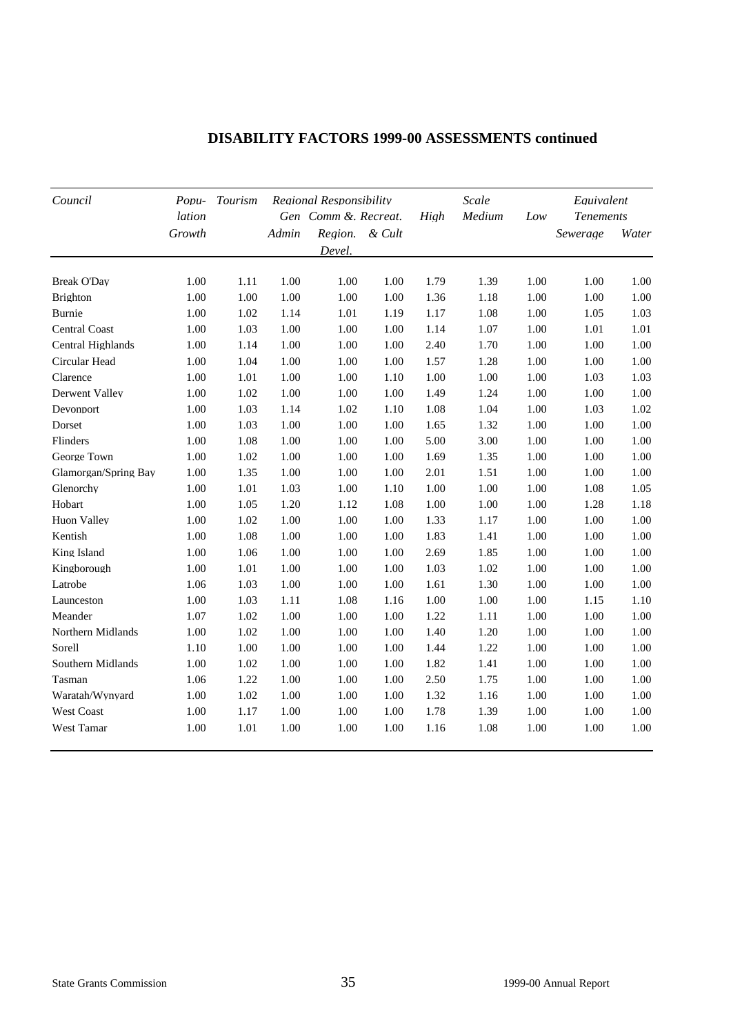## DISABILITY FACTORS 1999-00 ASSESSMENTS continued

| *Council* | *Population Growth* | *Tourism* | *Regional Responsibility* | | | *Scale* | | | *Equivalent Tenements* | |
|---|---|---|---|---|---|---|---|---|---|---|
| | | | *Gen Admin* | *Comm &. Region. Devel.* | *Recreat. & Cult* | *High* | *Medium* | *Low* | *Sewerage* | *Water* |
| Break O'Day | 1.00 | 1.11 | 1.00 | 1.00 | 1.00 | 1.79 | 1.39 | 1.00 | 1.00 | 1.00 |
| Brighton | 1.00 | 1.00 | 1.00 | 1.00 | 1.00 | 1.36 | 1.18 | 1.00 | 1.00 | 1.00 |
| Burnie | 1.00 | 1.02 | 1.14 | 1.01 | 1.19 | 1.17 | 1.08 | 1.00 | 1.05 | 1.03 |
| Central Coast | 1.00 | 1.03 | 1.00 | 1.00 | 1.00 | 1.14 | 1.07 | 1.00 | 1.01 | 1.01 |
| Central Highlands | 1.00 | 1.14 | 1.00 | 1.00 | 1.00 | 2.40 | 1.70 | 1.00 | 1.00 | 1.00 |
| Circular Head | 1.00 | 1.04 | 1.00 | 1.00 | 1.00 | 1.57 | 1.28 | 1.00 | 1.00 | 1.00 |
| Clarence | 1.00 | 1.01 | 1.00 | 1.00 | 1.10 | 1.00 | 1.00 | 1.00 | 1.03 | 1.03 |
| Derwent Valley | 1.00 | 1.02 | 1.00 | 1.00 | 1.00 | 1.49 | 1.24 | 1.00 | 1.00 | 1.00 |
| Devonport | 1.00 | 1.03 | 1.14 | 1.02 | 1.10 | 1.08 | 1.04 | 1.00 | 1.03 | 1.02 |
| Dorset | 1.00 | 1.03 | 1.00 | 1.00 | 1.00 | 1.65 | 1.32 | 1.00 | 1.00 | 1.00 |
| Flinders | 1.00 | 1.08 | 1.00 | 1.00 | 1.00 | 5.00 | 3.00 | 1.00 | 1.00 | 1.00 |
| George Town | 1.00 | 1.02 | 1.00 | 1.00 | 1.00 | 1.69 | 1.35 | 1.00 | 1.00 | 1.00 |
| Glamorgan/Spring Bay | 1.00 | 1.35 | 1.00 | 1.00 | 1.00 | 2.01 | 1.51 | 1.00 | 1.00 | 1.00 |
| Glenorchy | 1.00 | 1.01 | 1.03 | 1.00 | 1.10 | 1.00 | 1.00 | 1.00 | 1.08 | 1.05 |
| Hobart | 1.00 | 1.05 | 1.20 | 1.12 | 1.08 | 1.00 | 1.00 | 1.00 | 1.28 | 1.18 |
| Huon Valley | 1.00 | 1.02 | 1.00 | 1.00 | 1.00 | 1.33 | 1.17 | 1.00 | 1.00 | 1.00 |
| Kentish | 1.00 | 1.08 | 1.00 | 1.00 | 1.00 | 1.83 | 1.41 | 1.00 | 1.00 | 1.00 |
| King Island | 1.00 | 1.06 | 1.00 | 1.00 | 1.00 | 2.69 | 1.85 | 1.00 | 1.00 | 1.00 |
| Kingborough | 1.00 | 1.01 | 1.00 | 1.00 | 1.00 | 1.03 | 1.02 | 1.00 | 1.00 | 1.00 |
| Latrobe | 1.06 | 1.03 | 1.00 | 1.00 | 1.00 | 1.61 | 1.30 | 1.00 | 1.00 | 1.00 |
| Launceston | 1.00 | 1.03 | 1.11 | 1.08 | 1.16 | 1.00 | 1.00 | 1.00 | 1.15 | 1.10 |
| Meander | 1.07 | 1.02 | 1.00 | 1.00 | 1.00 | 1.22 | 1.11 | 1.00 | 1.00 | 1.00 |
| Northern Midlands | 1.00 | 1.02 | 1.00 | 1.00 | 1.00 | 1.40 | 1.20 | 1.00 | 1.00 | 1.00 |
| Sorell | 1.10 | 1.00 | 1.00 | 1.00 | 1.00 | 1.44 | 1.22 | 1.00 | 1.00 | 1.00 |
| Southern Midlands | 1.00 | 1.02 | 1.00 | 1.00 | 1.00 | 1.82 | 1.41 | 1.00 | 1.00 | 1.00 |
| Tasman | 1.06 | 1.22 | 1.00 | 1.00 | 1.00 | 2.50 | 1.75 | 1.00 | 1.00 | 1.00 |
| Waratah/Wynyard | 1.00 | 1.02 | 1.00 | 1.00 | 1.00 | 1.32 | 1.16 | 1.00 | 1.00 | 1.00 |
| West Coast | 1.00 | 1.17 | 1.00 | 1.00 | 1.00 | 1.78 | 1.39 | 1.00 | 1.00 | 1.00 |
| West Tamar | 1.00 | 1.01 | 1.00 | 1.00 | 1.00 | 1.16 | 1.08 | 1.00 | 1.00 | 1.00 |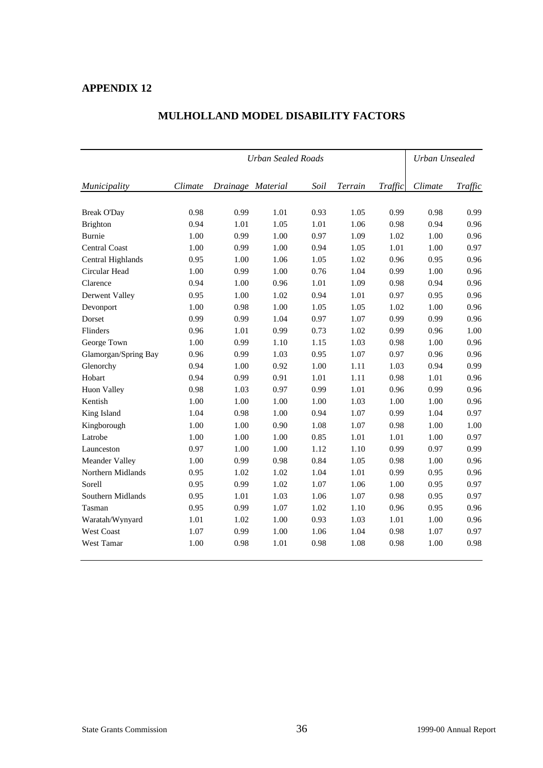**APPENDIX 12**

## MULHOLLAND MODEL DISABILITY FACTORS

| | *Urban Sealed Roads* | | | | | | *Urban Unsealed* | |
|---|---|---|---|---|---|---|---|---|
| *Municipality* | *Climate* | *Drainage* | *Material* | *Soil* | *Terrain* | *Traffic* | *Climate* | *Traffic* |
| Break O'Day | 0.98 | 0.99 | 1.01 | 0.93 | 1.05 | 0.99 | 0.98 | 0.99 |
| Brighton | 0.94 | 1.01 | 1.05 | 1.01 | 1.06 | 0.98 | 0.94 | 0.96 |
| Burnie | 1.00 | 0.99 | 1.00 | 0.97 | 1.09 | 1.02 | 1.00 | 0.96 |
| Central Coast | 1.00 | 0.99 | 1.00 | 0.94 | 1.05 | 1.01 | 1.00 | 0.97 |
| Central Highlands | 0.95 | 1.00 | 1.06 | 1.05 | 1.02 | 0.96 | 0.95 | 0.96 |
| Circular Head | 1.00 | 0.99 | 1.00 | 0.76 | 1.04 | 0.99 | 1.00 | 0.96 |
| Clarence | 0.94 | 1.00 | 0.96 | 1.01 | 1.09 | 0.98 | 0.94 | 0.96 |
| Derwent Valley | 0.95 | 1.00 | 1.02 | 0.94 | 1.01 | 0.97 | 0.95 | 0.96 |
| Devonport | 1.00 | 0.98 | 1.00 | 1.05 | 1.05 | 1.02 | 1.00 | 0.96 |
| Dorset | 0.99 | 0.99 | 1.04 | 0.97 | 1.07 | 0.99 | 0.99 | 0.96 |
| Flinders | 0.96 | 1.01 | 0.99 | 0.73 | 1.02 | 0.99 | 0.96 | 1.00 |
| George Town | 1.00 | 0.99 | 1.10 | 1.15 | 1.03 | 0.98 | 1.00 | 0.96 |
| Glamorgan/Spring Bay | 0.96 | 0.99 | 1.03 | 0.95 | 1.07 | 0.97 | 0.96 | 0.96 |
| Glenorchy | 0.94 | 1.00 | 0.92 | 1.00 | 1.11 | 1.03 | 0.94 | 0.99 |
| Hobart | 0.94 | 0.99 | 0.91 | 1.01 | 1.11 | 0.98 | 1.01 | 0.96 |
| Huon Valley | 0.98 | 1.03 | 0.97 | 0.99 | 1.01 | 0.96 | 0.99 | 0.96 |
| Kentish | 1.00 | 1.00 | 1.00 | 1.00 | 1.03 | 1.00 | 1.00 | 0.96 |
| King Island | 1.04 | 0.98 | 1.00 | 0.94 | 1.07 | 0.99 | 1.04 | 0.97 |
| Kingborough | 1.00 | 1.00 | 0.90 | 1.08 | 1.07 | 0.98 | 1.00 | 1.00 |
| Latrobe | 1.00 | 1.00 | 1.00 | 0.85 | 1.01 | 1.01 | 1.00 | 0.97 |
| Launceston | 0.97 | 1.00 | 1.00 | 1.12 | 1.10 | 0.99 | 0.97 | 0.99 |
| Meander Valley | 1.00 | 0.99 | 0.98 | 0.84 | 1.05 | 0.98 | 1.00 | 0.96 |
| Northern Midlands | 0.95 | 1.02 | 1.02 | 1.04 | 1.01 | 0.99 | 0.95 | 0.96 |
| Sorell | 0.95 | 0.99 | 1.02 | 1.07 | 1.06 | 1.00 | 0.95 | 0.97 |
| Southern Midlands | 0.95 | 1.01 | 1.03 | 1.06 | 1.07 | 0.98 | 0.95 | 0.97 |
| Tasman | 0.95 | 0.99 | 1.07 | 1.02 | 1.10 | 0.96 | 0.95 | 0.96 |
| Waratah/Wynyard | 1.01 | 1.02 | 1.00 | 0.93 | 1.03 | 1.01 | 1.00 | 0.96 |
| West Coast | 1.07 | 0.99 | 1.00 | 1.06 | 1.04 | 0.98 | 1.07 | 0.97 |
| West Tamar | 1.00 | 0.98 | 1.01 | 0.98 | 1.08 | 0.98 | 1.00 | 0.98 |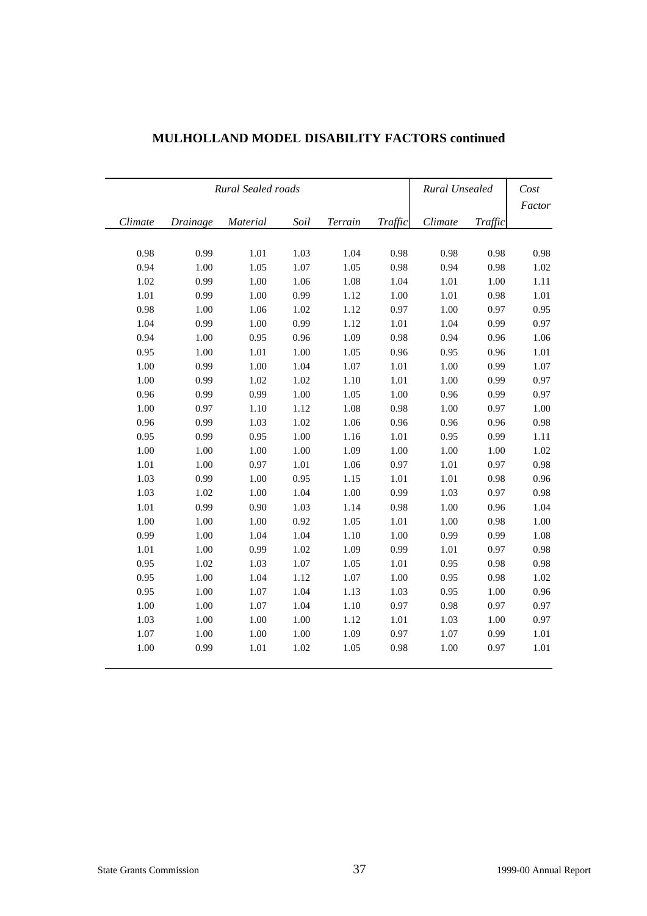## MULHOLLAND MODEL DISABILITY FACTORS continued

| *Rural Sealed roads* | | | | | | *Rural Unsealed* | | *Cost Factor* |
|---|---|---|---|---|---|---|---|---|
| *Climate* | *Drainage* | *Material* | *Soil* | *Terrain* | *Traffic* | *Climate* | *Traffic* | |
| 0.98 | 0.99 | 1.01 | 1.03 | 1.04 | 0.98 | 0.98 | 0.98 | 0.98 |
| 0.94 | 1.00 | 1.05 | 1.07 | 1.05 | 0.98 | 0.94 | 0.98 | 1.02 |
| 1.02 | 0.99 | 1.00 | 1.06 | 1.08 | 1.04 | 1.01 | 1.00 | 1.11 |
| 1.01 | 0.99 | 1.00 | 0.99 | 1.12 | 1.00 | 1.01 | 0.98 | 1.01 |
| 0.98 | 1.00 | 1.06 | 1.02 | 1.12 | 0.97 | 1.00 | 0.97 | 0.95 |
| 1.04 | 0.99 | 1.00 | 0.99 | 1.12 | 1.01 | 1.04 | 0.99 | 0.97 |
| 0.94 | 1.00 | 0.95 | 0.96 | 1.09 | 0.98 | 0.94 | 0.96 | 1.06 |
| 0.95 | 1.00 | 1.01 | 1.00 | 1.05 | 0.96 | 0.95 | 0.96 | 1.01 |
| 1.00 | 0.99 | 1.00 | 1.04 | 1.07 | 1.01 | 1.00 | 0.99 | 1.07 |
| 1.00 | 0.99 | 1.02 | 1.02 | 1.10 | 1.01 | 1.00 | 0.99 | 0.97 |
| 0.96 | 0.99 | 0.99 | 1.00 | 1.05 | 1.00 | 0.96 | 0.99 | 0.97 |
| 1.00 | 0.97 | 1.10 | 1.12 | 1.08 | 0.98 | 1.00 | 0.97 | 1.00 |
| 0.96 | 0.99 | 1.03 | 1.02 | 1.06 | 0.96 | 0.96 | 0.96 | 0.98 |
| 0.95 | 0.99 | 0.95 | 1.00 | 1.16 | 1.01 | 0.95 | 0.99 | 1.11 |
| 1.00 | 1.00 | 1.00 | 1.00 | 1.09 | 1.00 | 1.00 | 1.00 | 1.02 |
| 1.01 | 1.00 | 0.97 | 1.01 | 1.06 | 0.97 | 1.01 | 0.97 | 0.98 |
| 1.03 | 0.99 | 1.00 | 0.95 | 1.15 | 1.01 | 1.01 | 0.98 | 0.96 |
| 1.03 | 1.02 | 1.00 | 1.04 | 1.00 | 0.99 | 1.03 | 0.97 | 0.98 |
| 1.01 | 0.99 | 0.90 | 1.03 | 1.14 | 0.98 | 1.00 | 0.96 | 1.04 |
| 1.00 | 1.00 | 1.00 | 0.92 | 1.05 | 1.01 | 1.00 | 0.98 | 1.00 |
| 0.99 | 1.00 | 1.04 | 1.04 | 1.10 | 1.00 | 0.99 | 0.99 | 1.08 |
| 1.01 | 1.00 | 0.99 | 1.02 | 1.09 | 0.99 | 1.01 | 0.97 | 0.98 |
| 0.95 | 1.02 | 1.03 | 1.07 | 1.05 | 1.01 | 0.95 | 0.98 | 0.98 |
| 0.95 | 1.00 | 1.04 | 1.12 | 1.07 | 1.00 | 0.95 | 0.98 | 1.02 |
| 0.95 | 1.00 | 1.07 | 1.04 | 1.13 | 1.03 | 0.95 | 1.00 | 0.96 |
| 1.00 | 1.00 | 1.07 | 1.04 | 1.10 | 0.97 | 0.98 | 0.97 | 0.97 |
| 1.03 | 1.00 | 1.00 | 1.00 | 1.12 | 1.01 | 1.03 | 1.00 | 0.97 |
| 1.07 | 1.00 | 1.00 | 1.00 | 1.09 | 0.97 | 1.07 | 0.99 | 1.01 |
| 1.00 | 0.99 | 1.01 | 1.02 | 1.05 | 0.98 | 1.00 | 0.97 | 1.01 |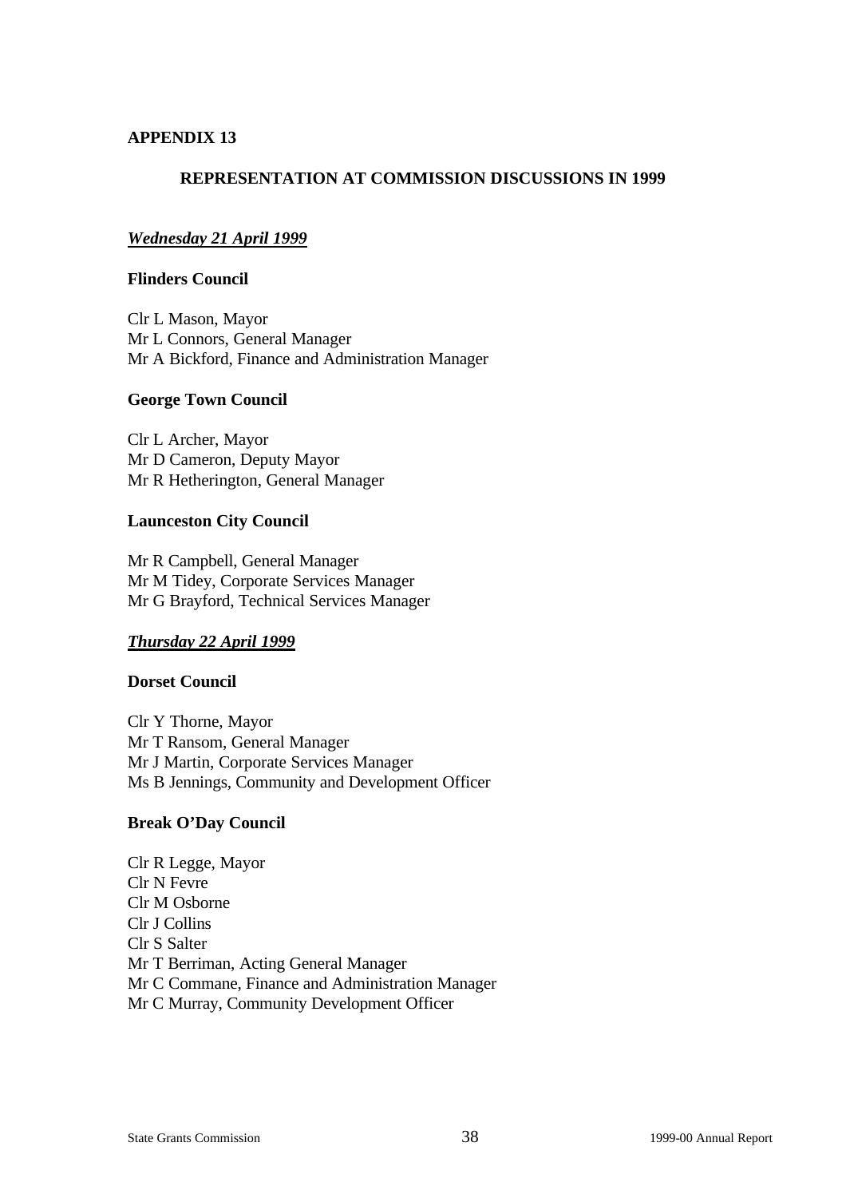## APPENDIX 13

### REPRESENTATION AT COMMISSION DISCUSSIONS IN 1999

***Wednesday 21 April 1999***

**Flinders Council**

Clr L Mason, Mayor
Mr L Connors, General Manager
Mr A Bickford, Finance and Administration Manager

**George Town Council**

Clr L Archer, Mayor
Mr D Cameron, Deputy Mayor
Mr R Hetherington, General Manager

**Launceston City Council**

Mr R Campbell, General Manager
Mr M Tidey, Corporate Services Manager
Mr G Brayford, Technical Services Manager

***Thursday 22 April 1999***

**Dorset Council**

Clr Y Thorne, Mayor
Mr T Ransom, General Manager
Mr J Martin, Corporate Services Manager
Ms B Jennings, Community and Development Officer

**Break O'Day Council**

Clr R Legge, Mayor
Clr N Fevre
Clr M Osborne
Clr J Collins
Clr S Salter
Mr T Berriman, Acting General Manager
Mr C Commane, Finance and Administration Manager
Mr C Murray, Community Development Officer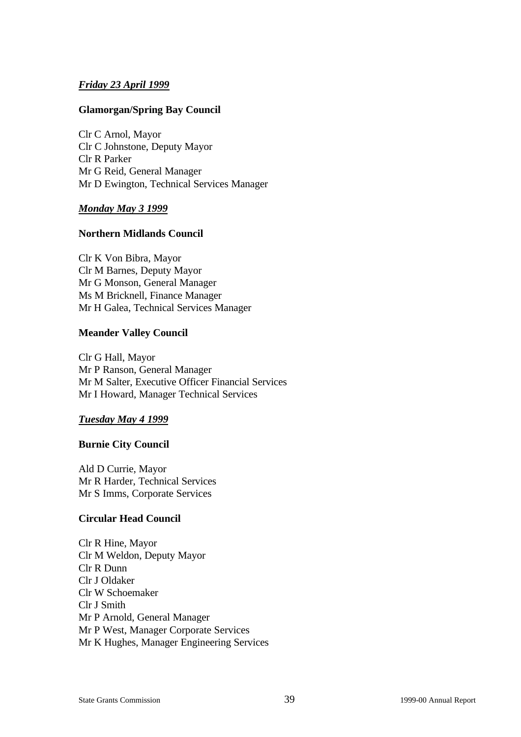***Friday 23 April 1999***

**Glamorgan/Spring Bay Council**

Clr C Arnol, Mayor
Clr C Johnstone, Deputy Mayor
Clr R Parker
Mr G Reid, General Manager
Mr D Ewington, Technical Services Manager

***Monday May 3 1999***

**Northern Midlands Council**

Clr K Von Bibra, Mayor
Clr M Barnes, Deputy Mayor
Mr G Monson, General Manager
Ms M Bricknell, Finance Manager
Mr H Galea, Technical Services Manager

**Meander Valley Council**

Clr G Hall, Mayor
Mr P Ranson, General Manager
Mr M Salter, Executive Officer Financial Services
Mr I Howard, Manager Technical Services

***Tuesday May 4 1999***

**Burnie City Council**

Ald D Currie, Mayor
Mr R Harder, Technical Services
Mr S Imms, Corporate Services

**Circular Head Council**

Clr R Hine, Mayor
Clr M Weldon, Deputy Mayor
Clr R Dunn
Clr J Oldaker
Clr W Schoemaker
Clr J Smith
Mr P Arnold, General Manager
Mr P West, Manager Corporate Services
Mr K Hughes, Manager Engineering Services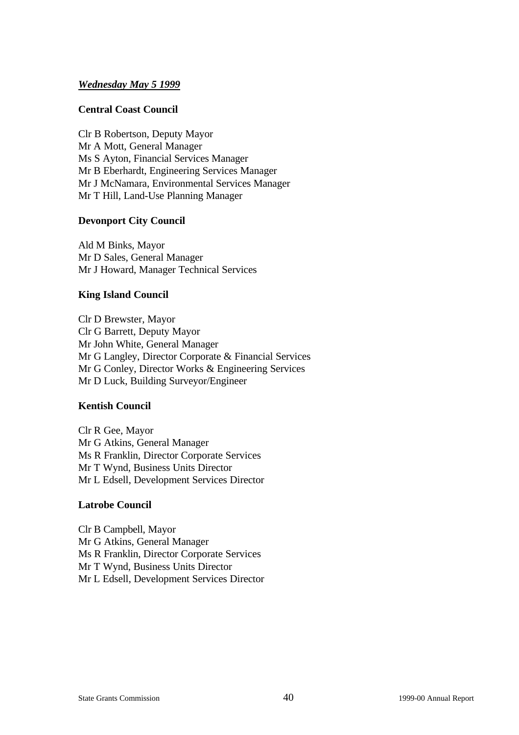***Wednesday May 5 1999***

**Central Coast Council**

Clr B Robertson, Deputy Mayor
Mr A Mott, General Manager
Ms S Ayton, Financial Services Manager
Mr B Eberhardt, Engineering Services Manager
Mr J McNamara, Environmental Services Manager
Mr T Hill, Land-Use Planning Manager

**Devonport City Council**

Ald M Binks, Mayor
Mr D Sales, General Manager
Mr J Howard, Manager Technical Services

**King Island Council**

Clr D Brewster, Mayor
Clr G Barrett, Deputy Mayor
Mr John White, General Manager
Mr G Langley, Director Corporate & Financial Services
Mr G Conley, Director Works & Engineering Services
Mr D Luck, Building Surveyor/Engineer

**Kentish Council**

Clr R Gee, Mayor
Mr G Atkins, General Manager
Ms R Franklin, Director Corporate Services
Mr T Wynd, Business Units Director
Mr L Edsell, Development Services Director

**Latrobe Council**

Clr B Campbell, Mayor
Mr G Atkins, General Manager
Ms R Franklin, Director Corporate Services
Mr T Wynd, Business Units Director
Mr L Edsell, Development Services Director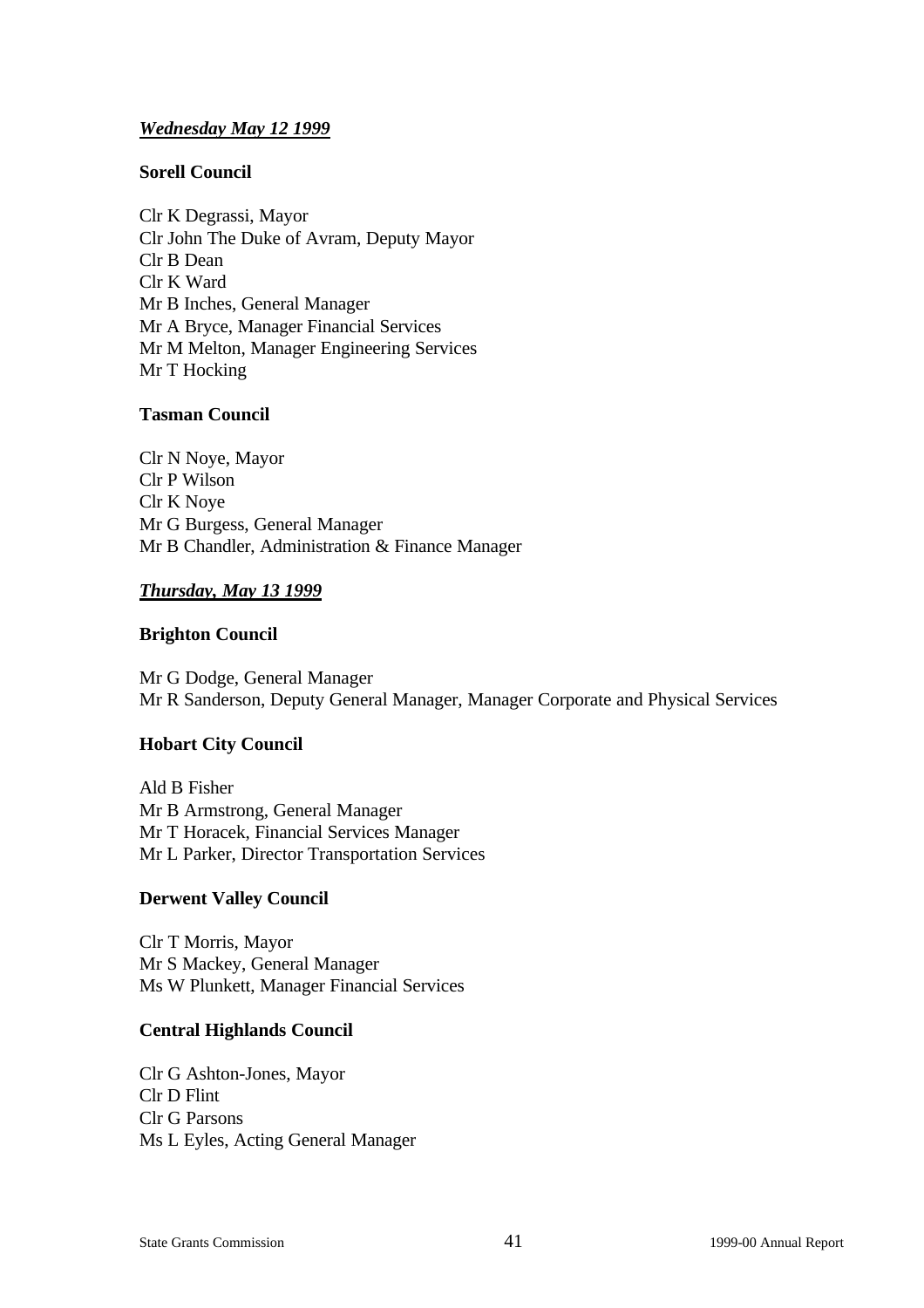***Wednesday May 12 1999***

**Sorell Council**

Clr K Degrassi, Mayor
Clr John The Duke of Avram, Deputy Mayor
Clr B Dean
Clr K Ward
Mr B Inches, General Manager
Mr A Bryce, Manager Financial Services
Mr M Melton, Manager Engineering Services
Mr T Hocking

**Tasman Council**

Clr N Noye, Mayor
Clr P Wilson
Clr K Noye
Mr G Burgess, General Manager
Mr B Chandler, Administration & Finance Manager

***Thursday, May 13 1999***

**Brighton Council**

Mr G Dodge, General Manager
Mr R Sanderson, Deputy General Manager, Manager Corporate and Physical Services

**Hobart City Council**

Ald B Fisher
Mr B Armstrong, General Manager
Mr T Horacek, Financial Services Manager
Mr L Parker, Director Transportation Services

**Derwent Valley Council**

Clr T Morris, Mayor
Mr S Mackey, General Manager
Ms W Plunkett, Manager Financial Services

**Central Highlands Council**

Clr G Ashton-Jones, Mayor
Clr D Flint
Clr G Parsons
Ms L Eyles, Acting General Manager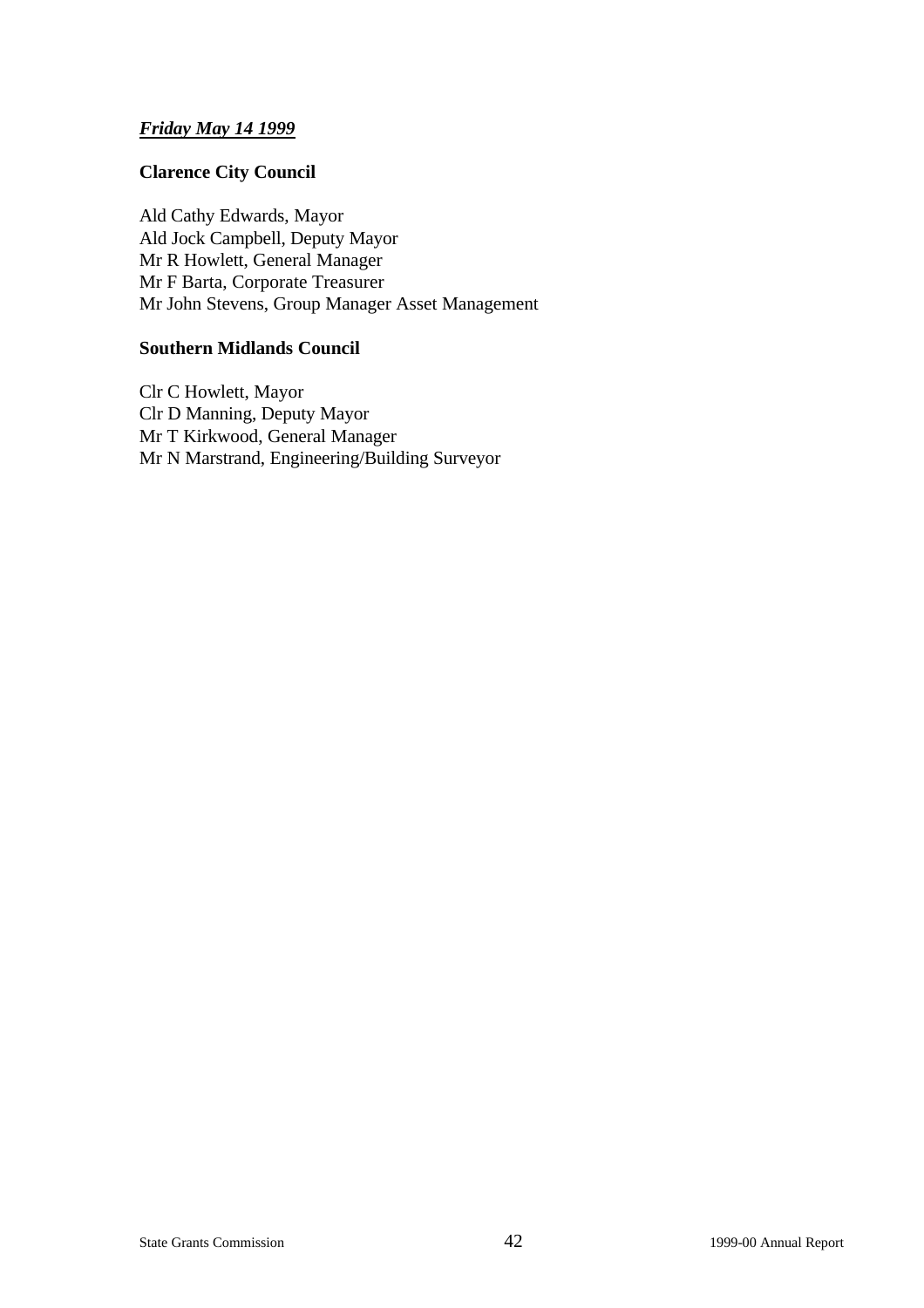***Friday May 14 1999***

**Clarence City Council**

Ald Cathy Edwards, Mayor
Ald Jock Campbell, Deputy Mayor
Mr R Howlett, General Manager
Mr F Barta, Corporate Treasurer
Mr John Stevens, Group Manager Asset Management

**Southern Midlands Council**

Clr C Howlett, Mayor
Clr D Manning, Deputy Mayor
Mr T Kirkwood, General Manager
Mr N Marstrand, Engineering/Building Surveyor